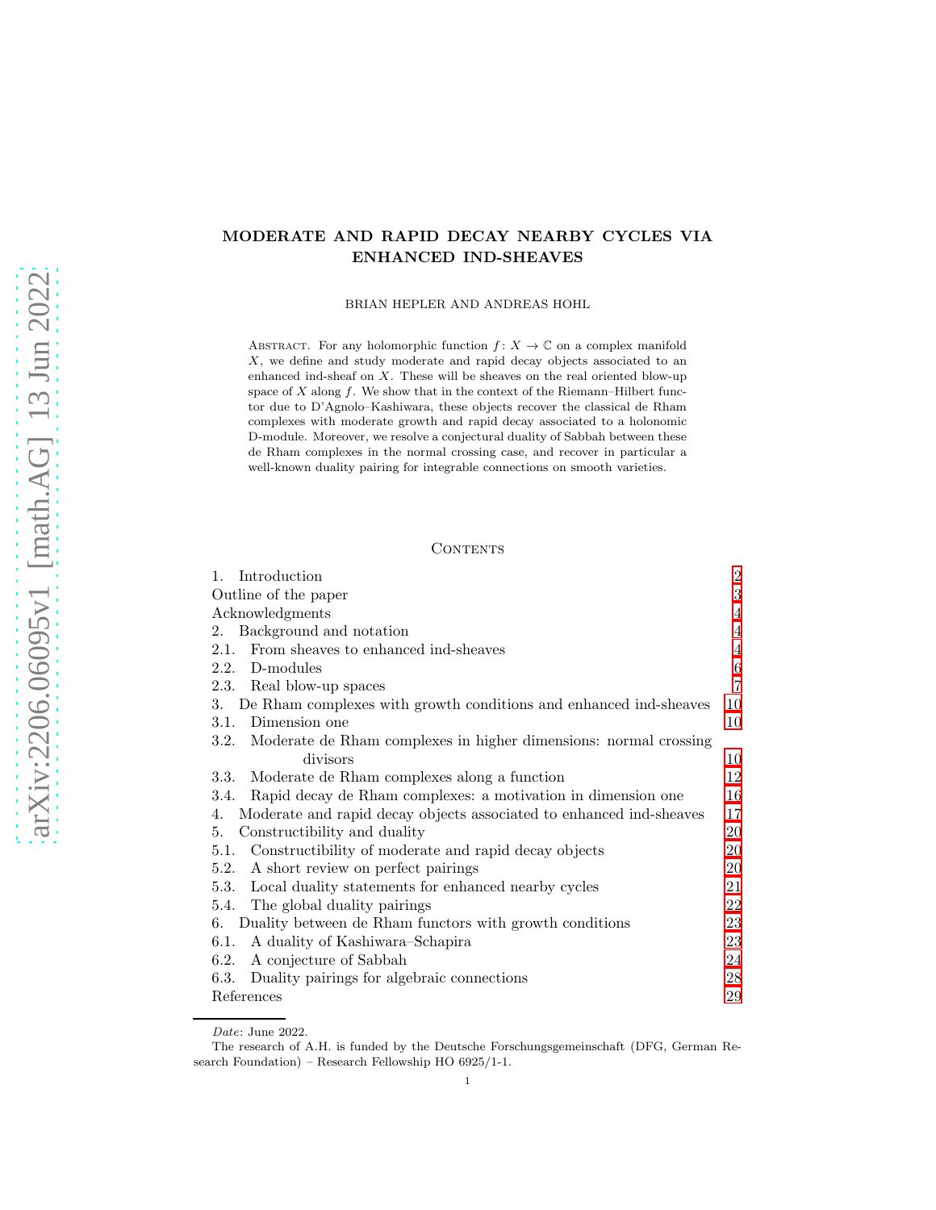# MODERATE AND RAPID DECAY NEARBY CYCLES VIA ENHANCED IND-SHEAVES

BRIAN HEPLER AND ANDREAS HOHL

ABSTRACT. For any holomorphic function $f\colon X \to \mathbb{C}$ on a complex manifold $X$, we define and study moderate and rapid decay objects associated to an enhanced ind-sheaf on $X$. These will be sheaves on the real oriented blow-up space of $X$ along $f$. We show that in the context of the Riemann–Hilbert functor due to D'Agnolo–Kashiwara, these objects recover the classical de Rham complexes with moderate growth and rapid decay associated to a holonomic D-module. Moreover, we resolve a conjectural duality of Sabbah between these de Rham complexes in the normal crossing case, and recover in particular a well-known duality pairing for integrable connections on smooth varieties.

## CONTENTS

| | |
|---|---|
| 1. Introduction | 2 |
| Outline of the paper | 3 |
| Acknowledgments | 4 |
| 2. Background and notation | 4 |
| 2.1. From sheaves to enhanced ind-sheaves | 4 |
| 2.2. D-modules | 6 |
| 2.3. Real blow-up spaces | 7 |
| 3. De Rham complexes with growth conditions and enhanced ind-sheaves | 10 |
| 3.1. Dimension one | 10 |
| 3.2. Moderate de Rham complexes in higher dimensions: normal crossing divisors | 10 |
| 3.3. Moderate de Rham complexes along a function | 12 |
| 3.4. Rapid decay de Rham complexes: a motivation in dimension one | 16 |
| 4. Moderate and rapid decay objects associated to enhanced ind-sheaves | 17 |
| 5. Constructibility and duality | 20 |
| 5.1. Constructibility of moderate and rapid decay objects | 20 |
| 5.2. A short review on perfect pairings | 20 |
| 5.3. Local duality statements for enhanced nearby cycles | 21 |
| 5.4. The global duality pairings | 22 |
| 6. Duality between de Rham functors with growth conditions | 23 |
| 6.1. A duality of Kashiwara–Schapira | 23 |
| 6.2. A conjecture of Sabbah | 24 |
| 6.3. Duality pairings for algebraic connections | 28 |
| References | 29 |

*Date*: June 2022.

The research of A.H. is funded by the Deutsche Forschungsgemeinschaft (DFG, German Research Foundation) – Research Fellowship HO 6925/1-1.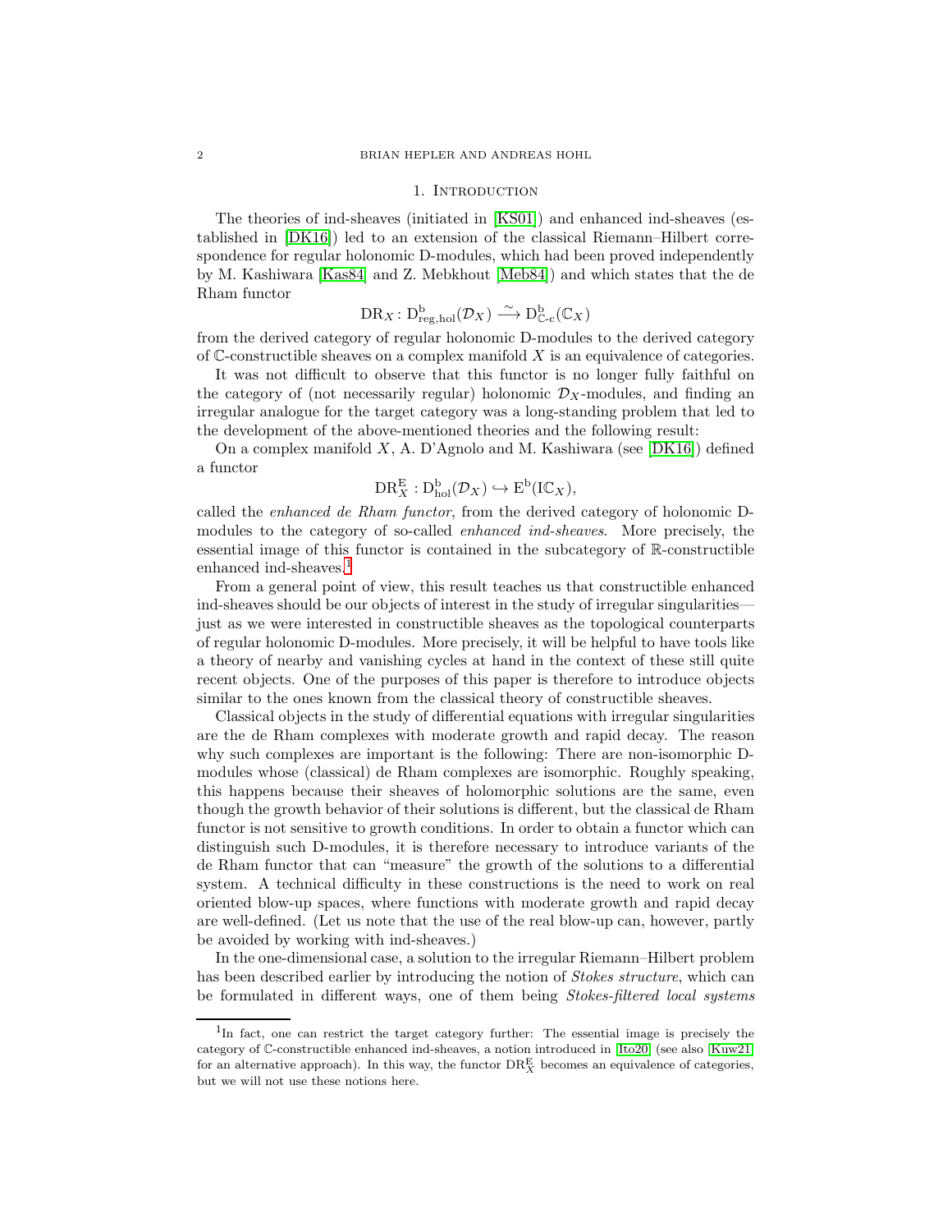# 1. Introduction

The theories of ind-sheaves (initiated in [KS01]) and enhanced ind-sheaves (established in [DK16]) led to an extension of the classical Riemann–Hilbert correspondence for regular holonomic D-modules, which had been proved independently by M. Kashiwara [Kas84] and Z. Mebkhout [Meb84]) and which states that the de Rham functor

$$\mathrm{DR}_X\colon \mathrm{D}^{\mathrm{b}}_{\mathrm{reg,hol}}(\mathcal{D}_X) \xrightarrow{\sim} \mathrm{D}^{\mathrm{b}}_{\mathbb{C}\text{-c}}(\mathbb{C}_X)$$

from the derived category of regular holonomic D-modules to the derived category of $\mathbb{C}$-constructible sheaves on a complex manifold $X$ is an equivalence of categories.

It was not difficult to observe that this functor is no longer fully faithful on the category of (not necessarily regular) holonomic $\mathcal{D}_X$-modules, and finding an irregular analogue for the target category was a long-standing problem that led to the development of the above-mentioned theories and the following result:

On a complex manifold $X$, A. D'Agnolo and M. Kashiwara (see [DK16]) defined a functor

$$\mathrm{DR}^{\mathrm{E}}_X : \mathrm{D}^{\mathrm{b}}_{\mathrm{hol}}(\mathcal{D}_X) \hookrightarrow \mathrm{E}^{\mathrm{b}}(\mathrm{I}\mathbb{C}_X),$$

called the *enhanced de Rham functor*, from the derived category of holonomic D-modules to the category of so-called *enhanced ind-sheaves*. More precisely, the essential image of this functor is contained in the subcategory of $\mathbb{R}$-constructible enhanced ind-sheaves.[1]

From a general point of view, this result teaches us that constructible enhanced ind-sheaves should be our objects of interest in the study of irregular singularities—just as we were interested in constructible sheaves as the topological counterparts of regular holonomic D-modules. More precisely, it will be helpful to have tools like a theory of nearby and vanishing cycles at hand in the context of these still quite recent objects. One of the purposes of this paper is therefore to introduce objects similar to the ones known from the classical theory of constructible sheaves.

Classical objects in the study of differential equations with irregular singularities are the de Rham complexes with moderate growth and rapid decay. The reason why such complexes are important is the following: There are non-isomorphic D-modules whose (classical) de Rham complexes are isomorphic. Roughly speaking, this happens because their sheaves of holomorphic solutions are the same, even though the growth behavior of their solutions is different, but the classical de Rham functor is not sensitive to growth conditions. In order to obtain a functor which can distinguish such D-modules, it is therefore necessary to introduce variants of the de Rham functor that can "measure" the growth of the solutions to a differential system. A technical difficulty in these constructions is the need to work on real oriented blow-up spaces, where functions with moderate growth and rapid decay are well-defined. (Let us note that the use of the real blow-up can, however, partly be avoided by working with ind-sheaves.)

In the one-dimensional case, a solution to the irregular Riemann–Hilbert problem has been described earlier by introducing the notion of *Stokes structure*, which can be formulated in different ways, one of them being *Stokes-filtered local systems*

[1] In fact, one can restrict the target category further: The essential image is precisely the category of $\mathbb{C}$-constructible enhanced ind-sheaves, a notion introduced in [Ito20] (see also [Kuw21] for an alternative approach). In this way, the functor $\mathrm{DR}^{\mathrm{E}}_X$ becomes an equivalence of categories, but we will not use these notions here.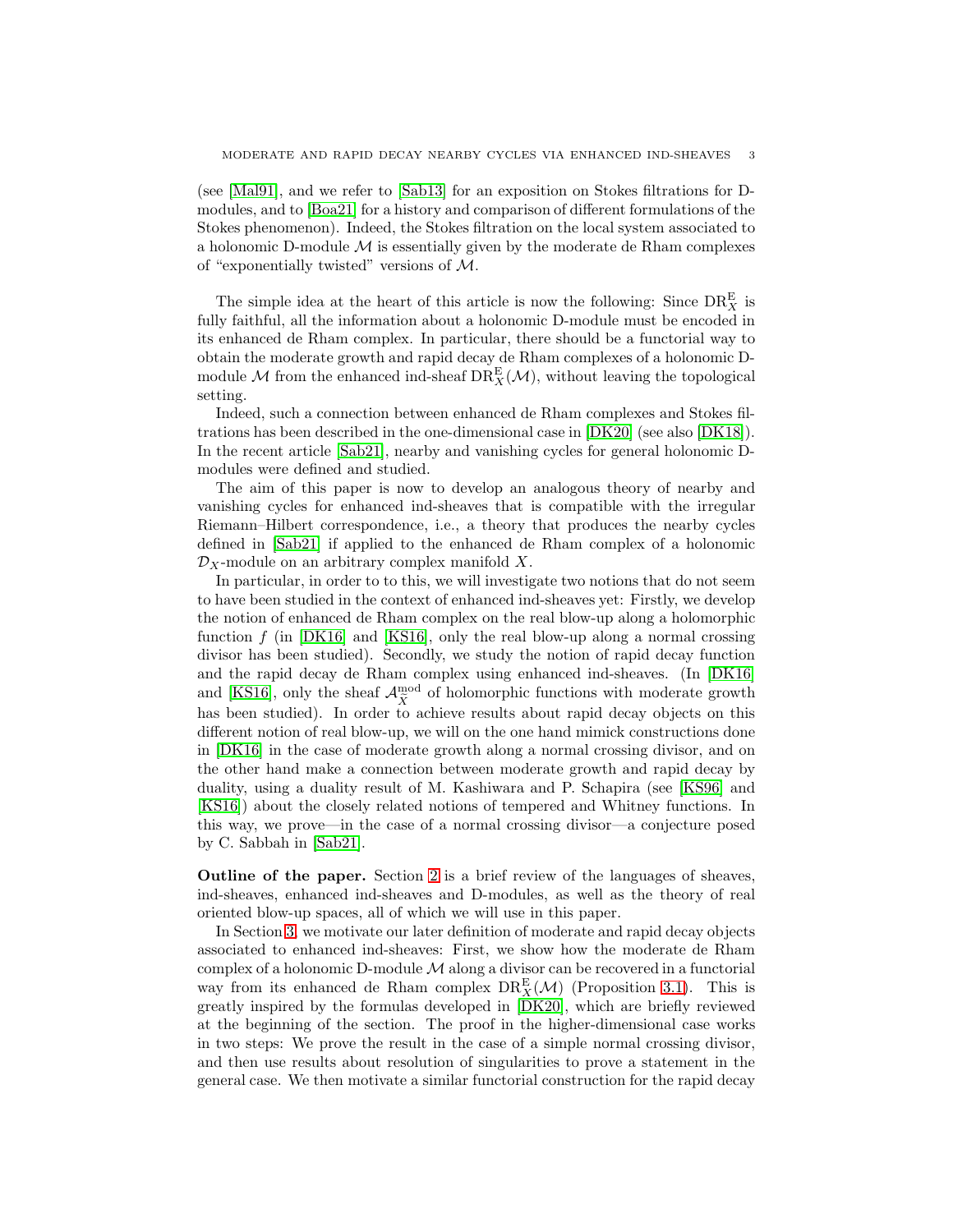(see [Mal91], and we refer to [Sab13] for an exposition on Stokes filtrations for D-modules, and to [Boa21] for a history and comparison of different formulations of the Stokes phenomenon). Indeed, the Stokes filtration on the local system associated to a holonomic D-module $\mathcal{M}$ is essentially given by the moderate de Rham complexes of "exponentially twisted" versions of $\mathcal{M}$.

The simple idea at the heart of this article is now the following: Since $\mathrm{DR}_X^{\mathrm{E}}$ is fully faithful, all the information about a holonomic D-module must be encoded in its enhanced de Rham complex. In particular, there should be a functorial way to obtain the moderate growth and rapid decay de Rham complexes of a holonomic D-module $\mathcal{M}$ from the enhanced ind-sheaf $\mathrm{DR}_X^{\mathrm{E}}(\mathcal{M})$, without leaving the topological setting.

Indeed, such a connection between enhanced de Rham complexes and Stokes filtrations has been described in the one-dimensional case in [DK20] (see also [DK18]). In the recent article [Sab21], nearby and vanishing cycles for general holonomic D-modules were defined and studied.

The aim of this paper is now to develop an analogous theory of nearby and vanishing cycles for enhanced ind-sheaves that is compatible with the irregular Riemann–Hilbert correspondence, i.e., a theory that produces the nearby cycles defined in [Sab21] if applied to the enhanced de Rham complex of a holonomic $\mathcal{D}_X$-module on an arbitrary complex manifold $X$.

In particular, in order to to this, we will investigate two notions that do not seem to have been studied in the context of enhanced ind-sheaves yet: Firstly, we develop the notion of enhanced de Rham complex on the real blow-up along a holomorphic function $f$ (in [DK16] and [KS16], only the real blow-up along a normal crossing divisor has been studied). Secondly, we study the notion of rapid decay function and the rapid decay de Rham complex using enhanced ind-sheaves. (In [DK16] and [KS16], only the sheaf $\mathcal{A}_{\widetilde{X}}^{\mathrm{mod}}$ of holomorphic functions with moderate growth has been studied). In order to achieve results about rapid decay objects on this different notion of real blow-up, we will on the one hand mimick constructions done in [DK16] in the case of moderate growth along a normal crossing divisor, and on the other hand make a connection between moderate growth and rapid decay by duality, using a duality result of M. Kashiwara and P. Schapira (see [KS96] and [KS16]) about the closely related notions of tempered and Whitney functions. In this way, we prove—in the case of a normal crossing divisor—a conjecture posed by C. Sabbah in [Sab21].

**Outline of the paper.** Section 2 is a brief review of the languages of sheaves, ind-sheaves, enhanced ind-sheaves and D-modules, as well as the theory of real oriented blow-up spaces, all of which we will use in this paper.

In Section 3, we motivate our later definition of moderate and rapid decay objects associated to enhanced ind-sheaves: First, we show how the moderate de Rham complex of a holonomic D-module $\mathcal{M}$ along a divisor can be recovered in a functorial way from its enhanced de Rham complex $\mathrm{DR}_X^{\mathrm{E}}(\mathcal{M})$ (Proposition 3.1). This is greatly inspired by the formulas developed in [DK20], which are briefly reviewed at the beginning of the section. The proof in the higher-dimensional case works in two steps: We prove the result in the case of a simple normal crossing divisor, and then use results about resolution of singularities to prove a statement in the general case. We then motivate a similar functorial construction for the rapid decay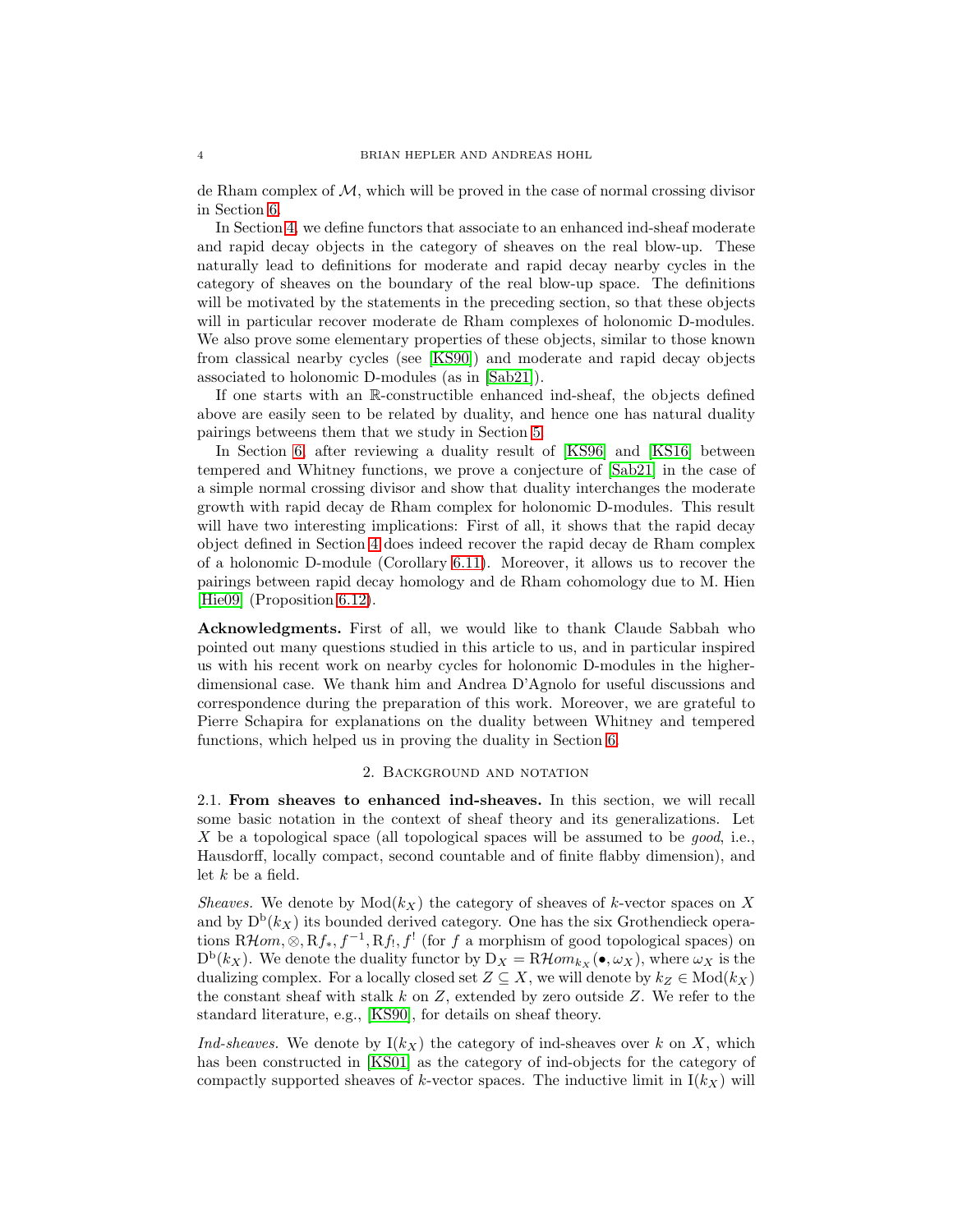de Rham complex of $\mathcal{M}$, which will be proved in the case of normal crossing divisor in Section 6.

In Section 4, we define functors that associate to an enhanced ind-sheaf moderate and rapid decay objects in the category of sheaves on the real blow-up. These naturally lead to definitions for moderate and rapid decay nearby cycles in the category of sheaves on the boundary of the real blow-up space. The definitions will be motivated by the statements in the preceding section, so that these objects will in particular recover moderate de Rham complexes of holonomic D-modules. We also prove some elementary properties of these objects, similar to those known from classical nearby cycles (see [KS90]) and moderate and rapid decay objects associated to holonomic D-modules (as in [Sab21]).

If one starts with an $\mathbb{R}$-constructible enhanced ind-sheaf, the objects defined above are easily seen to be related by duality, and hence one has natural duality pairings betweens them that we study in Section 5.

In Section 6, after reviewing a duality result of [KS96] and [KS16] between tempered and Whitney functions, we prove a conjecture of [Sab21] in the case of a simple normal crossing divisor and show that duality interchanges the moderate growth with rapid decay de Rham complex for holonomic D-modules. This result will have two interesting implications: First of all, it shows that the rapid decay object defined in Section 4 does indeed recover the rapid decay de Rham complex of a holonomic D-module (Corollary 6.11). Moreover, it allows us to recover the pairings between rapid decay homology and de Rham cohomology due to M. Hien [Hie09] (Proposition 6.12).

**Acknowledgments.** First of all, we would like to thank Claude Sabbah who pointed out many questions studied in this article to us, and in particular inspired us with his recent work on nearby cycles for holonomic D-modules in the higher-dimensional case. We thank him and Andrea D'Agnolo for useful discussions and correspondence during the preparation of this work. Moreover, we are grateful to Pierre Schapira for explanations on the duality between Whitney and tempered functions, which helped us in proving the duality in Section 6.

## 2. Background and notation

2.1. **From sheaves to enhanced ind-sheaves.** In this section, we will recall some basic notation in the context of sheaf theory and its generalizations. Let $X$ be a topological space (all topological spaces will be assumed to be *good*, i.e., Hausdorff, locally compact, second countable and of finite flabby dimension), and let $k$ be a field.

*Sheaves.* We denote by $\mathrm{Mod}(k_X)$ the category of sheaves of $k$-vector spaces on $X$ and by $\mathrm{D^b}(k_X)$ its bounded derived category. One has the six Grothendieck operations $\mathrm{R}\mathcal{H}om, \otimes, \mathrm{R}f_*, f^{-1}, \mathrm{R}f_!, f^!$ (for $f$ a morphism of good topological spaces) on $\mathrm{D^b}(k_X)$. We denote the duality functor by $\mathrm{D}_X = \mathrm{R}\mathcal{H}om_{k_X}(\bullet, \omega_X)$, where $\omega_X$ is the dualizing complex. For a locally closed set $Z \subseteq X$, we will denote by $k_Z \in \mathrm{Mod}(k_X)$ the constant sheaf with stalk $k$ on $Z$, extended by zero outside $Z$. We refer to the standard literature, e.g., [KS90], for details on sheaf theory.

*Ind-sheaves.* We denote by $\mathrm{I}(k_X)$ the category of ind-sheaves over $k$ on $X$, which has been constructed in [KS01] as the category of ind-objects for the category of compactly supported sheaves of $k$-vector spaces. The inductive limit in $\mathrm{I}(k_X)$ will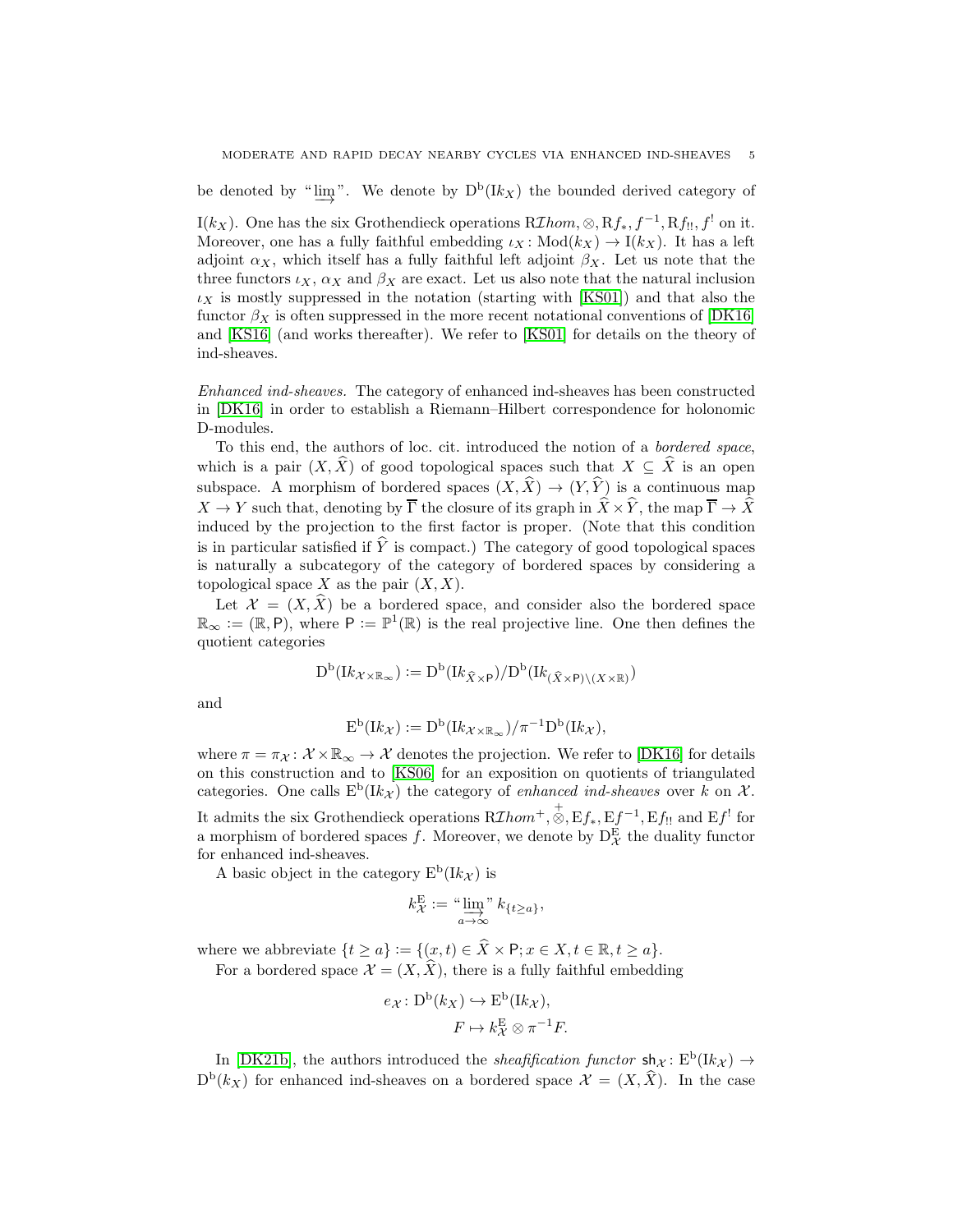be denoted by "$\varinjlim$". We denote by $\mathrm{D^b}(\mathrm{I}k_X)$ the bounded derived category of $\mathrm{I}(k_X)$. One has the six Grothendieck operations $\mathrm{R}\mathcal{I}hom, \otimes, \mathrm{R}f_*, f^{-1}, \mathrm{R}f_{!!}, f^!$ on it. Moreover, one has a fully faithful embedding $\iota_X \colon \mathrm{Mod}(k_X) \to \mathrm{I}(k_X)$. It has a left adjoint $\alpha_X$, which itself has a fully faithful left adjoint $\beta_X$. Let us note that the three functors $\iota_X$, $\alpha_X$ and $\beta_X$ are exact. Let us also note that the natural inclusion $\iota_X$ is mostly suppressed in the notation (starting with [KS01]) and that also the functor $\beta_X$ is often suppressed in the more recent notational conventions of [DK16] and [KS16] (and works thereafter). We refer to [KS01] for details on the theory of ind-sheaves.

*Enhanced ind-sheaves.* The category of enhanced ind-sheaves has been constructed in [DK16] in order to establish a Riemann–Hilbert correspondence for holonomic D-modules.

To this end, the authors of loc. cit. introduced the notion of a *bordered space*, which is a pair $(X, \widehat{X})$ of good topological spaces such that $X \subseteq \widehat{X}$ is an open subspace. A morphism of bordered spaces $(X, \widehat{X}) \to (Y, \widehat{Y})$ is a continuous map $X \to Y$ such that, denoting by $\overline{\Gamma}$ the closure of its graph in $\widehat{X} \times \widehat{Y}$, the map $\overline{\Gamma} \to \widehat{X}$ induced by the projection to the first factor is proper. (Note that this condition is in particular satisfied if $\widehat{Y}$ is compact.) The category of good topological spaces is naturally a subcategory of the category of bordered spaces by considering a topological space $X$ as the pair $(X, X)$.

Let $\mathcal{X} = (X, \widehat{X})$ be a bordered space, and consider also the bordered space $\mathbb{R}_\infty := (\mathbb{R}, \mathsf{P})$, where $\mathsf{P} := \mathbb{P}^1(\mathbb{R})$ is the real projective line. One then defines the quotient categories

$$\mathrm{D^b}(\mathrm{I}k_{\mathcal{X}\times\mathbb{R}_\infty}) := \mathrm{D^b}(\mathrm{I}k_{\widehat{X}\times\mathsf{P}})/\mathrm{D^b}(\mathrm{I}k_{(\widehat{X}\times\mathsf{P})\setminus(X\times\mathbb{R})})$$

and

$$\mathrm{E^b}(\mathrm{I}k_{\mathcal{X}}) := \mathrm{D^b}(\mathrm{I}k_{\mathcal{X}\times\mathbb{R}_\infty})/\pi^{-1}\mathrm{D^b}(\mathrm{I}k_{\mathcal{X}}),$$

where $\pi = \pi_{\mathcal{X}} \colon \mathcal{X} \times \mathbb{R}_\infty \to \mathcal{X}$ denotes the projection. We refer to [DK16] for details on this construction and to [KS06] for an exposition on quotients of triangulated categories. One calls $\mathrm{E^b}(\mathrm{I}k_{\mathcal{X}})$ the category of *enhanced ind-sheaves* over $k$ on $\mathcal{X}$. It admits the six Grothendieck operations $\mathrm{R}\mathcal{I}hom^+, \overset{+}{\otimes}, \mathrm{E}f_*, \mathrm{E}f^{-1}, \mathrm{E}f_{!!}$ and $\mathrm{E}f^!$ for a morphism of bordered spaces $f$. Moreover, we denote by $\mathrm{D}^{\mathrm{E}}_{\mathcal{X}}$ the duality functor for enhanced ind-sheaves.

A basic object in the category $\mathrm{E^b}(\mathrm{I}k_{\mathcal{X}})$ is

$$k^{\mathrm{E}}_{\mathcal{X}} := \text{“}\varinjlim_{a\to\infty}\text{”}\, k_{\{t\geq a\}},$$

where we abbreviate $\{t \geq a\} := \{(x,t) \in \widehat{X} \times \mathsf{P}; x \in X, t \in \mathbb{R}, t \geq a\}$.

For a bordered space $\mathcal{X} = (X, \widehat{X})$, there is a fully faithful embedding

$$e_{\mathcal{X}} \colon \mathrm{D^b}(k_X) \hookrightarrow \mathrm{E^b}(\mathrm{I}k_{\mathcal{X}}),$$
$$F \mapsto k^{\mathrm{E}}_{\mathcal{X}} \otimes \pi^{-1}F.$$

In [DK21b], the authors introduced the *sheafification functor* $\mathsf{sh}_{\mathcal{X}} \colon \mathrm{E^b}(\mathrm{I}k_{\mathcal{X}}) \to \mathrm{D^b}(k_X)$ for enhanced ind-sheaves on a bordered space $\mathcal{X} = (X, \widehat{X})$. In the case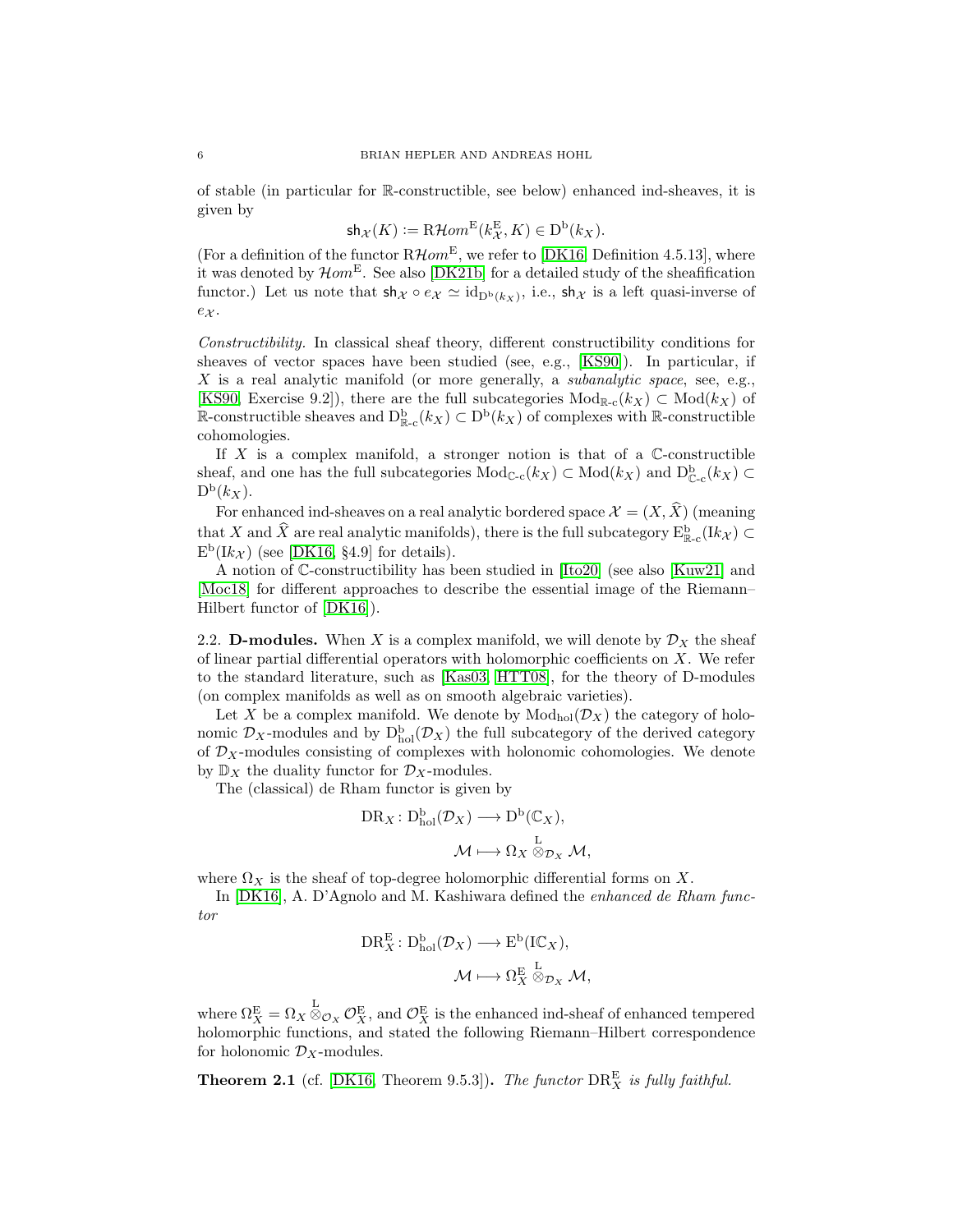of stable (in particular for $\mathbb{R}$-constructible, see below) enhanced ind-sheaves, it is given by

$$\mathsf{sh}_{\mathcal{X}}(K) := \mathrm{R}\mathcal{H}om^{\mathrm{E}}(k_{\mathcal{X}}^{\mathrm{E}}, K) \in \mathrm{D}^{\mathrm{b}}(k_X).$$

(For a definition of the functor $\mathrm{R}\mathcal{H}om^{\mathrm{E}}$, we refer to [DK16, Definition 4.5.13], where it was denoted by $\mathcal{H}om^{\mathrm{E}}$. See also [DK21b] for a detailed study of the sheafification functor.) Let us note that $\mathsf{sh}_{\mathcal{X}} \circ e_{\mathcal{X}} \simeq \mathrm{id}_{\mathrm{D}^{\mathrm{b}}(k_X)}$, i.e., $\mathsf{sh}_{\mathcal{X}}$ is a left quasi-inverse of $e_{\mathcal{X}}$.

*Constructibility.* In classical sheaf theory, different constructibility conditions for sheaves of vector spaces have been studied (see, e.g., [KS90]). In particular, if $X$ is a real analytic manifold (or more generally, a *subanalytic space*, see, e.g., [KS90, Exercise 9.2]), there are the full subcategories $\mathrm{Mod}_{\mathbb{R}\text{-c}}(k_X) \subset \mathrm{Mod}(k_X)$ of $\mathbb{R}$-constructible sheaves and $\mathrm{D}^{\mathrm{b}}_{\mathbb{R}\text{-c}}(k_X) \subset \mathrm{D}^{\mathrm{b}}(k_X)$ of complexes with $\mathbb{R}$-constructible cohomologies.

If $X$ is a complex manifold, a stronger notion is that of a $\mathbb{C}$-constructible sheaf, and one has the full subcategories $\mathrm{Mod}_{\mathbb{C}\text{-c}}(k_X) \subset \mathrm{Mod}(k_X)$ and $\mathrm{D}^{\mathrm{b}}_{\mathbb{C}\text{-c}}(k_X) \subset \mathrm{D}^{\mathrm{b}}(k_X)$.

For enhanced ind-sheaves on a real analytic bordered space $\mathcal{X} = (X, \widehat{X})$ (meaning that $X$ and $\widehat{X}$ are real analytic manifolds), there is the full subcategory $\mathrm{E}^{\mathrm{b}}_{\mathbb{R}\text{-c}}(\mathrm{I}k_{\mathcal{X}}) \subset \mathrm{E}^{\mathrm{b}}(\mathrm{I}k_{\mathcal{X}})$ (see [DK16, §4.9] for details).

A notion of $\mathbb{C}$-constructibility has been studied in [Ito20] (see also [Kuw21] and [Moc18] for different approaches to describe the essential image of the Riemann–Hilbert functor of [DK16]).

2.2. **D-modules.** When $X$ is a complex manifold, we will denote by $\mathcal{D}_X$ the sheaf of linear partial differential operators with holomorphic coefficients on $X$. We refer to the standard literature, such as [Kas03, HTT08], for the theory of D-modules (on complex manifolds as well as on smooth algebraic varieties).

Let $X$ be a complex manifold. We denote $\mathrm{Mod}_{\mathrm{hol}}(\mathcal{D}_X)$ the category of holonomic $\mathcal{D}_X$-modules and by $\mathrm{D}^{\mathrm{b}}_{\mathrm{hol}}(\mathcal{D}_X)$ the full subcategory of the derived category of $\mathcal{D}_X$-modules consisting of complexes with holonomic cohomologies. We denote by $\mathbb{D}_X$ the duality functor for $\mathcal{D}_X$-modules.

The (classical) de Rham functor is given by

$$\mathrm{DR}_X \colon \mathrm{D}^{\mathrm{b}}_{\mathrm{hol}}(\mathcal{D}_X) \longrightarrow \mathrm{D}^{\mathrm{b}}(\mathbb{C}_X),$$
$$\mathcal{M} \longmapsto \Omega_X \overset{\mathrm{L}}{\otimes}_{\mathcal{D}_X} \mathcal{M},$$

where $\Omega_X$ is the sheaf of top-degree holomorphic differential forms on $X$.

In [DK16], A. D'Agnolo and M. Kashiwara defined the *enhanced de Rham functor*

$$\mathrm{DR}^{\mathrm{E}}_X \colon \mathrm{D}^{\mathrm{b}}_{\mathrm{hol}}(\mathcal{D}_X) \longrightarrow \mathrm{E}^{\mathrm{b}}(\mathrm{I}\mathbb{C}_X),$$
$$\mathcal{M} \longmapsto \Omega^{\mathrm{E}}_X \overset{\mathrm{L}}{\otimes}_{\mathcal{D}_X} \mathcal{M},$$

where $\Omega^{\mathrm{E}}_X = \Omega_X \overset{\mathrm{L}}{\otimes}_{\mathcal{O}_X} \mathcal{O}^{\mathrm{E}}_X$, and $\mathcal{O}^{\mathrm{E}}_X$ is the enhanced ind-sheaf of enhanced tempered holomorphic functions, and stated the following Riemann–Hilbert correspondence for holonomic $\mathcal{D}_X$-modules.

**Theorem 2.1** (cf. [DK16, Theorem 9.5.3]). *The functor $\mathrm{DR}^{\mathrm{E}}_X$ is fully faithful.*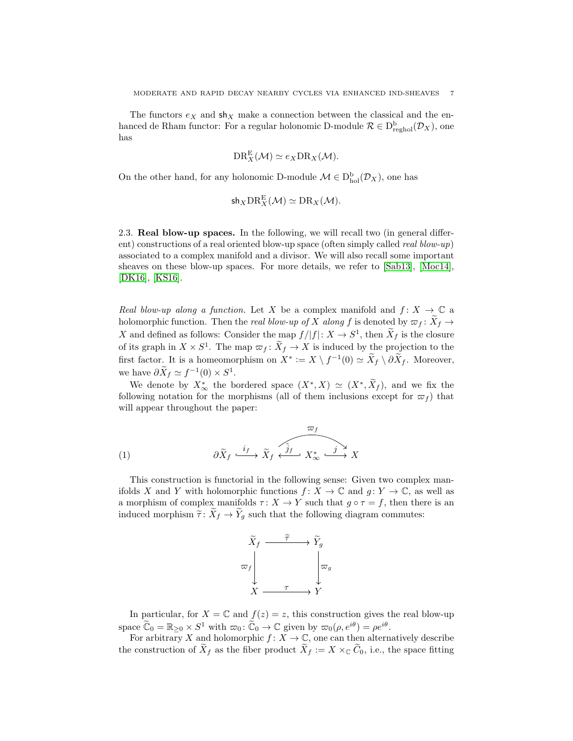The functors $e_X$ and $\mathsf{sh}_X$ make a connection between the classical and the enhanced de Rham functor: For a regular holonomic D-module $\mathcal{R} \in \mathrm{D}^{\mathrm{b}}_{\mathrm{reghol}}(\mathcal{D}_X)$, one has

$$\mathrm{DR}^{\mathrm{E}}_X(\mathcal{M}) \simeq e_X \mathrm{DR}_X(\mathcal{M}).$$

On the other hand, for any holonomic D-module $\mathcal{M} \in \mathrm{D}^{\mathrm{b}}_{\mathrm{hol}}(\mathcal{D}_X)$, one has

$$\mathsf{sh}_X \mathrm{DR}^{\mathrm{E}}_X(\mathcal{M}) \simeq \mathrm{DR}_X(\mathcal{M}).$$

**2.3. Real blow-up spaces.** In the following, we will recall two (in general different) constructions of a real oriented blow-up space (often simply called *real blow-up*) associated to a complex manifold and a divisor. We will also recall some important sheaves on these blow-up spaces. For more details, we refer to [Sab13], [Moc14], [DK16], [KS16].

*Real blow-up along a function.* Let $X$ be a complex manifold and $f\colon X \to \mathbb{C}$ a holomorphic function. Then the *real blow-up of $X$ along $f$* is denoted by $\varpi_f\colon \widetilde{X}_f \to X$ and defined as follows: Consider the map $f/|f|\colon X \to S^1$, then $\widetilde{X}_f$ is the closure of its graph in $X \times S^1$. The map $\varpi_f\colon \widetilde{X}_f \to X$ is induced by the projection to the first factor. It is a homeomorphism on $X^* := X \setminus f^{-1}(0) \simeq \widetilde{X}_f \setminus \partial\widetilde{X}_f$. Moreover, we have $\partial\widetilde{X}_f \simeq f^{-1}(0) \times S^1$.

We denote by $X^*_\infty$ the bordered space $(X^*, X) \simeq (X^*, \widetilde{X}_f)$, and we fix the following notation for the morphisms (all of them inclusions except for $\varpi_f$) that will appear throughout the paper:

$$\partial\widetilde{X}_f \xhookrightarrow{\ i_f\ } \widetilde{X}_f \xhookleftarrow{\ \tilde{j}_f\ } X^*_\infty \xhookrightarrow{\ j\ } X, \qquad \varpi_f\colon \widetilde{X}_f \to X \tag{1}$$

This construction is functorial in the following sense: Given two complex manifolds $X$ and $Y$ with holomorphic functions $f\colon X \to \mathbb{C}$ and $g\colon Y \to \mathbb{C}$, as well as a morphism of complex manifolds $\tau\colon X \to Y$ such that $g \circ \tau = f$, then there is an induced morphism $\widetilde{\tau}\colon \widetilde{X}_f \to \widetilde{Y}_g$ such that the following diagram commutes:

$$\begin{array}{ccc} \widetilde{X}_f & \xrightarrow{\ \widetilde{\tau}\ } & \widetilde{Y}_g \\ {\scriptstyle \varpi_f}\downarrow & & \downarrow{\scriptstyle \varpi_g} \\ X & \xrightarrow{\ \tau\ } & Y \end{array}$$

In particular, for $X = \mathbb{C}$ and $f(z) = z$, this construction gives the real blow-up space $\widetilde{\mathbb{C}}_0 = \mathbb{R}_{\geq 0} \times S^1$ with $\varpi_0\colon \widetilde{\mathbb{C}}_0 \to \mathbb{C}$ given by $\varpi_0(\rho, e^{i\theta}) = \rho e^{i\theta}$.

For arbitrary $X$ and holomorphic $f\colon X \to \mathbb{C}$, one can then alternatively describe the construction of $\widetilde{X}_f$ as the fiber product $\widetilde{X}_f := X \times_{\mathbb{C}} \widetilde{C}_0$, i.e., the space fitting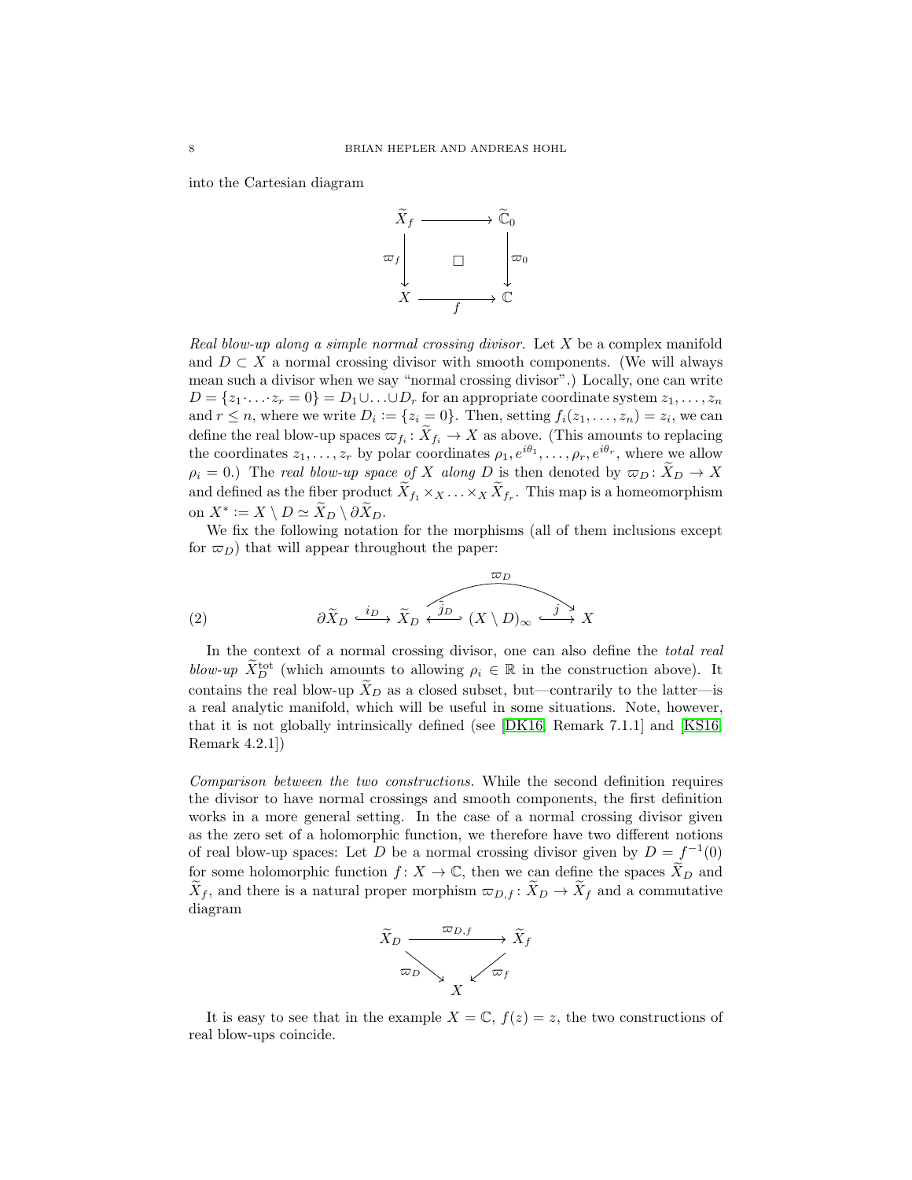into the Cartesian diagram

$$
\begin{array}{ccc}
\widetilde{X}_f & \longrightarrow & \widetilde{\mathbb{C}}_0 \\
{\scriptstyle \varpi_f}\downarrow & \square & \downarrow{\scriptstyle \varpi_0} \\
X & \xrightarrow{f} & \mathbb{C}
\end{array}
$$

*Real blow-up along a simple normal crossing divisor.* Let $X$ be a complex manifold and $D \subset X$ a normal crossing divisor with smooth components. (We will always mean such a divisor when we say "normal crossing divisor".) Locally, one can write $D = \{z_1 \cdot \ldots \cdot z_r = 0\} = D_1 \cup \ldots \cup D_r$ for an appropriate coordinate system $z_1, \ldots, z_n$ and $r \leq n$, where we write $D_i := \{z_i = 0\}$. Then, setting $f_i(z_1, \ldots, z_n) = z_i$, we can define the real blow-up spaces $\varpi_{f_i} \colon \widetilde{X}_{f_i} \to X$ as above. (This amounts to replacing the coordinates $z_1, \ldots, z_r$ by polar coordinates $\rho_1, e^{i\theta_1}, \ldots, \rho_r, e^{i\theta_r}$, where we allow $\rho_i = 0$.) The *real blow-up space of $X$ along $D$* is then denoted by $\varpi_D \colon \widetilde{X}_D \to X$ and defined as the fiber product $\widetilde{X}_{f_1} \times_X \ldots \times_X \widetilde{X}_{f_r}$. This map is a homeomorphism on $X^* := X \setminus D \simeq \widetilde{X}_D \setminus \partial \widetilde{X}_D$.

We fix the following notation for the morphisms (all of them inclusions except for $\varpi_D$) that will appear throughout the paper:

$$
\partial \widetilde{X}_D \xhookrightarrow{i_D} \widetilde{X}_D \xhookleftarrow{\tilde{j}_D} (X \setminus D)_\infty \xhookrightarrow{j} X, \qquad \varpi_D \colon \widetilde{X}_D \to X \tag{2}
$$

In the context of a normal crossing divisor, one can also define the *total real blow-up* $\widetilde{X}_D^{\mathrm{tot}}$ (which amounts to allowing $\rho_i \in \mathbb{R}$ in the construction above). It contains the real blow-up $\widetilde{X}_D$ as a closed subset, but—contrarily to the latter—is a real analytic manifold, which will be useful in some situations. Note, however, that it is not globally intrinsically defined (see [DK16, Remark 7.1.1] and [KS16, Remark 4.2.1])

*Comparison between the two constructions.* While the second definition requires the divisor to have normal crossings and smooth components, the first definition works in a more general setting. In the case of a normal crossing divisor given as the zero set of a holomorphic function, we therefore have two different notions of real blow-up spaces: Let $D$ be a normal crossing divisor given by $D = f^{-1}(0)$ for some holomorphic function $f \colon X \to \mathbb{C}$, then we can define the spaces $\widetilde{X}_D$ and $\widetilde{X}_f$, and there is a natural proper morphism $\varpi_{D,f} \colon \widetilde{X}_D \to \widetilde{X}_f$ and a commutative diagram

$$
\begin{array}{ccc}
\widetilde{X}_D & \xrightarrow{\varpi_{D,f}} & \widetilde{X}_f \\
{\scriptstyle \varpi_D}\searrow & & \swarrow{\scriptstyle \varpi_f} \\
& X &
\end{array}
$$

It is easy to see that in the example $X = \mathbb{C}$, $f(z) = z$, the two constructions of real blow-ups coincide.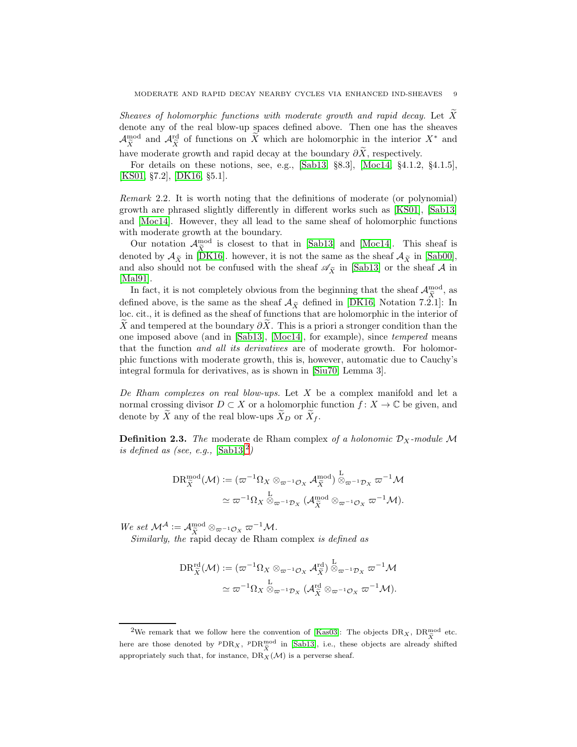*Sheaves of holomorphic functions with moderate growth and rapid decay.* Let $\widetilde{X}$ denote any of the real blow-up spaces defined above. Then one has the sheaves $\mathcal{A}^{\mathrm{mod}}_{\widetilde{X}}$ and $\mathcal{A}^{\mathrm{rd}}_{\widetilde{X}}$ of functions on $\widetilde{X}$ which are holomorphic in the interior $X^*$ and have moderate growth and rapid decay at the boundary $\partial\widetilde{X}$, respectively.

For details on these notions, see, e.g., [Sab13, §8.3], [Moc14, §4.1.2, §4.1.5], [KS01, §7.2], [DK16, §5.1].

*Remark* 2.2. It is worth noting that the definitions of moderate (or polynomial) growth are phrased slightly differently in different works such as [KS01], [Sab13] and [Moc14]. However, they all lead to the same sheaf of holomorphic functions with moderate growth at the boundary.

Our notation $\mathcal{A}^{\mathrm{mod}}_{\widetilde{X}}$ is closest to that in [Sab13] and [Moc14]. This sheaf is denoted by $\mathcal{A}_{\widetilde{X}}$ in [DK16]. however, it is not the same as the sheaf $\mathcal{A}_{\widetilde{X}}$ in [Sab00], and also should not be confused with the sheaf $\mathscr{A}_{\widetilde{X}}$ in [Sab13] or the sheaf $\mathcal{A}$ in [Mal91].

In fact, it is not completely obvious from the beginning that the sheaf $\mathcal{A}^{\mathrm{mod}}_{\widetilde{X}}$, as defined above, is the same as the sheaf $\mathcal{A}_{\widetilde{X}}$ defined in [DK16, Notation 7.2.1]: In loc. cit., it is defined as the sheaf of functions that are holomorphic in the interior of $\widetilde{X}$ and tempered at the boundary $\partial\widetilde{X}$. This is a priori a stronger condition than the one imposed above (and in [Sab13], [Moc14], for example), since *tempered* means that the function *and all its derivatives* are of moderate growth. For holomorphic functions with moderate growth, this is, however, automatic due to Cauchy's integral formula for derivatives, as is shown in [Siu70, Lemma 3].

*De Rham complexes on real blow-ups.* Let $X$ be a complex manifold and let a normal crossing divisor $D \subset X$ or a holomorphic function $f\colon X \to \mathbb{C}$ be given, and denote by $\widetilde{X}$ any of the real blow-ups $\widetilde{X}_D$ or $\widetilde{X}_f$.

**Definition 2.3.** *The* moderate de Rham complex *of a holonomic $\mathcal{D}_X$-module $\mathcal{M}$ is defined as (see, e.g.,* [Sab13][2]*)*

$$\begin{aligned}\mathrm{DR}^{\mathrm{mod}}_{\widetilde{X}}(\mathcal{M}) &:= (\varpi^{-1}\Omega_X \otimes_{\varpi^{-1}\mathcal{O}_X} \mathcal{A}^{\mathrm{mod}}_{\widetilde{X}}) \overset{\mathrm{L}}{\otimes}_{\varpi^{-1}\mathcal{D}_X} \varpi^{-1}\mathcal{M}\\ &\simeq \varpi^{-1}\Omega_X \overset{\mathrm{L}}{\otimes}_{\varpi^{-1}\mathcal{D}_X} (\mathcal{A}^{\mathrm{mod}}_{\widetilde{X}} \otimes_{\varpi^{-1}\mathcal{O}_X} \varpi^{-1}\mathcal{M}).\end{aligned}$$

*We set* $\mathcal{M}^{\mathcal{A}} := \mathcal{A}^{\mathrm{mod}}_{\widetilde{X}} \otimes_{\varpi^{-1}\mathcal{O}_X} \varpi^{-1}\mathcal{M}$.

*Similarly, the* rapid decay de Rham complex *is defined as*

$$\begin{aligned}\mathrm{DR}^{\mathrm{rd}}_{\widetilde{X}}(\mathcal{M}) &:= (\varpi^{-1}\Omega_X \otimes_{\varpi^{-1}\mathcal{O}_X} \mathcal{A}^{\mathrm{rd}}_{\widetilde{X}}) \overset{\mathrm{L}}{\otimes}_{\varpi^{-1}\mathcal{D}_X} \varpi^{-1}\mathcal{M}\\ &\simeq \varpi^{-1}\Omega_X \overset{\mathrm{L}}{\otimes}_{\varpi^{-1}\mathcal{D}_X} (\mathcal{A}^{\mathrm{rd}}_{\widetilde{X}} \otimes_{\varpi^{-1}\mathcal{O}_X} \varpi^{-1}\mathcal{M}).\end{aligned}$$

---

[2] We remark that we follow here the convention of [Kas03]: The objects $\mathrm{DR}_X$, $\mathrm{DR}^{\mathrm{mod}}_{\widetilde{X}}$ etc. here are those denoted by ${}^p\mathrm{DR}_X$, ${}^p\mathrm{DR}^{\mathrm{mod}}_{\widetilde{X}}$ in [Sab13], i.e., these objects are already shifted appropriately such that, for instance, $\mathrm{DR}_X(\mathcal{M})$ is a perverse sheaf.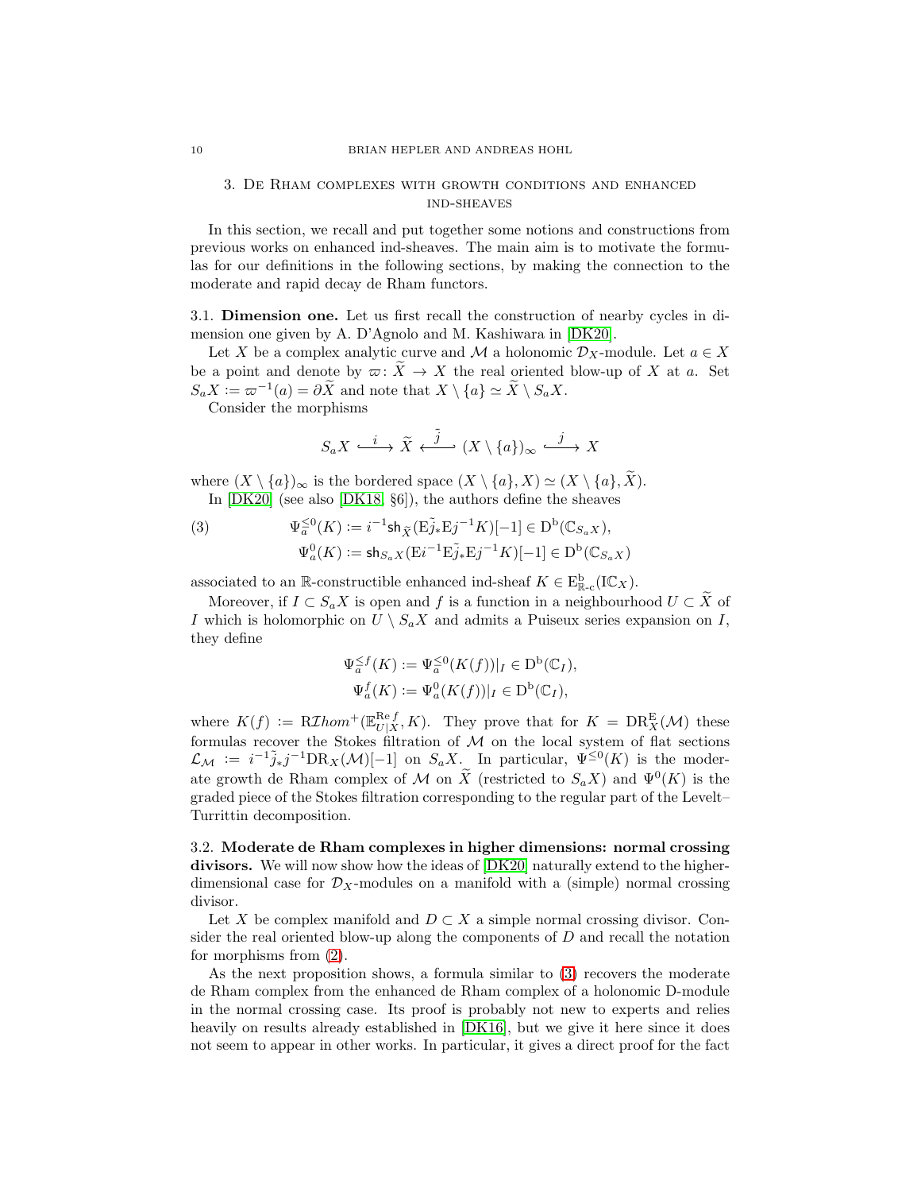## 3. De Rham complexes with growth conditions and enhanced ind-sheaves

In this section, we recall and put together some notions and constructions from previous works on enhanced ind-sheaves. The main aim is to motivate the formulas for our definitions in the following sections, by making the connection to the moderate and rapid decay de Rham functors.

**3.1. Dimension one.** Let us first recall the construction of nearby cycles in dimension one given by A. D'Agnolo and M. Kashiwara in [DK20].

Let $X$ be a complex analytic curve and $\mathcal{M}$ a holonomic $\mathcal{D}_X$-module. Let $a \in X$ be a point and denote by $\varpi\colon \widetilde{X} \to X$ the real oriented blow-up of $X$ at $a$. Set $S_aX := \varpi^{-1}(a) = \partial\widetilde{X}$ and note that $X \setminus \{a\} \simeq \widetilde{X} \setminus S_aX$.

Consider the morphisms

$$S_aX \xhookrightarrow{\ i\ } \widetilde{X} \xhookleftarrow{\ \tilde{j}\ } (X \setminus \{a\})_\infty \xhookrightarrow{\ j\ } X$$

where $(X \setminus \{a\})_\infty$ is the bordered space $(X \setminus \{a\}, X) \simeq (X \setminus \{a\}, \widetilde{X})$.

In [DK20] (see also [DK18, §6]), the authors define the sheaves

$$\begin{aligned} \Psi_a^{\leq 0}(K) &:= i^{-1}\mathsf{sh}_{\widetilde{X}}(\mathrm{E}\tilde{j}_*\mathrm{E}j^{-1}K)[-1] \in \mathrm{D}^{\mathrm{b}}(\mathbb{C}_{S_aX}), \\ \Psi_a^{0}(K) &:= \mathsf{sh}_{S_aX}(\mathrm{E}i^{-1}\mathrm{E}\tilde{j}_*\mathrm{E}j^{-1}K)[-1] \in \mathrm{D}^{\mathrm{b}}(\mathbb{C}_{S_aX}) \end{aligned} \tag{3}$$

associated to an $\mathbb{R}$-constructible enhanced ind-sheaf $K \in \mathrm{E}^{\mathrm{b}}_{\mathbb{R}\text{-c}}(\mathrm{I}\mathbb{C}_X)$.

Moreover, if $I \subset S_aX$ is open and $f$ is a function in a neighbourhood $U \subset \widetilde{X}$ of $I$ which is holomorphic on $U \setminus S_aX$ and admits a Puiseux series expansion on $I$, they define

$$\begin{aligned} \Psi_a^{\leq f}(K) &:= \Psi_a^{\leq 0}(K(f))|_I \in \mathrm{D}^{\mathrm{b}}(\mathbb{C}_I), \\ \Psi_a^{f}(K) &:= \Psi_a^{0}(K(f))|_I \in \mathrm{D}^{\mathrm{b}}(\mathbb{C}_I), \end{aligned}$$

where $K(f) := \mathrm{R}\mathcal{I}hom^+(\mathbb{E}_{U|X}^{\mathrm{Re} f}, K)$. They prove that for $K = \mathrm{DR}_X^{\mathrm{E}}(\mathcal{M})$ these formulas recover the Stokes filtration of $\mathcal{M}$ on the local system of flat sections $\mathcal{L}_{\mathcal{M}} := i^{-1}\tilde{j}_*j^{-1}\mathrm{DR}_X(\mathcal{M})[-1]$ on $S_aX$. In particular, $\Psi^{\leq 0}(K)$ is the moderate growth de Rham complex of $\mathcal{M}$ on $\widetilde{X}$ (restricted to $S_aX$) and $\Psi^0(K)$ is the graded piece of the Stokes filtration corresponding to the regular part of the Levelt–Turrittin decomposition.

**3.2. Moderate de Rham complexes in higher dimensions: normal crossing divisors.** We will now show how the ideas of [DK20] naturally extend to the higher-dimensional case for $\mathcal{D}_X$-modules on a manifold with a (simple) normal crossing divisor.

Let $X$ be complex manifold and $D \subset X$ a simple normal crossing divisor. Consider the real oriented blow-up along the components of $D$ and recall the notation for morphisms from (2).

As the next proposition shows, a formula similar to (3) recovers the moderate de Rham complex from the enhanced de Rham complex of a holonomic D-module in the normal crossing case. Its proof is probably not new to experts and relies heavily on results already established in [DK16], but we give it here since it does not seem to appear in other works. In particular, it gives a direct proof for the fact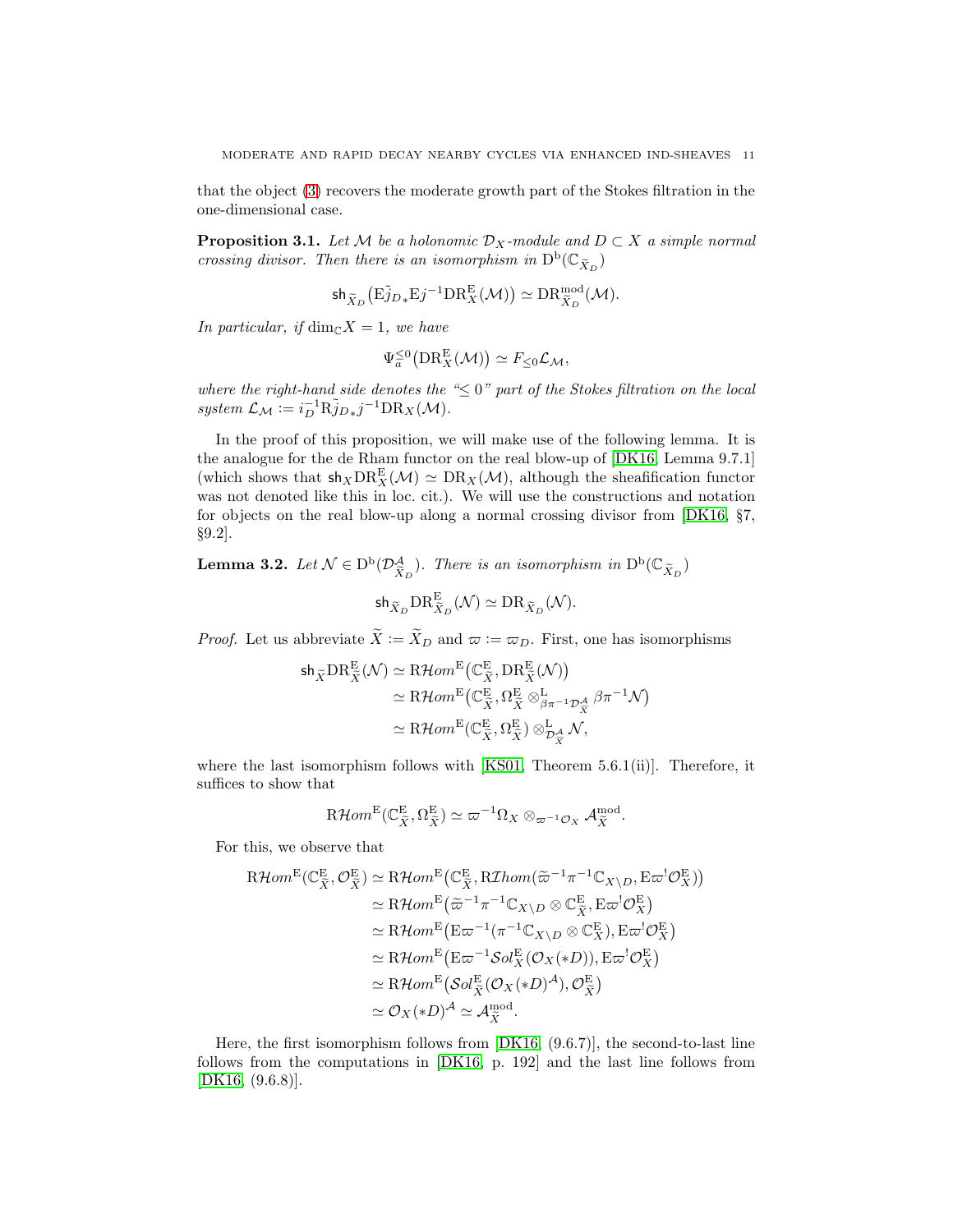that the object (3) recovers the moderate growth part of the Stokes filtration in the one-dimensional case.

**Proposition 3.1.** *Let $\mathcal{M}$ be a holonomic $\mathcal{D}_X$-module and $D \subset X$ a simple normal crossing divisor. Then there is an isomorphism in $\mathrm{D}^{\mathrm{b}}(\mathbb{C}_{\widetilde{X}_D})$*

$$\mathsf{sh}_{\widetilde{X}_D}\big(\mathrm{E}\tilde{j}_{D*}\mathrm{E}j^{-1}\mathrm{DR}^{\mathrm{E}}_X(\mathcal{M})\big) \simeq \mathrm{DR}^{\mathrm{mod}}_{\widetilde{X}_D}(\mathcal{M}).$$

*In particular, if $\dim_{\mathbb{C}} X = 1$, we have*

$$\Psi^{\leq 0}_a\big(\mathrm{DR}^{\mathrm{E}}_X(\mathcal{M})\big) \simeq F_{\leq 0}\mathcal{L}_{\mathcal{M}},$$

*where the right-hand side denotes the "$\leq 0$" part of the Stokes filtration on the local system $\mathcal{L}_{\mathcal{M}} := i_D^{-1}\mathrm{R}\tilde{j}_{D*}j^{-1}\mathrm{DR}_X(\mathcal{M})$.*

In the proof of this proposition, we will make use of the following lemma. It is the analogue for the de Rham functor on the real blow-up of [DK16, Lemma 9.7.1] (which shows that $\mathsf{sh}_X\mathrm{DR}^{\mathrm{E}}_X(\mathcal{M}) \simeq \mathrm{DR}_X(\mathcal{M})$, although the sheafification functor was not denoted like this in loc. cit.). We will use the constructions and notation for objects on the real blow-up along a normal crossing divisor from [DK16, §7, §9.2].

**Lemma 3.2.** *Let $\mathcal{N} \in \mathrm{D}^{\mathrm{b}}(\mathcal{D}^{\mathcal{A}}_{\widetilde{X}_D})$. There is an isomorphism in $\mathrm{D}^{\mathrm{b}}(\mathbb{C}_{\widetilde{X}_D})$*

$$\mathsf{sh}_{\widetilde{X}_D}\mathrm{DR}^{\mathrm{E}}_{\widetilde{X}_D}(\mathcal{N}) \simeq \mathrm{DR}_{\widetilde{X}_D}(\mathcal{N}).$$

*Proof.* Let us abbreviate $\widetilde{X} := \widetilde{X}_D$ and $\varpi := \varpi_D$. First, one has isomorphisms

$$\begin{aligned}
\mathsf{sh}_{\widetilde{X}}\mathrm{DR}^{\mathrm{E}}_{\widetilde{X}}(\mathcal{N}) &\simeq \mathrm{R}\mathcal{H}om^{\mathrm{E}}\big(\mathbb{C}^{\mathrm{E}}_{\widetilde{X}}, \mathrm{DR}^{\mathrm{E}}_{\widetilde{X}}(\mathcal{N})\big)\\
&\simeq \mathrm{R}\mathcal{H}om^{\mathrm{E}}\big(\mathbb{C}^{\mathrm{E}}_{\widetilde{X}}, \Omega^{\mathrm{E}}_{\widetilde{X}} \otimes^{\mathrm{L}}_{\beta\pi^{-1}\mathcal{D}^{\mathcal{A}}_{\widetilde{X}}} \beta\pi^{-1}\mathcal{N}\big)\\
&\simeq \mathrm{R}\mathcal{H}om^{\mathrm{E}}(\mathbb{C}^{\mathrm{E}}_{\widetilde{X}}, \Omega^{\mathrm{E}}_{\widetilde{X}}) \otimes^{\mathrm{L}}_{\mathcal{D}^{\mathcal{A}}_{\widetilde{X}}} \mathcal{N},
\end{aligned}$$

where the last isomorphism follows with [KS01, Theorem 5.6.1(ii)]. Therefore, it suffices to show that

$$\mathrm{R}\mathcal{H}om^{\mathrm{E}}(\mathbb{C}^{\mathrm{E}}_{\widetilde{X}}, \Omega^{\mathrm{E}}_{\widetilde{X}}) \simeq \varpi^{-1}\Omega_X \otimes_{\varpi^{-1}\mathcal{O}_X} \mathcal{A}^{\mathrm{mod}}_{\widetilde{X}}.$$

For this, we observe that

$$\begin{aligned}
\mathrm{R}\mathcal{H}om^{\mathrm{E}}(\mathbb{C}^{\mathrm{E}}_{\widetilde{X}}, \mathcal{O}^{\mathrm{E}}_{\widetilde{X}}) &\simeq \mathrm{R}\mathcal{H}om^{\mathrm{E}}\big(\mathbb{C}^{\mathrm{E}}_{\widetilde{X}}, \mathrm{R}\mathcal{I}hom(\widetilde{\varpi}^{-1}\pi^{-1}\mathbb{C}_{X\setminus D}, \mathrm{E}\varpi^!\mathcal{O}^{\mathrm{E}}_X)\big)\\
&\simeq \mathrm{R}\mathcal{H}om^{\mathrm{E}}\big(\widetilde{\varpi}^{-1}\pi^{-1}\mathbb{C}_{X\setminus D} \otimes \mathbb{C}^{\mathrm{E}}_{\widetilde{X}}, \mathrm{E}\varpi^!\mathcal{O}^{\mathrm{E}}_X\big)\\
&\simeq \mathrm{R}\mathcal{H}om^{\mathrm{E}}\big(\mathrm{E}\varpi^{-1}(\pi^{-1}\mathbb{C}_{X\setminus D} \otimes \mathbb{C}^{\mathrm{E}}_X), \mathrm{E}\varpi^!\mathcal{O}^{\mathrm{E}}_X\big)\\
&\simeq \mathrm{R}\mathcal{H}om^{\mathrm{E}}\big(\mathrm{E}\varpi^{-1}\mathcal{S}ol^{\mathrm{E}}_X(\mathcal{O}_X(*D)), \mathrm{E}\varpi^!\mathcal{O}^{\mathrm{E}}_X\big)\\
&\simeq \mathrm{R}\mathcal{H}om^{\mathrm{E}}\big(\mathcal{S}ol^{\mathrm{E}}_{\widetilde{X}}(\mathcal{O}_X(*D)^{\mathcal{A}}), \mathcal{O}^{\mathrm{E}}_{\widetilde{X}}\big)\\
&\simeq \mathcal{O}_X(*D)^{\mathcal{A}} \simeq \mathcal{A}^{\mathrm{mod}}_{\widetilde{X}}.
\end{aligned}$$

Here, the first isomorphism follows from [DK16, (9.6.7)], the second-to-last line follows from the computations in [DK16, p. 192] and the last line follows from [DK16, (9.6.8)].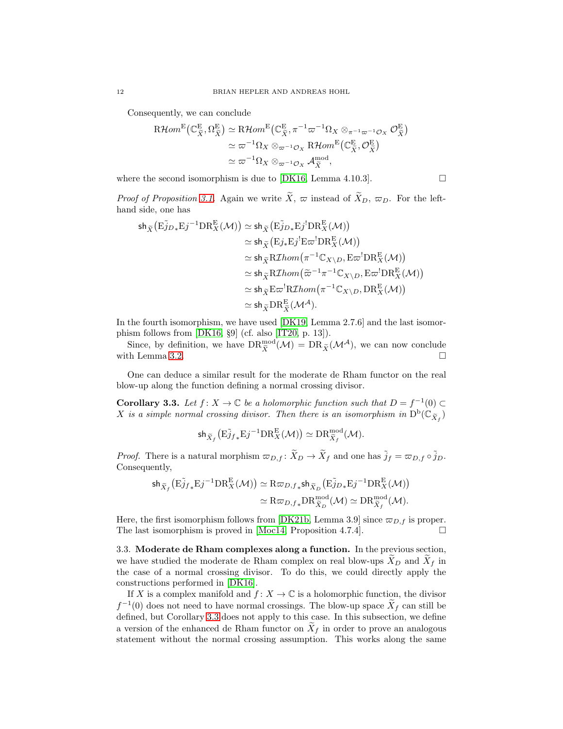Consequently, we can conclude

$$
\begin{aligned}
\mathrm{R}\mathcal{H}om^{\mathrm{E}}\big(\mathbb{C}^{\mathrm{E}}_{\widetilde{X}}, \Omega^{\mathrm{E}}_{\widetilde{X}}\big) &\simeq \mathrm{R}\mathcal{H}om^{\mathrm{E}}\big(\mathbb{C}^{\mathrm{E}}_{\widetilde{X}}, \pi^{-1}\varpi^{-1}\Omega_X \otimes_{\pi^{-1}\varpi^{-1}\mathcal{O}_X} \mathcal{O}^{\mathrm{E}}_{\widetilde{X}}\big)\\
&\simeq \varpi^{-1}\Omega_X \otimes_{\varpi^{-1}\mathcal{O}_X} \mathrm{R}\mathcal{H}om^{\mathrm{E}}\big(\mathbb{C}^{\mathrm{E}}_{\widetilde{X}}, \mathcal{O}^{\mathrm{E}}_{\widetilde{X}}\big)\\
&\simeq \varpi^{-1}\Omega_X \otimes_{\varpi^{-1}\mathcal{O}_X} \mathcal{A}^{\mathrm{mod}}_{\widetilde{X}},
\end{aligned}
$$

where the second isomorphism is due to [DK16, Lemma 4.10.3]. □

*Proof of Proposition 3.1.* Again we write $\widetilde{X}$, $\varpi$ instead of $\widetilde{X}_D$, $\varpi_D$. For the left-hand side, one has

$$
\begin{aligned}
\mathsf{sh}_{\widetilde{X}}\big(\mathrm{E}\tilde{j}_{D*}\mathrm{E}j^{-1}\mathrm{DR}^{\mathrm{E}}_X(\mathcal{M})\big) &\simeq \mathsf{sh}_{\widetilde{X}}\big(\mathrm{E}\tilde{j}_{D*}\mathrm{E}j^{!}\mathrm{DR}^{\mathrm{E}}_X(\mathcal{M})\big)\\
&\simeq \mathsf{sh}_{\widetilde{X}}\big(\mathrm{E}j_{*}\mathrm{E}j^{!}\mathrm{E}\varpi^{!}\mathrm{DR}^{\mathrm{E}}_X(\mathcal{M})\big)\\
&\simeq \mathsf{sh}_{\widetilde{X}}\mathrm{R}\mathcal{I}hom\big(\pi^{-1}\mathbb{C}_{X\setminus D}, \mathrm{E}\varpi^{!}\mathrm{DR}^{\mathrm{E}}_X(\mathcal{M})\big)\\
&\simeq \mathsf{sh}_{\widetilde{X}}\mathrm{R}\mathcal{I}hom\big(\widetilde{\varpi}^{-1}\pi^{-1}\mathbb{C}_{X\setminus D}, \mathrm{E}\varpi^{!}\mathrm{DR}^{\mathrm{E}}_X(\mathcal{M})\big)\\
&\simeq \mathsf{sh}_{\widetilde{X}}\mathrm{E}\varpi^{!}\mathrm{R}\mathcal{I}hom\big(\pi^{-1}\mathbb{C}_{X\setminus D}, \mathrm{DR}^{\mathrm{E}}_X(\mathcal{M})\big)\\
&\simeq \mathsf{sh}_{\widetilde{X}}\mathrm{DR}^{\mathrm{E}}_{\widetilde{X}}(\mathcal{M}^{\mathcal{A}}).
\end{aligned}
$$

In the fourth isomorphism, we have used [DK19, Lemma 2.7.6] and the last isomorphism follows from [DK16, §9] (cf. also [IT20, p. 13]).

Since, by definition, we have $\mathrm{DR}^{\mathrm{mod}}_{\widetilde{X}}(\mathcal{M}) = \mathrm{DR}_{\widetilde{X}}(\mathcal{M}^{\mathcal{A}})$, we can now conclude with Lemma 3.2. □

One can deduce a similar result for the moderate de Rham functor on the real blow-up along the function defining a normal crossing divisor.

**Corollary 3.3.** *Let $f\colon X \to \mathbb{C}$ be a holomorphic function such that $D = f^{-1}(0) \subset X$ is a simple normal crossing divisor. Then there is an isomorphism in $\mathrm{D}^{\mathrm{b}}(\mathbb{C}_{\widetilde{X}_f})$*

$$
\mathsf{sh}_{\widetilde{X}_f}\big(\mathrm{E}\tilde{j}_{f*}\mathrm{E}j^{-1}\mathrm{DR}^{\mathrm{E}}_X(\mathcal{M})\big) \simeq \mathrm{DR}^{\mathrm{mod}}_{\widetilde{X}_f}(\mathcal{M}).
$$

*Proof.* There is a natural morphism $\varpi_{D,f}\colon \widetilde{X}_D \to \widetilde{X}_f$ and one has $\tilde{j}_f = \varpi_{D,f} \circ \tilde{j}_D$. Consequently,

$$
\begin{aligned}
\mathsf{sh}_{\widetilde{X}_f}\big(\mathrm{E}\tilde{j}_{f*}\mathrm{E}j^{-1}\mathrm{DR}^{\mathrm{E}}_X(\mathcal{M})\big) &\simeq \mathrm{R}\varpi_{D,f*}\mathsf{sh}_{\widetilde{X}_D}\big(\mathrm{E}\tilde{j}_{D*}\mathrm{E}j^{-1}\mathrm{DR}^{\mathrm{E}}_X(\mathcal{M})\big)\\
&\simeq \mathrm{R}\varpi_{D,f*}\mathrm{DR}^{\mathrm{mod}}_{\widetilde{X}_D}(\mathcal{M}) \simeq \mathrm{DR}^{\mathrm{mod}}_{\widetilde{X}_f}(\mathcal{M}).
\end{aligned}
$$

Here, the first isomorphism follows from [DK21b, Lemma 3.9] since $\varpi_{D,f}$ is proper. The last isomorphism is proved in [Moc14, Proposition 4.7.4]. □

### 3.3. Moderate de Rham complexes along a function.

In the previous section, we have studied the moderate de Rham complex on real blow-ups $\widetilde{X}_D$ and $\widetilde{X}_f$ in the case of a normal crossing divisor. To do this, we could directly apply the constructions performed in [DK16].

If $X$ is a complex manifold and $f\colon X \to \mathbb{C}$ is a holomorphic function, the divisor $f^{-1}(0)$ does not need to have normal crossings. The blow-up space $\widetilde{X}_f$ can still be defined, but Corollary 3.3 does not apply to this case. In this subsection, we define a version of the enhanced de Rham functor on $\widetilde{X}_f$ in order to prove an analogous statement without the normal crossing assumption. This works along the same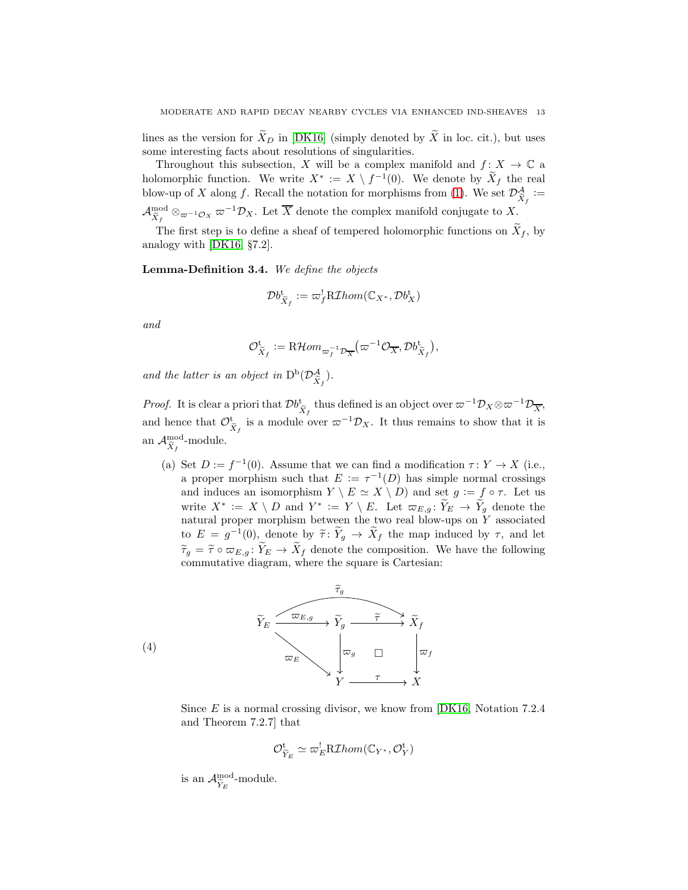lines as the version for $\widetilde{X}_D$ in [DK16] (simply denoted by $\widetilde{X}$ in loc. cit.), but uses some interesting facts about resolutions of singularities.

Throughout this subsection, $X$ will be a complex manifold and $f\colon X \to \mathbb{C}$ a holomorphic function. We write $X^* := X \setminus f^{-1}(0)$. We denote by $\widetilde{X}_f$ the real blow-up of $X$ along $f$. Recall the notation for morphisms from (1). We set $\mathcal{D}^{\mathcal{A}}_{\widetilde{X}_f} := \mathcal{A}^{\mathrm{mod}}_{\widetilde{X}_f} \otimes_{\varpi^{-1}\mathcal{O}_X} \varpi^{-1}\mathcal{D}_X$. Let $\overline{X}$ denote the complex manifold conjugate to $X$.

The first step is to define a sheaf of tempered holomorphic functions on $\widetilde{X}_f$, by analogy with [DK16, §7.2].

**Lemma-Definition 3.4.** *We define the objects*

$$\mathcal{D}b^{\mathrm{t}}_{\widetilde{X}_f} := \varpi_f^! \mathrm{R}\mathcal{I}hom(\mathbb{C}_{X^*}, \mathcal{D}b^{\mathrm{t}}_X)$$

*and*

$$\mathcal{O}^{\mathrm{t}}_{\widetilde{X}_f} := \mathrm{R}\mathcal{H}om_{\varpi_f^{-1}\mathcal{D}_{\overline{X}}}\big(\varpi^{-1}\mathcal{O}_{\overline{X}}, \mathcal{D}b^{\mathrm{t}}_{\widetilde{X}_f}\big),$$

*and the latter is an object in* $\mathrm{D}^{\mathrm{b}}(\mathcal{D}^{\mathcal{A}}_{\widetilde{X}_f})$.

*Proof.* It is clear a priori that $\mathcal{D}b^{\mathrm{t}}_{\widetilde{X}_f}$ thus defined is an object over $\varpi^{-1}\mathcal{D}_X \otimes \varpi^{-1}\mathcal{D}_{\overline{X}}$, and hence that $\mathcal{O}^{\mathrm{t}}_{\widetilde{X}_f}$ is a module over $\varpi^{-1}\mathcal{D}_X$. It thus remains to show that it is an $\mathcal{A}^{\mathrm{mod}}_{\widetilde{X}_f}$-module.

(a) Set $D := f^{-1}(0)$. Assume that we can find a modification $\tau\colon Y \to X$ (i.e., a proper morphism such that $E := \tau^{-1}(D)$ has simple normal crossings and induces an isomorphism $Y \setminus E \simeq X \setminus D$) and set $g := f \circ \tau$. Let us write $X^* := X \setminus D$ and $Y^* := Y \setminus E$. Let $\varpi_{E,g}\colon \widetilde{Y}_E \to \widetilde{Y}_g$ denote the natural proper morphism between the two real blow-ups on $Y$ associated to $E = g^{-1}(0)$, denote by $\widetilde{\tau}\colon \widetilde{Y}_g \to \widetilde{X}_f$ the map induced by $\tau$, and let $\widetilde{\tau}_g = \widetilde{\tau} \circ \varpi_{E,g}\colon \widetilde{Y}_E \to \widetilde{X}_f$ denote the composition. We have the following commutative diagram, where the square is Cartesian:

$$\begin{array}{ccccc}
\widetilde{Y}_E & \xrightarrow{\varpi_{E,g}} & \widetilde{Y}_g & \xrightarrow{\widetilde{\tau}} & \widetilde{X}_f \\
& \searrow^{\varpi_E} & \downarrow{\scriptstyle \varpi_g} & \square & \downarrow{\scriptstyle \varpi_f} \\
& & Y & \xrightarrow{\tau} & X
\end{array} \tag{4}$$

(with $\widetilde{\tau}_g\colon \widetilde{Y}_E \to \widetilde{X}_f$ the composition along the top.)

Since $E$ is a normal crossing divisor, we know from [DK16, Notation 7.2.4 and Theorem 7.2.7] that

$$\mathcal{O}^{\mathrm{t}}_{\widetilde{Y}_E} \simeq \varpi_E^! \mathrm{R}\mathcal{I}hom(\mathbb{C}_{Y^*}, \mathcal{O}^{\mathrm{t}}_Y)$$

is an $\mathcal{A}^{\mathrm{mod}}_{\widetilde{Y}_E}$-module.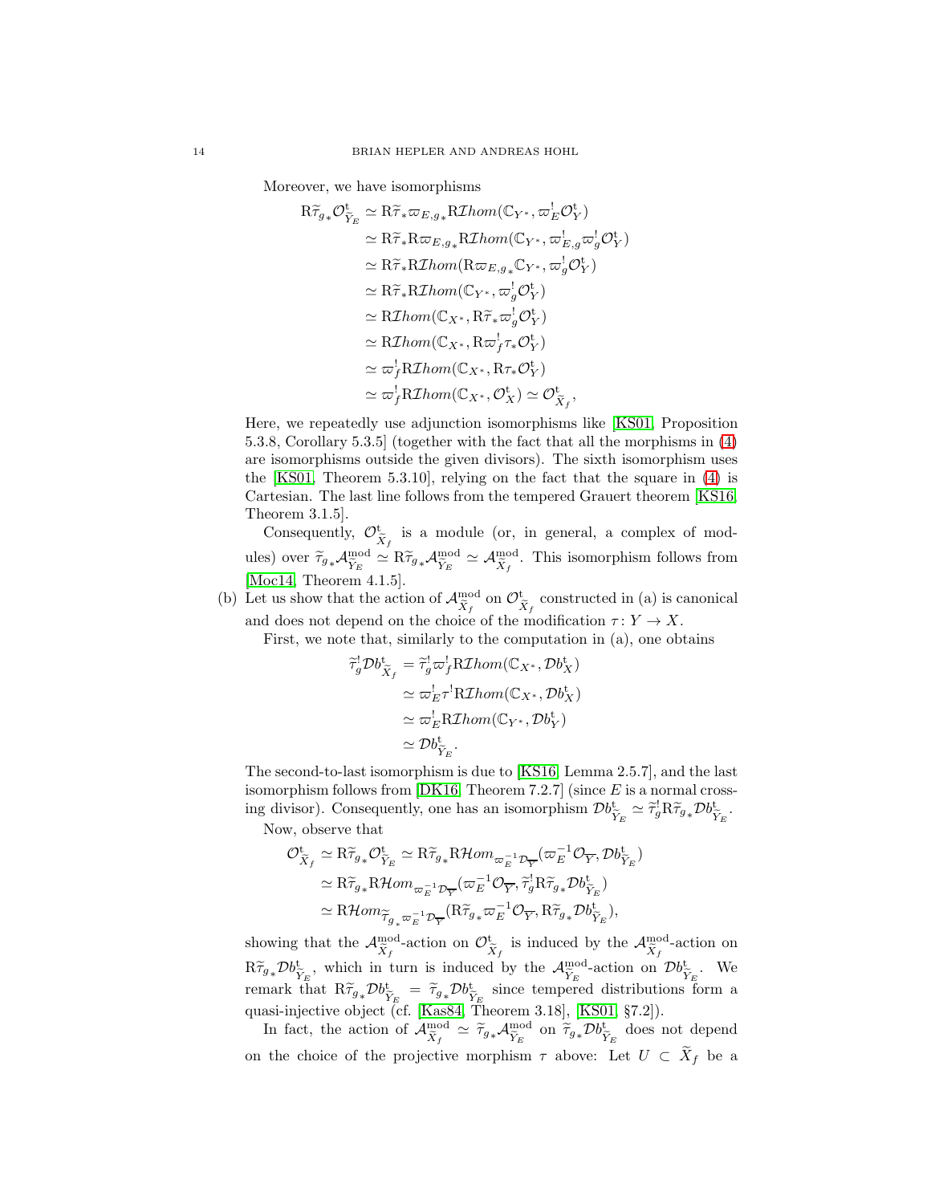Moreover, we have isomorphisms

$$
\begin{aligned}
\mathrm{R}\widetilde{\tau}_{g*}\mathcal{O}^{\mathrm{t}}_{\widetilde{Y}_E} &\simeq \mathrm{R}\widetilde{\tau}_*\varpi_{E,g*}\mathrm{R}\mathcal{I}hom(\mathbb{C}_{Y^*}, \varpi_E^!\mathcal{O}^{\mathrm{t}}_Y)\\
&\simeq \mathrm{R}\widetilde{\tau}_*\mathrm{R}\varpi_{E,g*}\mathrm{R}\mathcal{I}hom(\mathbb{C}_{Y^*}, \varpi_{E,g}^!\varpi_g^!\mathcal{O}^{\mathrm{t}}_Y)\\
&\simeq \mathrm{R}\widetilde{\tau}_*\mathrm{R}\mathcal{I}hom(\mathrm{R}\varpi_{E,g*}\mathbb{C}_{Y^*}, \varpi_g^!\mathcal{O}^{\mathrm{t}}_Y)\\
&\simeq \mathrm{R}\widetilde{\tau}_*\mathrm{R}\mathcal{I}hom(\mathbb{C}_{Y^*}, \varpi_g^!\mathcal{O}^{\mathrm{t}}_Y)\\
&\simeq \mathrm{R}\mathcal{I}hom(\mathbb{C}_{X^*}, \mathrm{R}\widetilde{\tau}_*\varpi_g^!\mathcal{O}^{\mathrm{t}}_Y)\\
&\simeq \mathrm{R}\mathcal{I}hom(\mathbb{C}_{X^*}, \mathrm{R}\varpi_f^!\tau_*\mathcal{O}^{\mathrm{t}}_Y)\\
&\simeq \varpi_f^!\mathrm{R}\mathcal{I}hom(\mathbb{C}_{X^*}, \mathrm{R}\tau_*\mathcal{O}^{\mathrm{t}}_Y)\\
&\simeq \varpi_f^!\mathrm{R}\mathcal{I}hom(\mathbb{C}_{X^*}, \mathcal{O}^{\mathrm{t}}_X) \simeq \mathcal{O}^{\mathrm{t}}_{\widetilde{X}_f},
\end{aligned}
$$

Here, we repeatedly use adjunction isomorphisms like [KS01, Proposition 5.3.8, Corollary 5.3.5] (together with the fact that all the morphisms in (4) are isomorphisms outside the given divisors). The sixth isomorphism uses the [KS01, Theorem 5.3.10], relying on the fact that the square in (4) is Cartesian. The last line follows from the tempered Grauert theorem [KS16, Theorem 3.1.5].

Consequently, $\mathcal{O}^{\mathrm{t}}_{\widetilde{X}_f}$ is a module (or, in general, a complex of modules) over $\widetilde{\tau}_{g*}\mathcal{A}^{\mathrm{mod}}_{\widetilde{Y}_E} \simeq \mathrm{R}\widetilde{\tau}_{g*}\mathcal{A}^{\mathrm{mod}}_{\widetilde{Y}_E} \simeq \mathcal{A}^{\mathrm{mod}}_{\widetilde{X}_f}$. This isomorphism follows from [Moc14, Theorem 4.1.5].

(b) Let us show that the action of $\mathcal{A}^{\mathrm{mod}}_{\widetilde{X}_f}$ on $\mathcal{O}^{\mathrm{t}}_{\widetilde{X}_f}$ constructed in (a) is canonical and does not depend on the choice of the modification $\tau\colon Y \to X$.

First, we note that, similarly to the computation in (a), one obtains

$$
\begin{aligned}
\widetilde{\tau}_g^!\mathcal{D}b^{\mathrm{t}}_{\widetilde{X}_f} &= \widetilde{\tau}_g^!\varpi_f^!\mathrm{R}\mathcal{I}hom(\mathbb{C}_{X^*}, \mathcal{D}b^{\mathrm{t}}_X)\\
&\simeq \varpi_E^!\tau^!\mathrm{R}\mathcal{I}hom(\mathbb{C}_{X^*}, \mathcal{D}b^{\mathrm{t}}_X)\\
&\simeq \varpi_E^!\mathrm{R}\mathcal{I}hom(\mathbb{C}_{Y^*}, \mathcal{D}b^{\mathrm{t}}_Y)\\
&\simeq \mathcal{D}b^{\mathrm{t}}_{\widetilde{Y}_E}.
\end{aligned}
$$

The second-to-last isomorphism is due to [KS16, Lemma 2.5.7], and the last isomorphism follows from [DK16, Theorem 7.2.7] (since $E$ is a normal crossing divisor). Consequently, one has an isomorphism $\mathcal{D}b^{\mathrm{t}}_{\widetilde{Y}_E} \simeq \widetilde{\tau}_g^!\mathrm{R}\widetilde{\tau}_{g*}\mathcal{D}b^{\mathrm{t}}_{\widetilde{Y}_E}$.

Now, observe that

$$
\begin{aligned}
\mathcal{O}^{\mathrm{t}}_{\widetilde{X}_f} &\simeq \mathrm{R}\widetilde{\tau}_{g*}\mathcal{O}^{\mathrm{t}}_{\widetilde{Y}_E} \simeq \mathrm{R}\widetilde{\tau}_{g*}\mathrm{R}\mathcal{H}om_{\varpi_E^{-1}\mathcal{D}_{\overline{Y}}}(\varpi_E^{-1}\mathcal{O}_{\overline{Y}}, \mathcal{D}b^{\mathrm{t}}_{\widetilde{Y}_E})\\
&\simeq \mathrm{R}\widetilde{\tau}_{g*}\mathrm{R}\mathcal{H}om_{\varpi_E^{-1}\mathcal{D}_{\overline{Y}}}(\varpi_E^{-1}\mathcal{O}_{\overline{Y}}, \widetilde{\tau}_g^!\mathrm{R}\widetilde{\tau}_{g*}\mathcal{D}b^{\mathrm{t}}_{\widetilde{Y}_E})\\
&\simeq \mathrm{R}\mathcal{H}om_{\widetilde{\tau}_{g*}\varpi_E^{-1}\mathcal{D}_{\overline{Y}}}(\mathrm{R}\widetilde{\tau}_{g*}\varpi_E^{-1}\mathcal{O}_{\overline{Y}}, \mathrm{R}\widetilde{\tau}_{g*}\mathcal{D}b^{\mathrm{t}}_{\widetilde{Y}_E}),
\end{aligned}
$$

showing that the $\mathcal{A}^{\mathrm{mod}}_{\widetilde{X}_f}$-action on $\mathcal{O}^{\mathrm{t}}_{\widetilde{X}_f}$ is induced by the $\mathcal{A}^{\mathrm{mod}}_{\widetilde{X}_f}$-action on $\mathrm{R}\widetilde{\tau}_{g*}\mathcal{D}b^{\mathrm{t}}_{\widetilde{Y}_E}$, which in turn is induced by the $\mathcal{A}^{\mathrm{mod}}_{\widetilde{Y}_E}$-action on $\mathcal{D}b^{\mathrm{t}}_{\widetilde{Y}_E}$. We remark that $\mathrm{R}\widetilde{\tau}_{g*}\mathcal{D}b^{\mathrm{t}}_{\widetilde{Y}_E} = \widetilde{\tau}_{g*}\mathcal{D}b^{\mathrm{t}}_{\widetilde{Y}_E}$ since tempered distributions form a quasi-injective object (cf. [Kas84, Theorem 3.18], [KS01, §7.2]).

In fact, the action of $\mathcal{A}^{\mathrm{mod}}_{\widetilde{X}_f} \simeq \widetilde{\tau}_{g*}\mathcal{A}^{\mathrm{mod}}_{\widetilde{Y}_E}$ on $\widetilde{\tau}_{g*}\mathcal{D}b^{\mathrm{t}}_{\widetilde{Y}_E}$ does not depend on the choice of the projective morphism $\tau$ above: Let $U \subset \widetilde{X}_f$ be a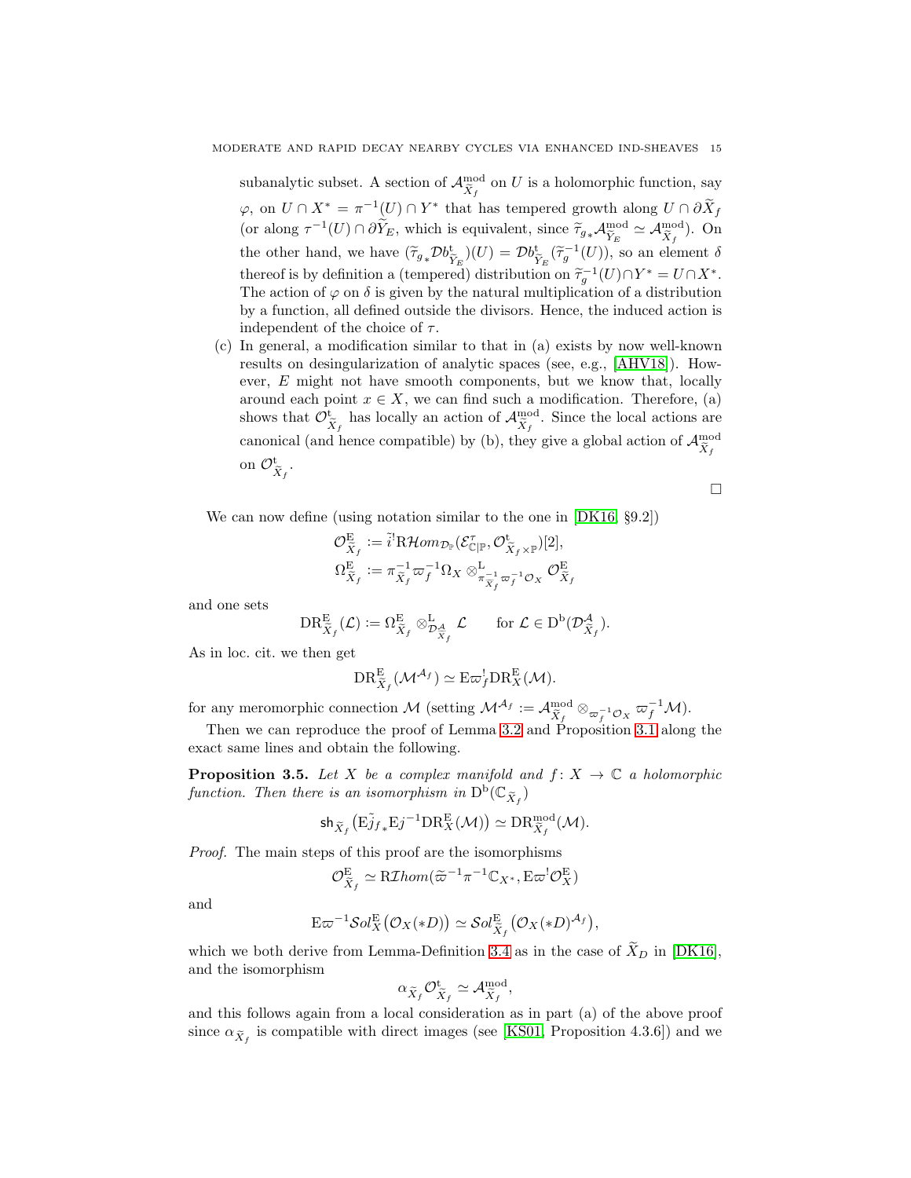subanalytic subset. A section of $\mathcal{A}^{\mathrm{mod}}_{\widetilde{X}_f}$ on $U$ is a holomorphic function, say $\varphi$, on $U \cap X^* = \pi^{-1}(U) \cap Y^*$ that has tempered growth along $U \cap \partial\widetilde{X}_f$ (or along $\tau^{-1}(U) \cap \partial\widetilde{Y}_E$, which is equivalent, since $\widetilde{\tau}_{g*}\mathcal{A}^{\mathrm{mod}}_{\widetilde{Y}_E} \simeq \mathcal{A}^{\mathrm{mod}}_{\widetilde{X}_f}$). On the other hand, we have $(\widetilde{\tau}_{g*}\mathcal{D}b^{\mathrm{t}}_{\widetilde{Y}_E})(U) = \mathcal{D}b^{\mathrm{t}}_{\widetilde{Y}_E}(\widetilde{\tau}_g^{-1}(U))$, so an element $\delta$ thereof is by definition a (tempered) distribution on $\widetilde{\tau}_g^{-1}(U) \cap Y^* = U \cap X^*$. The action of $\varphi$ on $\delta$ is given by the natural multiplication of a distribution by a function, all defined outside the divisors. Hence, the induced action is independent of the choice of $\tau$.

(c) In general, a modification similar to that in (a) exists by now well-known results on desingularization of analytic spaces (see, e.g., [AHV18]). However, $E$ might not have smooth components, but we know that, locally around each point $x \in X$, we can find such a modification. Therefore, (a) shows that $\mathcal{O}^{\mathrm{t}}_{\widetilde{X}_f}$ has locally an action of $\mathcal{A}^{\mathrm{mod}}_{\widetilde{X}_f}$. Since the local actions are canonical (and hence compatible) by (b), they give a global action of $\mathcal{A}^{\mathrm{mod}}_{\widetilde{X}_f}$ on $\mathcal{O}^{\mathrm{t}}_{\widetilde{X}_f}$.

□

We can now define (using notation similar to the one in [DK16, §9.2])

$$\mathcal{O}^{\mathrm{E}}_{\widetilde{X}_f} := \tilde{i}^! \mathrm{R}\mathcal{H}om_{\mathcal{D}_{\mathbb{P}}}(\mathcal{E}^{\tau}_{\mathbb{C}|\mathbb{P}}, \mathcal{O}^{\mathrm{t}}_{\widetilde{X}_f \times \mathbb{P}})[2],$$
$$\Omega^{\mathrm{E}}_{\widetilde{X}_f} := \pi^{-1}_{\widetilde{X}_f}\varpi_f^{-1}\Omega_X \otimes^{\mathrm{L}}_{\pi^{-1}_{\widetilde{X}_f}\varpi_f^{-1}\mathcal{O}_X} \mathcal{O}^{\mathrm{E}}_{\widetilde{X}_f}$$

and one sets

$$\mathrm{DR}^{\mathrm{E}}_{\widetilde{X}_f}(\mathcal{L}) := \Omega^{\mathrm{E}}_{\widetilde{X}_f} \otimes^{\mathrm{L}}_{\mathcal{D}^{\mathcal{A}}_{\widetilde{X}_f}} \mathcal{L} \qquad \text{for } \mathcal{L} \in \mathrm{D}^{\mathrm{b}}(\mathcal{D}^{\mathcal{A}}_{\widetilde{X}_f}).$$

As in loc. cit. we then get

$$\mathrm{DR}^{\mathrm{E}}_{\widetilde{X}_f}(\mathcal{M}^{\mathcal{A}_f}) \simeq \mathrm{E}\varpi_f^! \mathrm{DR}^{\mathrm{E}}_X(\mathcal{M}).$$

for any meromorphic connection $\mathcal{M}$ (setting $\mathcal{M}^{\mathcal{A}_f} := \mathcal{A}^{\mathrm{mod}}_{\widetilde{X}_f} \otimes_{\varpi_f^{-1}\mathcal{O}_X} \varpi_f^{-1}\mathcal{M}$).

Then we can reproduce the proof of Lemma 3.2 and Proposition 3.1 along the exact same lines and obtain the following.

**Proposition 3.5.** *Let $X$ be a complex manifold and $f\colon X \to \mathbb{C}$ a holomorphic function. Then there is an isomorphism in $\mathrm{D}^{\mathrm{b}}(\mathbb{C}_{\widetilde{X}_f})$*

$$\mathsf{sh}_{\widetilde{X}_f}\big(\mathrm{E}\tilde{j}_{f*}\mathrm{E}j^{-1}\mathrm{DR}^{\mathrm{E}}_X(\mathcal{M})\big) \simeq \mathrm{DR}^{\mathrm{mod}}_{\widetilde{X}_f}(\mathcal{M}).$$

*Proof.* The main steps of this proof are the isomorphisms

$$\mathcal{O}^{\mathrm{E}}_{\widetilde{X}_f} \simeq \mathrm{R}\mathcal{I}hom(\widetilde{\varpi}^{-1}\pi^{-1}\mathbb{C}_{X^*}, \mathrm{E}\varpi^! \mathcal{O}^{\mathrm{E}}_X)$$

and

$$\mathrm{E}\varpi^{-1}\mathcal{S}ol^{\mathrm{E}}_X\big(\mathcal{O}_X(*D)\big) \simeq \mathcal{S}ol^{\mathrm{E}}_{\widetilde{X}_f}\big(\mathcal{O}_X(*D)^{\mathcal{A}_f}\big),$$

which we both derive from Lemma-Definition 3.4 as in the case of $\widetilde{X}_D$ in [DK16], and the isomorphism

$$\alpha_{\widetilde{X}_f}\mathcal{O}^{\mathrm{t}}_{\widetilde{X}_f} \simeq \mathcal{A}^{\mathrm{mod}}_{\widetilde{X}_f},$$

and this follows again from a local consideration as in part (a) of the above proof since $\alpha_{\widetilde{X}_f}$ is compatible with direct images (see [KS01, Proposition 4.3.6]) and we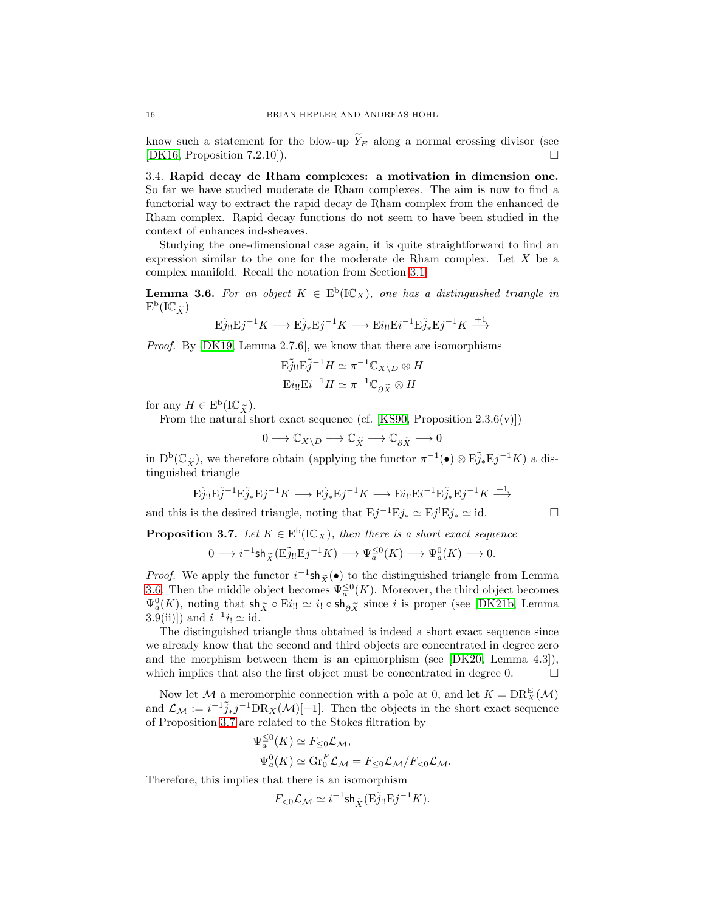know such a statement for the blow-up $\widetilde{Y}_E$ along a normal crossing divisor (see [DK16, Proposition 7.2.10]). $\square$

**3.4. Rapid decay de Rham complexes: a motivation in dimension one.** So far we have studied moderate de Rham complexes. The aim is now to find a functorial way to extract the rapid decay de Rham complex from the enhanced de Rham complex. Rapid decay functions do not seem to have been studied in the context of enhances ind-sheaves.

Studying the one-dimensional case again, it is quite straightforward to find an expression similar to the one for the moderate de Rham complex. Let $X$ be a complex manifold. Recall the notation from Section 3.1.

**Lemma 3.6.** *For an object $K \in \mathrm{E}^{\mathrm{b}}(\mathrm{I}\mathbb{C}_X)$, one has a distinguished triangle in $\mathrm{E}^{\mathrm{b}}(\mathrm{I}\mathbb{C}_{\widetilde{X}})$*

$$\mathrm{E}\tilde{j}_{!!}\mathrm{E}j^{-1}K \longrightarrow \mathrm{E}\tilde{j}_{*}\mathrm{E}j^{-1}K \longrightarrow \mathrm{E}i_{!!}\mathrm{E}i^{-1}\mathrm{E}\tilde{j}_{*}\mathrm{E}j^{-1}K \xrightarrow{+1}$$

*Proof.* By [DK19, Lemma 2.7.6], we know that there are isomorphisms

$$\mathrm{E}\tilde{j}_{!!}\mathrm{E}\tilde{j}^{-1}H \simeq \pi^{-1}\mathbb{C}_{X\setminus D} \otimes H$$
$$\mathrm{E}i_{!!}\mathrm{E}i^{-1}H \simeq \pi^{-1}\mathbb{C}_{\partial\widetilde{X}} \otimes H$$

for any $H \in \mathrm{E}^{\mathrm{b}}(\mathrm{I}\mathbb{C}_{\widetilde{X}})$.

From the natural short exact sequence (cf. [KS90, Proposition 2.3.6(v)])

$$0 \longrightarrow \mathbb{C}_{X\setminus D} \longrightarrow \mathbb{C}_{\widetilde{X}} \longrightarrow \mathbb{C}_{\partial\widetilde{X}} \longrightarrow 0$$

in $\mathrm{D}^{\mathrm{b}}(\mathbb{C}_{\widetilde{X}})$, we therefore obtain (applying the functor $\pi^{-1}(\bullet) \otimes \mathrm{E}\tilde{j}_{*}\mathrm{E}j^{-1}K$) a distinguished triangle

$$\mathrm{E}\tilde{j}_{!!}\mathrm{E}\tilde{j}^{-1}\mathrm{E}\tilde{j}_{*}\mathrm{E}j^{-1}K \longrightarrow \mathrm{E}\tilde{j}_{*}\mathrm{E}j^{-1}K \longrightarrow \mathrm{E}i_{!!}\mathrm{E}i^{-1}\mathrm{E}\tilde{j}_{*}\mathrm{E}j^{-1}K \xrightarrow{+1}$$

and this is the desired triangle, noting that $\mathrm{E}j^{-1}\mathrm{E}j_{*} \simeq \mathrm{E}j^{!}\mathrm{E}j_{*} \simeq \mathrm{id}$. $\square$

**Proposition 3.7.** *Let $K \in \mathrm{E}^{\mathrm{b}}(\mathrm{I}\mathbb{C}_X)$, then there is a short exact sequence*

$$0 \longrightarrow i^{-1}\mathsf{sh}_{\widetilde{X}}(\mathrm{E}\tilde{j}_{!!}\mathrm{E}j^{-1}K) \longrightarrow \Psi_a^{\leq 0}(K) \longrightarrow \Psi_a^0(K) \longrightarrow 0.$$

*Proof.* We apply the functor $i^{-1}\mathsf{sh}_{\widetilde{X}}(\bullet)$ to the distinguished triangle from Lemma 3.6. Then the middle object becomes $\Psi_a^{\leq 0}(K)$. Moreover, the third object becomes $\Psi_a^0(K)$, noting that $\mathsf{sh}_{\widetilde{X}} \circ \mathrm{E}i_{!!} \simeq i_{!} \circ \mathsf{sh}_{\partial\widetilde{X}}$ since $i$ is proper (see [DK21b, Lemma 3.9(ii)]) and $i^{-1}i_{!} \simeq \mathrm{id}$.

The distinguished triangle thus obtained is indeed a short exact sequence since we already know that the second and third objects are concentrated in degree zero and the morphism between them is an epimorphism (see [DK20, Lemma 4.3]), which implies that also the first object must be concentrated in degree 0. $\square$

Now let $\mathcal{M}$ a meromorphic connection with a pole at 0, and let $K = \mathrm{DR}_X^{\mathrm{E}}(\mathcal{M})$ and $\mathcal{L}_{\mathcal{M}} := i^{-1}\tilde{j}_{*}j^{-1}\mathrm{DR}_X(\mathcal{M})[-1]$. Then the objects in the short exact sequence of Proposition 3.7 are related to the Stokes filtration by

$$\Psi_a^{\leq 0}(K) \simeq F_{\leq 0}\mathcal{L}_{\mathcal{M}},$$
$$\Psi_a^0(K) \simeq \mathrm{Gr}_0^F \mathcal{L}_{\mathcal{M}} = F_{\leq 0}\mathcal{L}_{\mathcal{M}}/F_{<0}\mathcal{L}_{\mathcal{M}}.$$

Therefore, this implies that there is an isomorphism

$$F_{<0}\mathcal{L}_{\mathcal{M}} \simeq i^{-1}\mathsf{sh}_{\widetilde{X}}(\mathrm{E}\tilde{j}_{!!}\mathrm{E}j^{-1}K).$$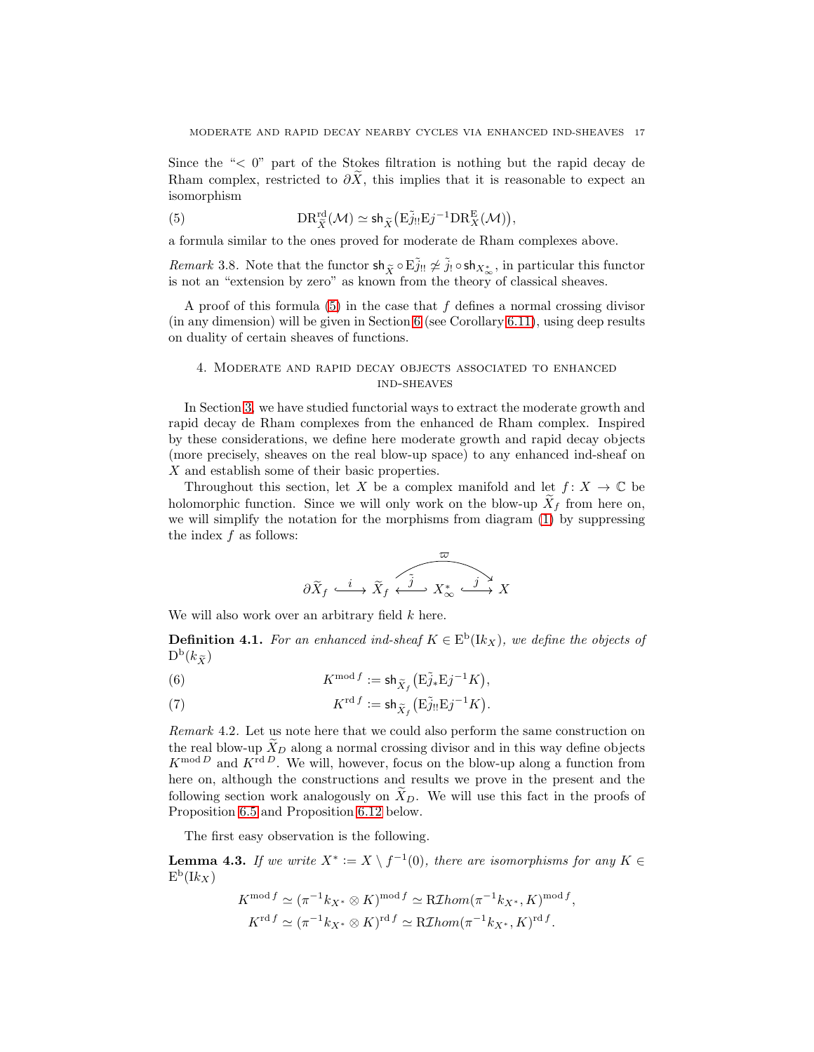Since the "$< 0$" part of the Stokes filtration is nothing but the rapid decay de Rham complex, restricted to $\partial\widetilde{X}$, this implies that it is reasonable to expect an isomorphism

$$\mathrm{DR}^{\mathrm{rd}}_{\widetilde{X}}(\mathcal{M}) \simeq \mathsf{sh}_{\widetilde{X}}\big(\mathrm{E}\tilde{j}_{!!}\mathrm{E}j^{-1}\mathrm{DR}^{\mathrm{E}}_X(\mathcal{M})\big), \tag{5}$$

a formula similar to the ones proved for moderate de Rham complexes above.

*Remark* 3.8. Note that the functor $\mathsf{sh}_{\widetilde{X}} \circ \mathrm{E}\tilde{j}_{!!} \not\simeq \tilde{j}_! \circ \mathsf{sh}_{X^*_\infty}$, in particular this functor is not an "extension by zero" as known from the theory of classical sheaves.

A proof of this formula (5) in the case that $f$ defines a normal crossing divisor (in any dimension) will be given in Section 6 (see Corollary 6.11), using deep results on duality of certain sheaves of functions.

## 4. Moderate and rapid decay objects associated to enhanced ind-sheaves

In Section 3, we have studied functorial ways to extract the moderate growth and rapid decay de Rham complexes from the enhanced de Rham complex. Inspired by these considerations, we define here moderate growth and rapid decay objects (more precisely, sheaves on the real blow-up space) to any enhanced ind-sheaf on $X$ and establish some of their basic properties.

Throughout this section, let $X$ be a complex manifold and let $f\colon X \to \mathbb{C}$ be holomorphic function. Since we will only work on the blow-up $\widetilde{X}_f$ from here on, we will simplify the notation for the morphisms from diagram (1) by suppressing the index $f$ as follows:

$$\partial\widetilde{X}_f \xhookrightarrow{\ i\ } \widetilde{X}_f \xhookleftarrow{\ \tilde{j}\ } X^*_\infty \xhookrightarrow{\ j\ } X, \qquad \varpi\colon \widetilde{X}_f \to X$$

We will also work over an arbitrary field $k$ here.

**Definition 4.1.** *For an enhanced ind-sheaf $K \in \mathrm{E}^{\mathrm{b}}(\mathrm{I}k_X)$, we define the objects of $\mathrm{D}^{\mathrm{b}}(k_{\widetilde{X}})$*

$$K^{\mathrm{mod}\,f} := \mathsf{sh}_{\widetilde{X}_f}\big(\mathrm{E}\tilde{j}_*\mathrm{E}j^{-1}K\big), \tag{6}$$

$$K^{\mathrm{rd}\,f} := \mathsf{sh}_{\widetilde{X}_f}\big(\mathrm{E}\tilde{j}_{!!}\mathrm{E}j^{-1}K\big). \tag{7}$$

*Remark* 4.2. Let us note here that we could also perform the same construction on the real blow-up $\widetilde{X}_D$ along a normal crossing divisor and in this way define objects $K^{\mathrm{mod}\,D}$ and $K^{\mathrm{rd}\,D}$. We will, however, focus on the blow-up along a function from here on, although the constructions and results we prove in the present and the following section work analogously on $\widetilde{X}_D$. We will use this fact in the proofs of Proposition 6.5 and Proposition 6.12 below.

The first easy observation is the following.

**Lemma 4.3.** *If we write $X^* := X \setminus f^{-1}(0)$, there are isomorphisms for any $K \in \mathrm{E}^{\mathrm{b}}(\mathrm{I}k_X)$*

$$K^{\mathrm{mod}\,f} \simeq (\pi^{-1}k_{X^*} \otimes K)^{\mathrm{mod}\,f} \simeq \mathrm{R}\mathcal{I}hom(\pi^{-1}k_{X^*}, K)^{\mathrm{mod}\,f},$$
$$K^{\mathrm{rd}\,f} \simeq (\pi^{-1}k_{X^*} \otimes K)^{\mathrm{rd}\,f} \simeq \mathrm{R}\mathcal{I}hom(\pi^{-1}k_{X^*}, K)^{\mathrm{rd}\,f}.$$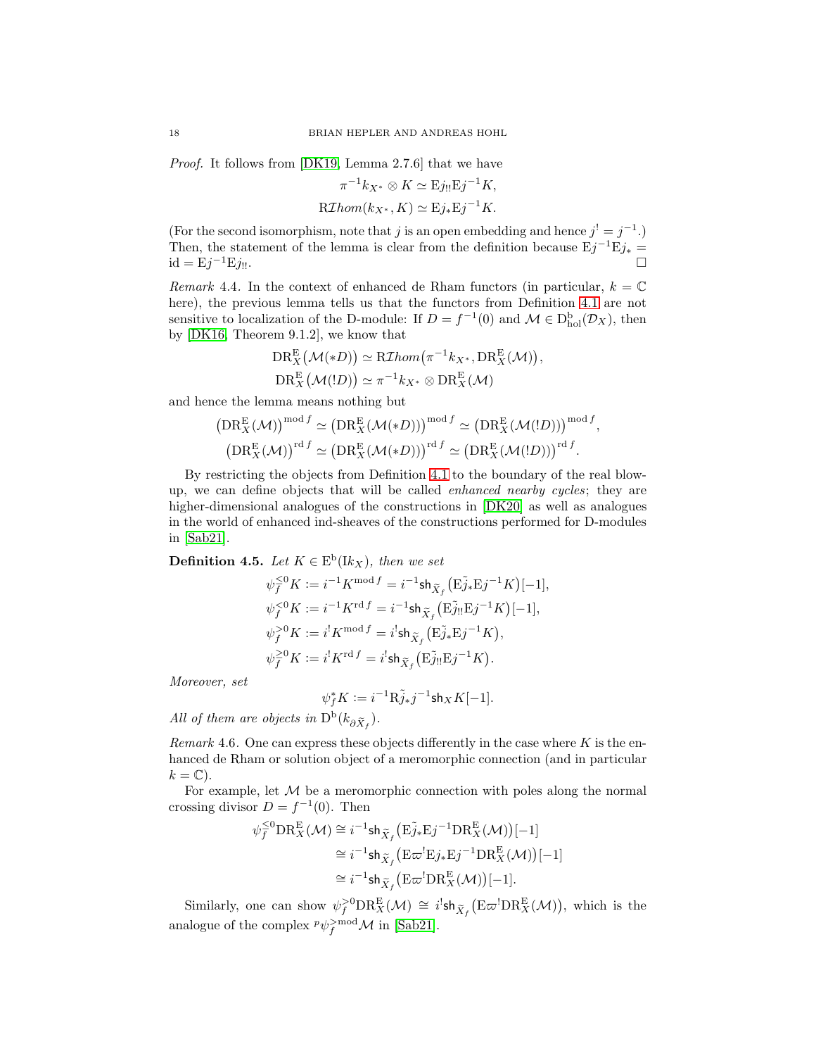*Proof.* It follows from [DK19, Lemma 2.7.6] that we have

$$\pi^{-1}k_{X^*} \otimes K \simeq \mathrm{E}j_{!!}\mathrm{E}j^{-1}K,$$
$$\mathrm{R}\mathcal{I}hom(k_{X^*}, K) \simeq \mathrm{E}j_*\mathrm{E}j^{-1}K.$$

(For the second isomorphism, note that $j$ is an open embedding and hence $j^! = j^{-1}$.) Then, the statement of the lemma is clear from the definition because $\mathrm{E}j^{-1}\mathrm{E}j_* = \mathrm{id} = \mathrm{E}j^{-1}\mathrm{E}j_{!!}$. $\square$

*Remark* 4.4. In the context of enhanced de Rham functors (in particular, $k = \mathbb{C}$ here), the previous lemma tells us that the functors from Definition 4.1 are not sensitive to localization of the D-module: If $D = f^{-1}(0)$ and $\mathcal{M} \in \mathrm{D}^{\mathrm{b}}_{\mathrm{hol}}(\mathcal{D}_X)$, then by [DK16, Theorem 9.1.2], we know that

$$\mathrm{DR}^{\mathrm{E}}_X\big(\mathcal{M}(*D)\big) \simeq \mathrm{R}\mathcal{I}hom\big(\pi^{-1}k_{X^*}, \mathrm{DR}^{\mathrm{E}}_X(\mathcal{M})\big),$$
$$\mathrm{DR}^{\mathrm{E}}_X\big(\mathcal{M}(!D)\big) \simeq \pi^{-1}k_{X^*} \otimes \mathrm{DR}^{\mathrm{E}}_X(\mathcal{M})$$

and hence the lemma means nothing but

$$\big(\mathrm{DR}^{\mathrm{E}}_X(\mathcal{M})\big)^{\mathrm{mod}\,f} \simeq \big(\mathrm{DR}^{\mathrm{E}}_X(\mathcal{M}(*D))\big)^{\mathrm{mod}\,f} \simeq \big(\mathrm{DR}^{\mathrm{E}}_X(\mathcal{M}(!D))\big)^{\mathrm{mod}\,f},$$
$$\big(\mathrm{DR}^{\mathrm{E}}_X(\mathcal{M})\big)^{\mathrm{rd}\,f} \simeq \big(\mathrm{DR}^{\mathrm{E}}_X(\mathcal{M}(*D))\big)^{\mathrm{rd}\,f} \simeq \big(\mathrm{DR}^{\mathrm{E}}_X(\mathcal{M}(!D))\big)^{\mathrm{rd}\,f}.$$

By restricting the objects from Definition 4.1 to the boundary of the real blow-up, we can define objects that will be called *enhanced nearby cycles*; they are higher-dimensional analogues of the constructions in [DK20] as well as analogues in the world of enhanced ind-sheaves of the constructions performed for D-modules in [Sab21].

**Definition 4.5.** *Let $K \in \mathrm{E}^{\mathrm{b}}(\mathrm{I}k_X)$, then we set*

$$\psi_f^{\leq 0}K := i^{-1}K^{\mathrm{mod}\,f} = i^{-1}\mathsf{sh}_{\widetilde{X}_f}\big(\mathrm{E}\tilde{j}_*\mathrm{E}j^{-1}K\big)[-1],$$
$$\psi_f^{< 0}K := i^{-1}K^{\mathrm{rd}\,f} = i^{-1}\mathsf{sh}_{\widetilde{X}_f}\big(\mathrm{E}\tilde{j}_{!!}\mathrm{E}j^{-1}K\big)[-1],$$
$$\psi_f^{> 0}K := i^{!}K^{\mathrm{mod}\,f} = i^{!}\mathsf{sh}_{\widetilde{X}_f}\big(\mathrm{E}\tilde{j}_*\mathrm{E}j^{-1}K\big),$$
$$\psi_f^{\geq 0}K := i^{!}K^{\mathrm{rd}\,f} = i^{!}\mathsf{sh}_{\widetilde{X}_f}\big(\mathrm{E}\tilde{j}_{!!}\mathrm{E}j^{-1}K\big).$$

*Moreover, set*

$$\psi_f^{*}K := i^{-1}\mathrm{R}\tilde{j}_*j^{-1}\mathsf{sh}_X K[-1].$$

*All of them are objects in $\mathrm{D}^{\mathrm{b}}(k_{\partial\widetilde{X}_f})$.*

*Remark* 4.6. One can express these objects differently in the case where $K$ is the enhanced de Rham or solution object of a meromorphic connection (and in particular $k = \mathbb{C}$).

For example, let $\mathcal{M}$ be a meromorphic connection with poles along the normal crossing divisor $D = f^{-1}(0)$. Then

$$\begin{aligned}
\psi_f^{\leq 0}\mathrm{DR}^{\mathrm{E}}_X(\mathcal{M}) &\cong i^{-1}\mathsf{sh}_{\widetilde{X}_f}\big(\mathrm{E}\tilde{j}_*\mathrm{E}j^{-1}\mathrm{DR}^{\mathrm{E}}_X(\mathcal{M})\big)[-1] \\
&\cong i^{-1}\mathsf{sh}_{\widetilde{X}_f}\big(\mathrm{E}\varpi^{!}\mathrm{E}j_*\mathrm{E}j^{-1}\mathrm{DR}^{\mathrm{E}}_X(\mathcal{M})\big)[-1] \\
&\cong i^{-1}\mathsf{sh}_{\widetilde{X}_f}\big(\mathrm{E}\varpi^{!}\mathrm{DR}^{\mathrm{E}}_X(\mathcal{M})\big)[-1].
\end{aligned}$$

Similarly, one can show $\psi_f^{>0}\mathrm{DR}^{\mathrm{E}}_X(\mathcal{M}) \cong i^{!}\mathsf{sh}_{\widetilde{X}_f}\big(\mathrm{E}\varpi^{!}\mathrm{DR}^{\mathrm{E}}_X(\mathcal{M})\big)$, which is the analogue of the complex ${}^{p}\psi_f^{>\mathrm{mod}}\mathcal{M}$ in [Sab21].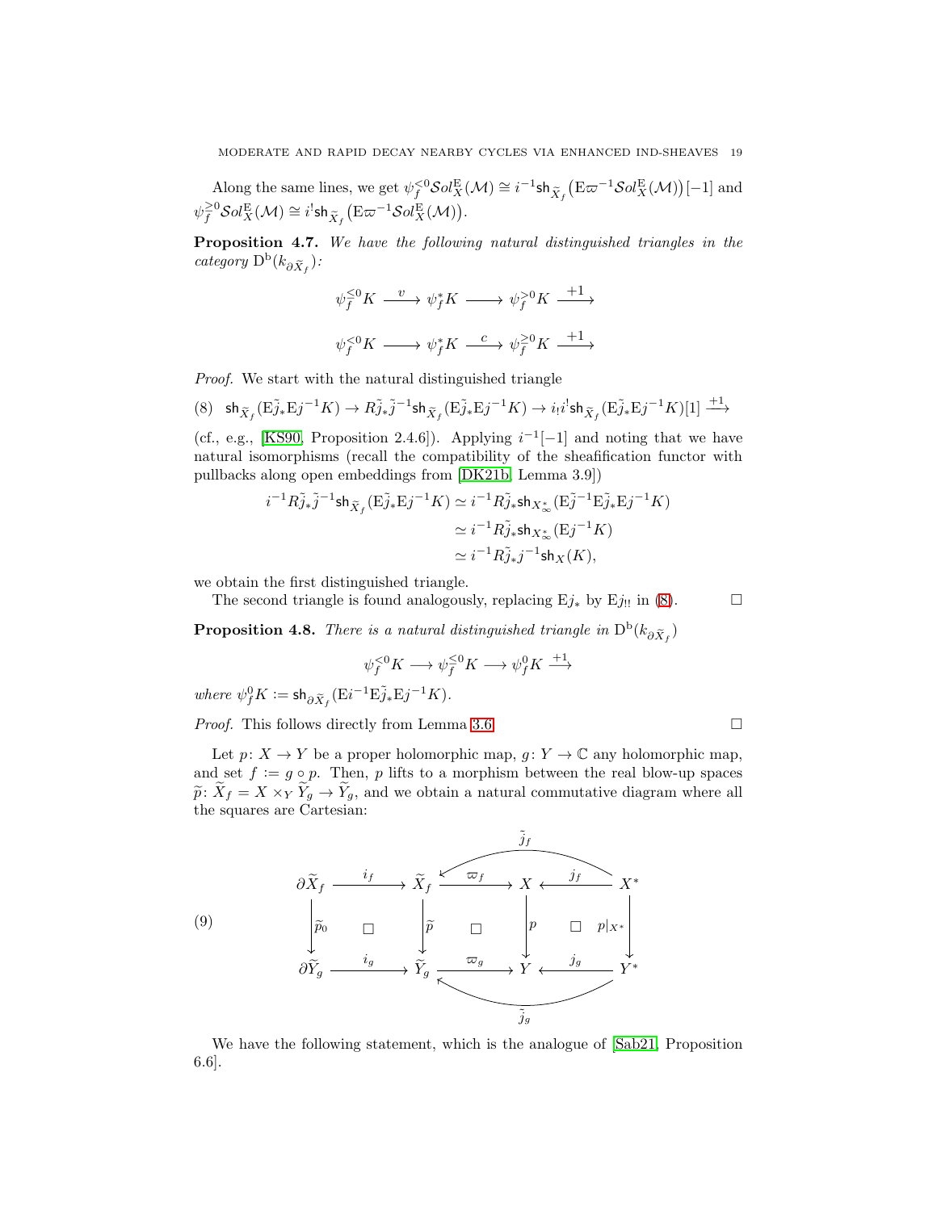Along the same lines, we get $\psi_f^{<0}\mathcal{S}ol_X^{\mathrm{E}}(\mathcal{M}) \cong i^{-1}\mathsf{sh}_{\widetilde{X}_f}\big(\mathrm{E}\varpi^{-1}\mathcal{S}ol_X^{\mathrm{E}}(\mathcal{M})\big)[-1]$ and $\psi_f^{\geq 0}\mathcal{S}ol_X^{\mathrm{E}}(\mathcal{M}) \cong i^{!}\mathsf{sh}_{\widetilde{X}_f}\big(\mathrm{E}\varpi^{-1}\mathcal{S}ol_X^{\mathrm{E}}(\mathcal{M})\big)$.

**Proposition 4.7.** *We have the following natural distinguished triangles in the category* $\mathrm{D}^{\mathrm{b}}(k_{\partial\widetilde{X}_f})$*:*

$$\psi_f^{<0}K \xrightarrow{\ v\ } \psi_f^{*}K \longrightarrow \psi_f^{>0}K \xrightarrow{+1}$$

$$\psi_f^{\leq 0}K \longrightarrow \psi_f^{*}K \xrightarrow{\ c\ } \psi_f^{\geq 0}K \xrightarrow{+1}$$

*Proof.* We start with the natural distinguished triangle

$$\mathsf{sh}_{\widetilde{X}_f}(\mathrm{E}\tilde{j}_*\mathrm{E}j^{-1}K) \to R\tilde{j}_*\tilde{j}^{-1}\mathsf{sh}_{\widetilde{X}_f}(\mathrm{E}\tilde{j}_*\mathrm{E}j^{-1}K) \to i_!i^!\mathsf{sh}_{\widetilde{X}_f}(\mathrm{E}\tilde{j}_*\mathrm{E}j^{-1}K)[1] \xrightarrow{+1} \tag{8}$$

(cf., e.g., [KS90, Proposition 2.4.6]). Applying $i^{-1}[-1]$ and noting that we have natural isomorphisms (recall the compatibility of the sheafification functor with pullbacks along open embeddings from [DK21b, Lemma 3.9])

$$\begin{aligned}
i^{-1}R\tilde{j}_*\tilde{j}^{-1}\mathsf{sh}_{\widetilde{X}_f}(\mathrm{E}\tilde{j}_*\mathrm{E}j^{-1}K) &\simeq i^{-1}R\tilde{j}_*\mathsf{sh}_{X_\infty^*}(\mathrm{E}\tilde{j}^{-1}\mathrm{E}\tilde{j}_*\mathrm{E}j^{-1}K)\\
&\simeq i^{-1}R\tilde{j}_*\mathsf{sh}_{X_\infty^*}(\mathrm{E}j^{-1}K)\\
&\simeq i^{-1}R\tilde{j}_*j^{-1}\mathsf{sh}_X(K),
\end{aligned}$$

we obtain the first distinguished triangle.

The second triangle is found analogously, replacing $\mathrm{E}j_*$ by $\mathrm{E}j_{!!}$ in (8). $\square$

**Proposition 4.8.** *There is a natural distinguished triangle in* $\mathrm{D}^{\mathrm{b}}(k_{\partial\widetilde{X}_f})$

$$\psi_f^{<0}K \longrightarrow \psi_f^{\leq 0}K \longrightarrow \psi_f^{0}K \xrightarrow{+1}$$

*where* $\psi_f^0K := \mathsf{sh}_{\partial\widetilde{X}_f}(\mathrm{E}i^{-1}\mathrm{E}\tilde{j}_*\mathrm{E}j^{-1}K)$.

*Proof.* This follows directly from Lemma 3.6. $\square$

Let $p\colon X \to Y$ be a proper holomorphic map, $g\colon Y \to \mathbb{C}$ any holomorphic map, and set $f := g \circ p$. Then, $p$ lifts to a morphism between the real blow-up spaces $\widetilde{p}\colon \widetilde{X}_f = X \times_Y \widetilde{Y}_g \to \widetilde{Y}_g$, and we obtain a natural commutative diagram where all the squares are Cartesian:

$$\begin{array}{ccccccc}
\partial\widetilde{X}_f & \xrightarrow{i_f} & \widetilde{X}_f & \xrightarrow{\varpi_f} & X & \xleftarrow{j_f} & X^* \\
\downarrow{\scriptstyle \widetilde{p}_0} & \square & \downarrow{\scriptstyle \widetilde{p}} & \square & \downarrow{\scriptstyle p} & \square & \downarrow{\scriptstyle p|_{X^*}} \\
\partial\widetilde{Y}_g & \xrightarrow{i_g} & \widetilde{Y}_g & \xrightarrow{\varpi_g} & Y & \xleftarrow{j_g} & Y^*
\end{array} \tag{9}$$

(with arrows $\tilde{j}_f\colon X^* \to \widetilde{X}_f$ and $\tilde{j}_g\colon Y^* \to \widetilde{Y}_g$.)

We have the following statement, which is the analogue of [Sab21, Proposition 6.6].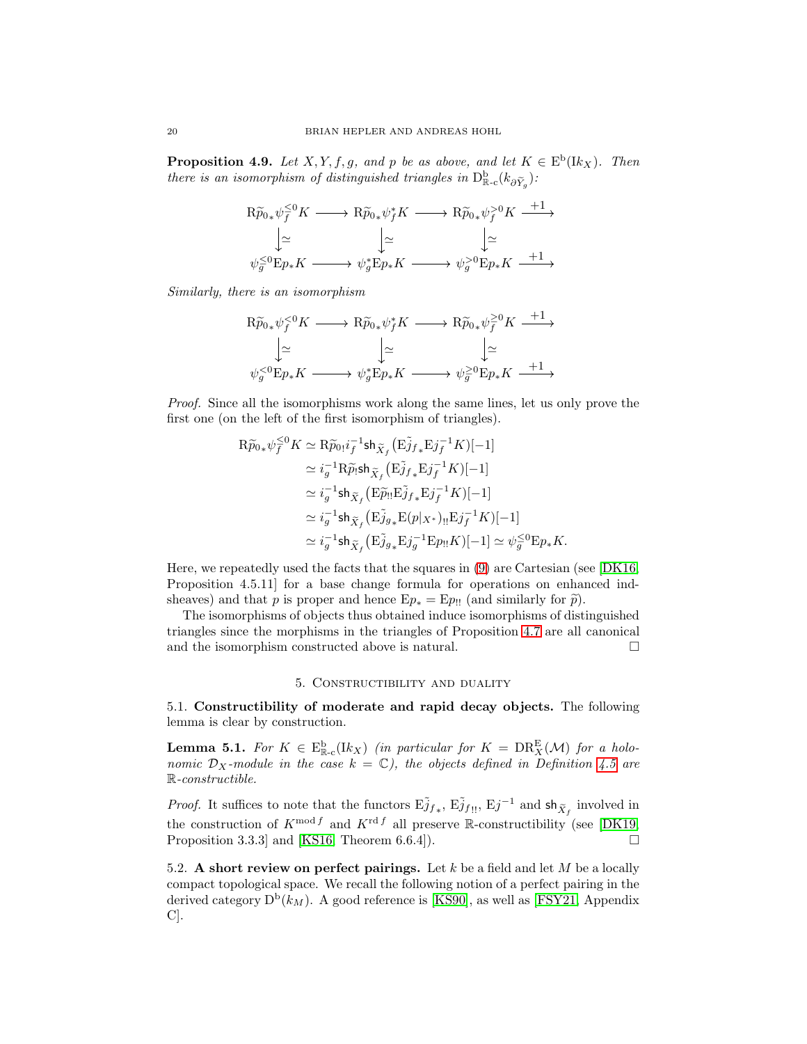**Proposition 4.9.** *Let $X, Y, f, g$, and $p$ be as above, and let $K \in \mathrm{E}^{\mathrm{b}}(\mathrm{I}k_X)$. Then there is an isomorphism of distinguished triangles in $\mathrm{D}^{\mathrm{b}}_{\mathbb{R}\text{-c}}(k_{\partial \widetilde{Y}_g})$:*

$$\begin{array}{ccccccc}
\mathrm{R}\widetilde{p}_{0*}\psi_f^{\leq 0}K & \longrightarrow & \mathrm{R}\widetilde{p}_{0*}\psi_f^{*}K & \longrightarrow & \mathrm{R}\widetilde{p}_{0*}\psi_f^{>0}K & \xrightarrow{+1} \\
\downarrow\simeq & & \downarrow\simeq & & \downarrow\simeq & \\
\psi_g^{\leq 0}\mathrm{E}p_*K & \longrightarrow & \psi_g^{*}\mathrm{E}p_*K & \longrightarrow & \psi_g^{>0}\mathrm{E}p_*K & \xrightarrow{+1}
\end{array}$$

*Similarly, there is an isomorphism*

$$\begin{array}{ccccccc}
\mathrm{R}\widetilde{p}_{0*}\psi_f^{< 0}K & \longrightarrow & \mathrm{R}\widetilde{p}_{0*}\psi_f^{*}K & \longrightarrow & \mathrm{R}\widetilde{p}_{0*}\psi_f^{\geq 0}K & \xrightarrow{+1} \\
\downarrow\simeq & & \downarrow\simeq & & \downarrow\simeq & \\
\psi_g^{< 0}\mathrm{E}p_*K & \longrightarrow & \psi_g^{*}\mathrm{E}p_*K & \longrightarrow & \psi_g^{\geq 0}\mathrm{E}p_*K & \xrightarrow{+1}
\end{array}$$

*Proof.* Since all the isomorphisms work along the same lines, let us only prove the first one (on the left of the first isomorphism of triangles).

$$\begin{aligned}
\mathrm{R}\widetilde{p}_{0*}\psi_f^{\leq 0}K &\simeq \mathrm{R}\widetilde{p}_{0!}i_f^{-1}\mathsf{sh}_{\widetilde{X}_f}\big(\mathrm{E}\tilde{j}_{f*}\mathrm{E}j_f^{-1}K\big)[-1] \\
&\simeq i_g^{-1}\mathrm{R}\widetilde{p}_!\mathsf{sh}_{\widetilde{X}_f}\big(\mathrm{E}\tilde{j}_{f*}\mathrm{E}j_f^{-1}K\big)[-1] \\
&\simeq i_g^{-1}\mathsf{sh}_{\widetilde{X}_f}\big(\mathrm{E}\widetilde{p}_{!!}\mathrm{E}\tilde{j}_{f*}\mathrm{E}j_f^{-1}K\big)[-1] \\
&\simeq i_g^{-1}\mathsf{sh}_{\widetilde{X}_f}\big(\mathrm{E}\tilde{j}_{g*}\mathrm{E}(p|_{X^*})_{!!}\mathrm{E}j_f^{-1}K\big)[-1] \\
&\simeq i_g^{-1}\mathsf{sh}_{\widetilde{X}_f}\big(\mathrm{E}\tilde{j}_{g*}\mathrm{E}j_g^{-1}\mathrm{E}p_{!!}K\big)[-1] \simeq \psi_g^{\leq 0}\mathrm{E}p_*K.
\end{aligned}$$

Here, we repeatedly used the facts that the squares in (9) are Cartesian (see [DK16, Proposition 4.5.11] for a base change formula for operations on enhanced ind-sheaves) and that $p$ is proper and hence $\mathrm{E}p_* = \mathrm{E}p_{!!}$ (and similarly for $\widetilde{p}$).

The isomorphisms of objects thus obtained induce isomorphisms of distinguished triangles since the morphisms in the triangles of Proposition 4.7 are all canonical and the isomorphism constructed above is natural. $\square$

## 5. Constructibility and duality

**5.1. Constructibility of moderate and rapid decay objects.** The following lemma is clear by construction.

**Lemma 5.1.** *For $K \in \mathrm{E}^{\mathrm{b}}_{\mathbb{R}\text{-c}}(\mathrm{I}k_X)$ (in particular for $K = \mathrm{DR}_X^{\mathrm{E}}(\mathcal{M})$ for a holonomic $\mathcal{D}_X$-module in the case $k = \mathbb{C}$), the objects defined in Definition 4.5 are $\mathbb{R}$-constructible.*

*Proof.* It suffices to note that the functors $\mathrm{E}\tilde{j}_{f*}$, $\mathrm{E}\tilde{j}_{f!!}$, $\mathrm{E}j^{-1}$ and $\mathsf{sh}_{\widetilde{X}_f}$ involved in the construction of $K^{\mathrm{mod}\, f}$ and $K^{\mathrm{rd}\, f}$ all preserve $\mathbb{R}$-constructibility (see [DK19, Proposition 3.3.3] and [KS16, Theorem 6.6.4]). $\square$

**5.2. A short review on perfect pairings.** Let $k$ be a field and let $M$ be a locally compact topological space. We recall the following notion of a perfect pairing in the derived category $\mathrm{D}^{\mathrm{b}}(k_M)$. A good reference is [KS90], as well as [FSY21, Appendix C].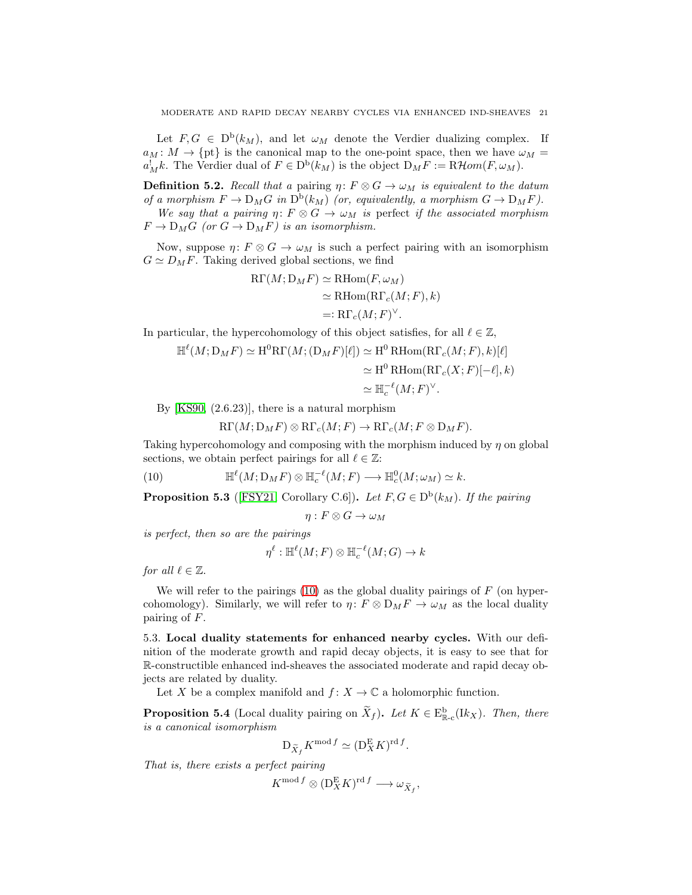Let $F, G \in \mathrm{D}^{\mathrm{b}}(k_M)$, and let $\omega_M$ denote the Verdier dualizing complex. If $a_M \colon M \to \{\mathrm{pt}\}$ is the canonical map to the one-point space, then we have $\omega_M = a_M^! k$. The Verdier dual of $F \in \mathrm{D}^{\mathrm{b}}(k_M)$ is the object $\mathrm{D}_M F := \mathrm{R}\mathcal{H}om(F, \omega_M)$.

**Definition 5.2.** *Recall that a pairing $\eta \colon F \otimes G \to \omega_M$ is equivalent to the datum of a morphism $F \to \mathrm{D}_M G$ in $\mathrm{D}^{\mathrm{b}}(k_M)$ (or, equivalently, a morphism $G \to \mathrm{D}_M F$).*

*We say that a pairing $\eta \colon F \otimes G \to \omega_M$ is* perfect *if the associated morphism $F \to \mathrm{D}_M G$ (or $G \to \mathrm{D}_M F$) is an isomorphism.*

Now, suppose $\eta \colon F \otimes G \to \omega_M$ is such a perfect pairing with an isomorphism $G \simeq D_M F$. Taking derived global sections, we find

$$
\begin{aligned}
\mathrm{R}\Gamma(M; \mathrm{D}_M F) &\simeq \mathrm{RHom}(F, \omega_M) \\
&\simeq \mathrm{RHom}(\mathrm{R}\Gamma_c(M; F), k) \\
&=: \mathrm{R}\Gamma_c(M; F)^\vee.
\end{aligned}
$$

In particular, the hypercohomology of this object satisfies, for all $\ell \in \mathbb{Z}$,

$$
\begin{aligned}
\mathbb{H}^\ell(M; \mathrm{D}_M F) \simeq \mathrm{H}^0 \mathrm{R}\Gamma(M; (\mathrm{D}_M F)[\ell]) &\simeq \mathrm{H}^0\, \mathrm{RHom}(\mathrm{R}\Gamma_c(M; F), k)[\ell] \\
&\simeq \mathrm{H}^0\, \mathrm{RHom}(\mathrm{R}\Gamma_c(X; F)[-\ell], k) \\
&\simeq \mathbb{H}_c^{-\ell}(M; F)^\vee.
\end{aligned}
$$

By [KS90, (2.6.23)], there is a natural morphism

$$
\mathrm{R}\Gamma(M; \mathrm{D}_M F) \otimes \mathrm{R}\Gamma_c(M; F) \to \mathrm{R}\Gamma_c(M; F \otimes \mathrm{D}_M F).
$$

Taking hypercohomology and composing with the morphism induced by $\eta$ on global sections, we obtain perfect pairings for all $\ell \in \mathbb{Z}$:

$$
\mathbb{H}^\ell(M; \mathrm{D}_M F) \otimes \mathbb{H}_c^{-\ell}(M; F) \longrightarrow \mathbb{H}_c^0(M; \omega_M) \simeq k. \tag{10}
$$

**Proposition 5.3** ([FSY21, Corollary C.6])**.** *Let $F, G \in \mathrm{D}^{\mathrm{b}}(k_M)$. If the pairing*

$$
\eta : F \otimes G \to \omega_M
$$

*is perfect, then so are the pairings*

$$
\eta^\ell : \mathbb{H}^\ell(M; F) \otimes \mathbb{H}_c^{-\ell}(M; G) \to k
$$

*for all $\ell \in \mathbb{Z}$.*

We will refer to the pairings (10) as the global duality pairings of $F$ (on hypercohomology). Similarly, we will refer to $\eta \colon F \otimes \mathrm{D}_M F \to \omega_M$ as the local duality pairing of $F$.

5.3. **Local duality statements for enhanced nearby cycles.** With our definition of the moderate growth and rapid decay objects, it is easy to see that for $\mathbb{R}$-constructible enhanced ind-sheaves the associated moderate and rapid decay objects are related by duality.

Let $X$ be a complex manifold and $f \colon X \to \mathbb{C}$ a holomorphic function.

**Proposition 5.4** (Local duality pairing on $\widetilde{X}_f$)**.** *Let $K \in \mathrm{E}^{\mathrm{b}}_{\mathbb{R}\text{-c}}(\mathrm{I}k_X)$. Then, there is a canonical isomorphism*

$$
\mathrm{D}_{\widetilde{X}_f} K^{\mathrm{mod}\, f} \simeq (\mathrm{D}_X^{\mathrm{E}} K)^{\mathrm{rd}\, f}.
$$

*That is, there exists a perfect pairing*

$$
K^{\mathrm{mod}\, f} \otimes (\mathrm{D}_X^{\mathrm{E}} K)^{\mathrm{rd}\, f} \longrightarrow \omega_{\widetilde{X}_f},
$$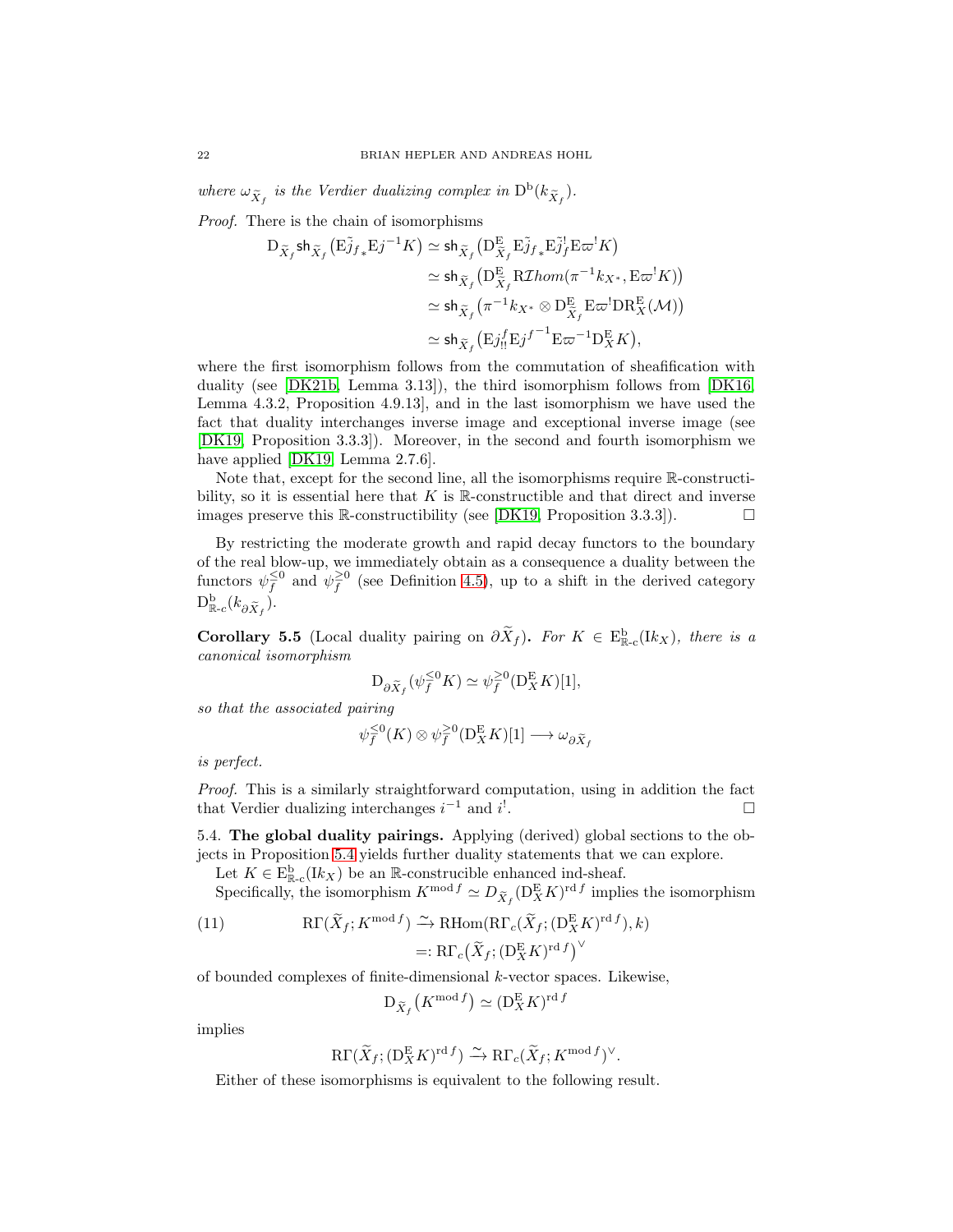*where* $\omega_{\widetilde{X}_f}$ *is the Verdier dualizing complex in* $\mathrm{D^b}(k_{\widetilde{X}_f})$.

*Proof.* There is the chain of isomorphisms

$$\begin{aligned}
\mathrm{D}_{\widetilde{X}_f}\mathsf{sh}_{\widetilde{X}_f}\big(\mathrm{E}\tilde{j}_{f*}\mathrm{E}j^{-1}K\big) &\simeq \mathsf{sh}_{\widetilde{X}_f}\big(\mathrm{D}^{\mathrm{E}}_{\widetilde{X}_f}\mathrm{E}\tilde{j}_{f*}\mathrm{E}\tilde{j}_f^{!}\mathrm{E}\varpi^! K\big)\\
&\simeq \mathsf{sh}_{\widetilde{X}_f}\big(\mathrm{D}^{\mathrm{E}}_{\widetilde{X}_f}\mathrm{R}\mathcal{I}hom(\pi^{-1}k_{X^*}, \mathrm{E}\varpi^! K)\big)\\
&\simeq \mathsf{sh}_{\widetilde{X}_f}\big(\pi^{-1}k_{X^*}\otimes \mathrm{D}^{\mathrm{E}}_{\widetilde{X}_f}\mathrm{E}\varpi^!\mathrm{DR}^{\mathrm{E}}_X(\mathcal{M})\big)\\
&\simeq \mathsf{sh}_{\widetilde{X}_f}\big(\mathrm{E}j^f_{!!}\mathrm{E}j^{f^{-1}}\mathrm{E}\varpi^{-1}\mathrm{D}^{\mathrm{E}}_X K\big),
\end{aligned}$$

where the first isomorphism follows from the commutation of sheafification with duality (see [DK21b, Lemma 3.13]), the third isomorphism follows from [DK16, Lemma 4.3.2, Proposition 4.9.13], and in the last isomorphism we have used the fact that duality interchanges inverse image and exceptional inverse image (see [DK19, Proposition 3.3.3]). Moreover, in the second and fourth isomorphism we have applied [DK19, Lemma 2.7.6].

Note that, except for the second line, all the isomorphisms require $\mathbb{R}$-constructibility, so it is essential here that $K$ is $\mathbb{R}$-constructible and that direct and inverse images preserve this $\mathbb{R}$-constructibility (see [DK19, Proposition 3.3.3]). □

By restricting the moderate growth and rapid decay functors to the boundary of the real blow-up, we immediately obtain as a consequence a duality between the functors $\psi_f^{\leq 0}$ and $\psi_f^{\geq 0}$ (see Definition 4.5), up to a shift in the derived category $\mathrm{D}^{\mathrm{b}}_{\mathbb{R}\text{-}c}(k_{\partial\widetilde{X}_f})$.

**Corollary 5.5** **(Local duality pairing on $\partial\widetilde{X}_f$).** *For* $K\in\mathrm{E}^{\mathrm{b}}_{\mathbb{R}\text{-c}}(\mathrm{I}k_X)$*, there is a canonical isomorphism*

$$\mathrm{D}_{\partial\widetilde{X}_f}(\psi_f^{\leq 0}K)\simeq \psi_f^{\geq 0}(\mathrm{D}^{\mathrm{E}}_X K)[1],$$

*so that the associated pairing*

$$\psi_f^{\leq 0}(K)\otimes\psi_f^{\geq 0}(\mathrm{D}^{\mathrm{E}}_X K)[1]\longrightarrow \omega_{\partial\widetilde{X}_f}$$

*is perfect.*

*Proof.* This is a similarly straightforward computation, using in addition the fact that Verdier dualizing interchanges $i^{-1}$ and $i^!$. □

5.4. **The global duality pairings.** Applying (derived) global sections to the objects in Proposition 5.4 yields further duality statements that we can explore.

Let $K\in\mathrm{E}^{\mathrm{b}}_{\mathbb{R}\text{-c}}(\mathrm{I}k_X)$ be an $\mathbb{R}$-construcible enhanced ind-sheaf.

Specifically, the isomorphism $K^{\mathrm{mod}\,f}\simeq D_{\widetilde{X}_f}(\mathrm{D}^{\mathrm{E}}_X K)^{\mathrm{rd}\,f}$ implies the isomorphism

$$\begin{aligned}
\mathrm{R}\Gamma(\widetilde{X}_f;K^{\mathrm{mod}\,f}) &\xrightarrow{\sim} \mathrm{RHom}(\mathrm{R}\Gamma_c(\widetilde{X}_f;(\mathrm{D}^{\mathrm{E}}_X K)^{\mathrm{rd}\,f}),k)\\
&=: \mathrm{R}\Gamma_c\big(\widetilde{X}_f;(\mathrm{D}^{\mathrm{E}}_X K)^{\mathrm{rd}\,f}\big)^{\vee}
\end{aligned}\tag{11}$$

of bounded complexes of finite-dimensional $k$-vector spaces. Likewise,

$$\mathrm{D}_{\widetilde{X}_f}\big(K^{\mathrm{mod}\,f}\big)\simeq(\mathrm{D}^{\mathrm{E}}_X K)^{\mathrm{rd}\,f}$$

implies

$$\mathrm{R}\Gamma(\widetilde{X}_f;(\mathrm{D}^{\mathrm{E}}_X K)^{\mathrm{rd}\,f})\xrightarrow{\sim}\mathrm{R}\Gamma_c(\widetilde{X}_f;K^{\mathrm{mod}\,f})^{\vee}.$$

Either of these isomorphisms is equivalent to the following result.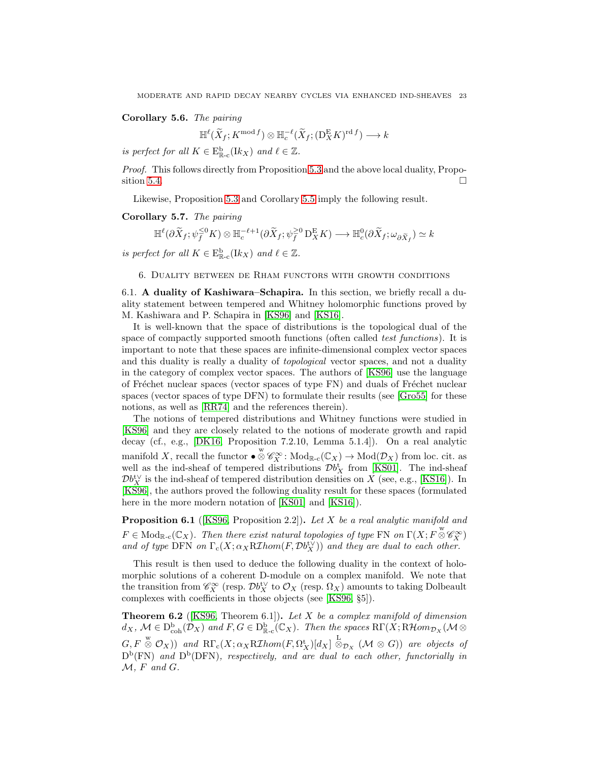**Corollary 5.6.** *The pairing*

$$\mathbb{H}^{\ell}(\widetilde{X}_f; K^{\mathrm{mod}\, f}) \otimes \mathbb{H}_c^{-\ell}(\widetilde{X}_f; (\mathrm{D}_X^{\mathrm{E}} K)^{\mathrm{rd}\, f}) \longrightarrow k$$

*is perfect for all $K \in \mathrm{E}^{\mathrm{b}}_{\mathbb{R}\text{-c}}(\mathrm{I}k_X)$ and $\ell \in \mathbb{Z}$.*

*Proof.* This follows directly from Proposition 5.3 and the above local duality, Proposition 5.4. □

Likewise, Proposition 5.3 and Corollary 5.5 imply the following result.

**Corollary 5.7.** *The pairing*

$$\mathbb{H}^{\ell}(\partial\widetilde{X}_f; \psi_f^{\leq 0} K) \otimes \mathbb{H}_c^{-\ell+1}(\partial\widetilde{X}_f; \psi_f^{\geq 0}\, \mathrm{D}_X^{\mathrm{E}} K) \longrightarrow \mathbb{H}_c^0(\partial\widetilde{X}_f; \omega_{\partial\widetilde{X}_f}) \simeq k$$

*is perfect for all $K \in \mathrm{E}^{\mathrm{b}}_{\mathbb{R}\text{-c}}(\mathrm{I}k_X)$ and $\ell \in \mathbb{Z}$.*

## 6. Duality between de Rham functors with growth conditions

### 6.1. A duality of Kashiwara–Schapira.

In this section, we briefly recall a duality statement between tempered and Whitney holomorphic functions proved by M. Kashiwara and P. Schapira in [KS96] and [KS16].

It is well-known that the space of distributions is the topological dual of the space of compactly supported smooth functions (often called *test functions*). It is important to note that these spaces are infinite-dimensional complex vector spaces and this duality is really a duality of *topological* vector spaces, and not a duality in the category of complex vector spaces. The authors of [KS96] use the language of Fréchet nuclear spaces (vector spaces of type FN) and duals of Fréchet nuclear spaces (vector spaces of type DFN) to formulate their results (see [Gro55] for these notions, as well as [RR74] and the references therein).

The notions of tempered distributions and Whitney functions were studied in [KS96] and they are closely related to the notions of moderate growth and rapid decay (cf., e.g., [DK16, Proposition 7.2.10, Lemma 5.1.4]). On a real analytic manifold $X$, recall the functor $\bullet \overset{\mathrm{w}}{\otimes} \mathscr{C}_X^{\infty} \colon \mathrm{Mod}_{\mathbb{R}\text{-c}}(\mathbb{C}_X) \to \mathrm{Mod}(\mathcal{D}_X)$ from loc. cit. as well as the ind-sheaf of tempered distributions $\mathcal{D}b_X^{\mathrm{t}}$ from [KS01]. The ind-sheaf $\mathcal{D}b_X^{\mathrm{t}\vee}$ is the ind-sheaf of tempered distribution densities on $X$ (see, e.g., [KS16]). In [KS96], the authors proved the following duality result for these spaces (formulated here in the more modern notation of [KS01] and [KS16]).

**Proposition 6.1** ([KS96, Proposition 2.2])**.** *Let $X$ be a real analytic manifold and $F \in \mathrm{Mod}_{\mathbb{R}\text{-c}}(\mathbb{C}_X)$. Then there exist natural topologies of type* FN *on $\Gamma(X; F \overset{\mathrm{w}}{\otimes} \mathscr{C}_X^{\infty})$ and of type* DFN *on $\Gamma_{\mathrm{c}}(X; \alpha_X \mathrm{R}\mathcal{I}hom(F, \mathcal{D}b_X^{\mathrm{t}\vee}))$ and they are dual to each other.*

This result is then used to deduce the following duality in the context of holomorphic solutions of a coherent D-module on a complex manifold. We note that the transition from $\mathscr{C}_X^{\infty}$ (resp. $\mathcal{D}b_X^{\mathrm{t}\vee}$ to $\mathcal{O}_X$ (resp. $\Omega_X$) amounts to taking Dolbeault complexes with coefficients in those objects (see [KS96, §5]).

**Theorem 6.2** ([KS96, Theorem 6.1])**.** *Let $X$ be a complex manifold of dimension $d_X$, $\mathcal{M} \in \mathrm{D}^{\mathrm{b}}_{\mathrm{coh}}(\mathcal{D}_X)$ and $F, G \in \mathrm{D}^{\mathrm{b}}_{\mathbb{R}\text{-c}}(\mathbb{C}_X)$. Then the spaces $\mathrm{R}\Gamma(X; \mathrm{R}\mathcal{H}om_{\mathcal{D}_X}(\mathcal{M} \otimes G, F \overset{\mathrm{w}}{\otimes} \mathcal{O}_X))$ and $\mathrm{R}\Gamma_{\mathrm{c}}(X; \alpha_X \mathrm{R}\mathcal{I}hom(F, \Omega_X^{\mathrm{t}})[d_X] \overset{\mathrm{L}}{\otimes}_{\mathcal{D}_X} (\mathcal{M} \otimes G))$ are objects of* $\mathrm{D}^{\mathrm{b}}(\mathrm{FN})$ *and* $\mathrm{D}^{\mathrm{b}}(\mathrm{DFN})$*, respectively, and are dual to each other, functorially in $\mathcal{M}$, $F$ and $G$.*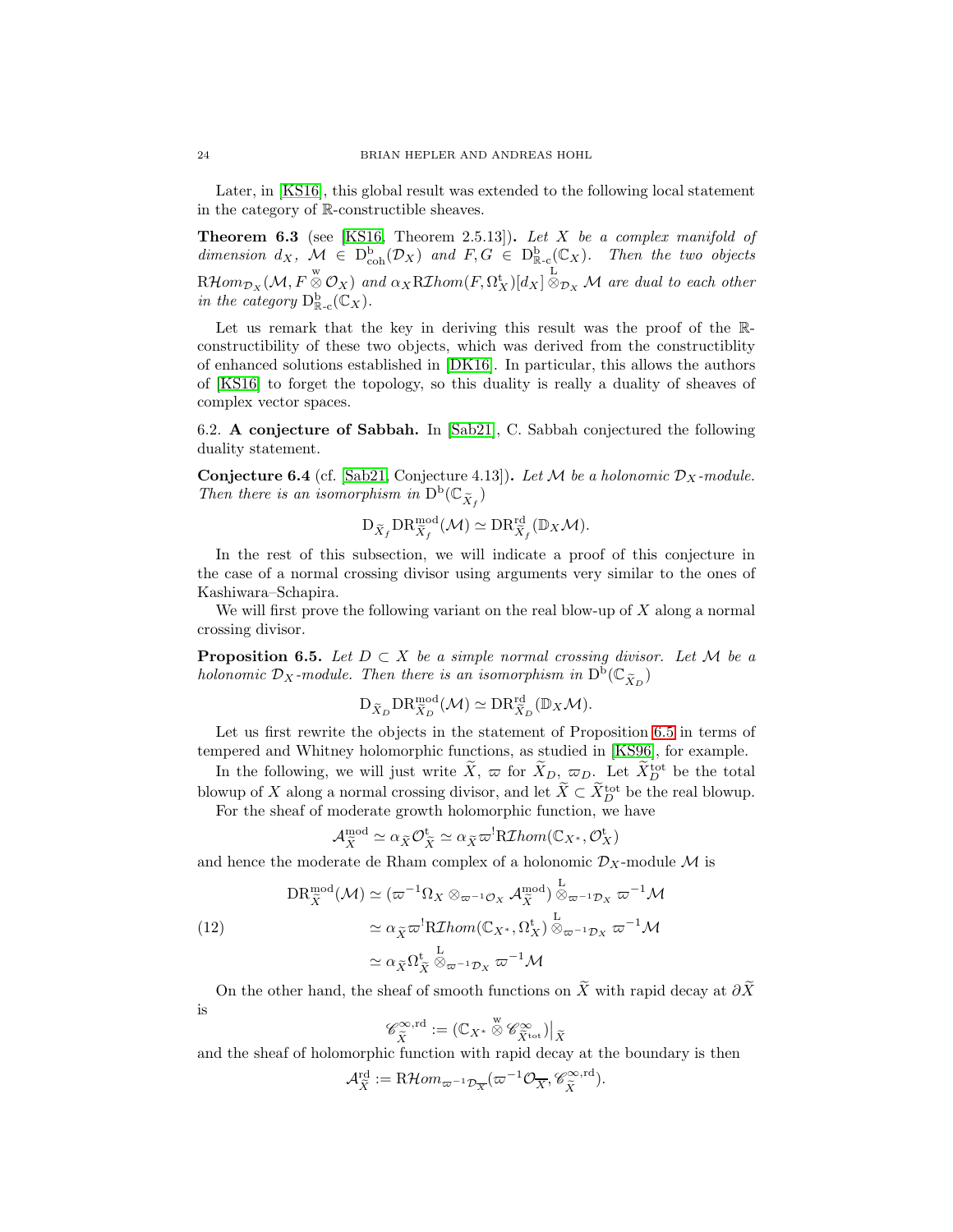Later, in [KS16], this global result was extended to the following local statement in the category of $\mathbb{R}$-constructible sheaves.

**Theorem 6.3** (see [KS16, Theorem 2.5.13])**.** *Let $X$ be a complex manifold of dimension $d_X$, $\mathcal{M} \in \mathrm{D}^{\mathrm{b}}_{\mathrm{coh}}(\mathcal{D}_X)$ and $F, G \in \mathrm{D}^{\mathrm{b}}_{\mathbb{R}\text{-c}}(\mathbb{C}_X)$. Then the two objects $\mathrm{R}\mathcal{H}om_{\mathcal{D}_X}(\mathcal{M}, F \overset{\mathrm{w}}{\otimes} \mathcal{O}_X)$ and $\alpha_X \mathrm{R}\mathcal{I}hom(F, \Omega^{\mathrm{t}}_X)[d_X] \overset{\mathrm{L}}{\otimes}_{\mathcal{D}_X} \mathcal{M}$ are dual to each other in the category $\mathrm{D}^{\mathrm{b}}_{\mathbb{R}\text{-c}}(\mathbb{C}_X)$.*

Let us remark that the key in deriving this result was the proof of the $\mathbb{R}$-constructibility of these two objects, which was derived from the constructiblity of enhanced solutions established in [DK16]. In particular, this allows the authors of [KS16] to forget the topology, so this duality is really a duality of sheaves of complex vector spaces.

6.2. **A conjecture of Sabbah.** In [Sab21], C. Sabbah conjectured the following duality statement.

**Conjecture 6.4** (cf. [Sab21, Conjecture 4.13])**.** *Let $\mathcal{M}$ be a holonomic $\mathcal{D}_X$-module. Then there is an isomorphism in $\mathrm{D}^{\mathrm{b}}(\mathbb{C}_{\widetilde{X}_f})$*

$$\mathrm{D}_{\widetilde{X}_f} \mathrm{DR}^{\mathrm{mod}}_{\widetilde{X}_f}(\mathcal{M}) \simeq \mathrm{DR}^{\mathrm{rd}}_{\widetilde{X}_f}(\mathbb{D}_X \mathcal{M}).$$

In the rest of this subsection, we will indicate a proof of this conjecture in the case of a normal crossing divisor using arguments very similar to the ones of Kashiwara–Schapira.

We will first prove the following variant on the real blow-up of $X$ along a normal crossing divisor.

**Proposition 6.5.** *Let $D \subset X$ be a simple normal crossing divisor. Let $\mathcal{M}$ be a holonomic $\mathcal{D}_X$-module. Then there is an isomorphism in $\mathrm{D}^{\mathrm{b}}(\mathbb{C}_{\widetilde{X}_D})$*

$$\mathrm{D}_{\widetilde{X}_D} \mathrm{DR}^{\mathrm{mod}}_{\widetilde{X}_D}(\mathcal{M}) \simeq \mathrm{DR}^{\mathrm{rd}}_{\widetilde{X}_D}(\mathbb{D}_X \mathcal{M}).$$

Let us first rewrite the objects in the statement of Proposition 6.5 in terms of tempered and Whitney holomorphic functions, as studied in [KS96], for example.

In the following, we will just write $\widetilde{X}$, $\varpi$ for $\widetilde{X}_D$, $\varpi_D$. Let $\widetilde{X}^{\mathrm{tot}}_D$ be the total blowup of $X$ along a normal crossing divisor, and let $\widetilde{X} \subset \widetilde{X}^{\mathrm{tot}}_D$ be the real blowup.

For the sheaf of moderate growth holomorphic function, we have

$$\mathcal{A}^{\mathrm{mod}}_{\widetilde{X}} \simeq \alpha_{\widetilde{X}} \mathcal{O}^{\mathrm{t}}_{\widetilde{X}} \simeq \alpha_{\widetilde{X}} \varpi^! \mathrm{R}\mathcal{I}hom(\mathbb{C}_{X^*}, \mathcal{O}^{\mathrm{t}}_X)$$

and hence the moderate de Rham complex of a holonomic $\mathcal{D}_X$-module $\mathcal{M}$ is

$$\begin{aligned}
\mathrm{DR}^{\mathrm{mod}}_{\widetilde{X}}(\mathcal{M}) &\simeq (\varpi^{-1}\Omega_X \otimes_{\varpi^{-1}\mathcal{O}_X} \mathcal{A}^{\mathrm{mod}}_{\widetilde{X}}) \overset{\mathrm{L}}{\otimes}_{\varpi^{-1}\mathcal{D}_X} \varpi^{-1}\mathcal{M} \\
&\simeq \alpha_{\widetilde{X}} \varpi^! \mathrm{R}\mathcal{I}hom(\mathbb{C}_{X^*}, \Omega^{\mathrm{t}}_X) \overset{\mathrm{L}}{\otimes}_{\varpi^{-1}\mathcal{D}_X} \varpi^{-1}\mathcal{M} \qquad (12) \\
&\simeq \alpha_{\widetilde{X}} \Omega^{\mathrm{t}}_{\widetilde{X}} \overset{\mathrm{L}}{\otimes}_{\varpi^{-1}\mathcal{D}_X} \varpi^{-1}\mathcal{M}
\end{aligned}$$

On the other hand, the sheaf of smooth functions on $\widetilde{X}$ with rapid decay at $\partial\widetilde{X}$ is

$$\mathscr{C}^{\infty,\mathrm{rd}}_{\widetilde{X}} := (\mathbb{C}_{X^*} \overset{\mathrm{w}}{\otimes} \mathscr{C}^{\infty}_{\widetilde{X}^{\mathrm{tot}}})\big|_{\widetilde{X}}$$

and the sheaf of holomorphic function with rapid decay at the boundary is then

$$\mathcal{A}^{\mathrm{rd}}_{\widetilde{X}} := \mathrm{R}\mathcal{H}om_{\varpi^{-1}\mathcal{D}_{\overline{X}}}(\varpi^{-1}\mathcal{O}_{\overline{X}}, \mathscr{C}^{\infty,\mathrm{rd}}_{\widetilde{X}}).$$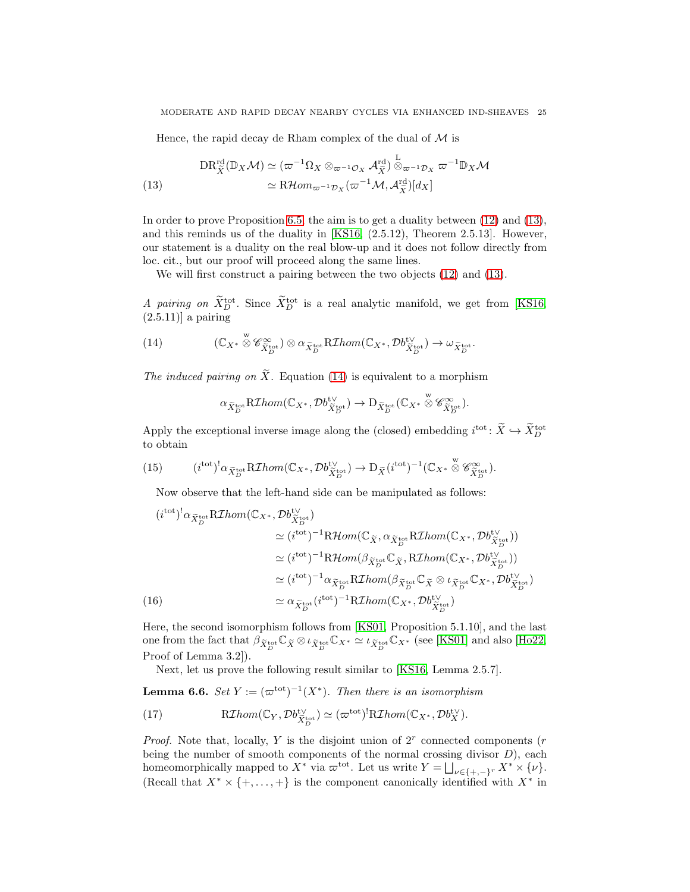Hence, the rapid decay de Rham complex of the dual of $\mathcal{M}$ is

$$
\begin{aligned}
\mathrm{DR}^{\mathrm{rd}}_{\widetilde{X}}(\mathbb{D}_X\mathcal{M}) &\simeq (\varpi^{-1}\Omega_X \otimes_{\varpi^{-1}\mathcal{O}_X} \mathcal{A}^{\mathrm{rd}}_{\widetilde{X}}) \overset{\mathrm{L}}{\otimes}_{\varpi^{-1}\mathcal{D}_X} \varpi^{-1}\mathbb{D}_X\mathcal{M} \\
&\simeq \mathrm{R}\mathcal{H}om_{\varpi^{-1}\mathcal{D}_X}(\varpi^{-1}\mathcal{M}, \mathcal{A}^{\mathrm{rd}}_{\widetilde{X}})[d_X]
\end{aligned} \tag{13}
$$

In order to prove Proposition 6.5, the aim is to get a duality between (12) and (13), and this reminds us of the duality in [KS16, (2.5.12), Theorem 2.5.13]. However, our statement is a duality on the real blow-up and it does not follow directly from loc. cit., but our proof will proceed along the same lines.

We will first construct a pairing between the two objects (12) and (13).

*A pairing on* $\widetilde{X}^{\mathrm{tot}}_D$. Since $\widetilde{X}^{\mathrm{tot}}_D$ is a real analytic manifold, we get from [KS16, (2.5.11)] a pairing

$$
(\mathbb{C}_{X^*} \overset{\mathrm{w}}{\otimes} \mathscr{C}^{\infty}_{\widetilde{X}^{\mathrm{tot}}_D}) \otimes \alpha_{\widetilde{X}^{\mathrm{tot}}_D} \mathrm{R}\mathcal{I}hom(\mathbb{C}_{X^*}, \mathcal{D}b^{\mathrm{t}\vee}_{\widetilde{X}^{\mathrm{tot}}_D}) \to \omega_{\widetilde{X}^{\mathrm{tot}}_D}. \tag{14}
$$

*The induced pairing on* $\widetilde{X}$. Equation (14) is equivalent to a morphism

$$
\alpha_{\widetilde{X}^{\mathrm{tot}}_D} \mathrm{R}\mathcal{I}hom(\mathbb{C}_{X^*}, \mathcal{D}b^{\mathrm{t}\vee}_{\widetilde{X}^{\mathrm{tot}}_D}) \to \mathrm{D}_{\widetilde{X}^{\mathrm{tot}}_D}(\mathbb{C}_{X^*} \overset{\mathrm{w}}{\otimes} \mathscr{C}^{\infty}_{\widetilde{X}^{\mathrm{tot}}_D}).
$$

Apply the exceptional inverse image along the (closed) embedding $i^{\mathrm{tot}}\colon \widetilde{X} \hookrightarrow \widetilde{X}^{\mathrm{tot}}_D$ to obtain

$$
(i^{\mathrm{tot}})^! \alpha_{\widetilde{X}^{\mathrm{tot}}_D} \mathrm{R}\mathcal{I}hom(\mathbb{C}_{X^*}, \mathcal{D}b^{\mathrm{t}\vee}_{\widetilde{X}^{\mathrm{tot}}_D}) \to \mathrm{D}_{\widetilde{X}}(i^{\mathrm{tot}})^{-1}(\mathbb{C}_{X^*} \overset{\mathrm{w}}{\otimes} \mathscr{C}^{\infty}_{\widetilde{X}^{\mathrm{tot}}_D}). \tag{15}
$$

Now observe that the left-hand side can be manipulated as follows:

$$
\begin{aligned}
(i^{\mathrm{tot}})^! &\alpha_{\widetilde{X}^{\mathrm{tot}}_D} \mathrm{R}\mathcal{I}hom(\mathbb{C}_{X^*}, \mathcal{D}b^{\mathrm{t}\vee}_{\widetilde{X}^{\mathrm{tot}}_D}) \\
&\simeq (i^{\mathrm{tot}})^{-1} \mathrm{R}\mathcal{H}om(\mathbb{C}_{\widetilde{X}}, \alpha_{\widetilde{X}^{\mathrm{tot}}_D} \mathrm{R}\mathcal{I}hom(\mathbb{C}_{X^*}, \mathcal{D}b^{\mathrm{t}\vee}_{\widetilde{X}^{\mathrm{tot}}_D})) \\
&\simeq (i^{\mathrm{tot}})^{-1} \mathrm{R}\mathcal{H}om(\beta_{\widetilde{X}^{\mathrm{tot}}_D}\mathbb{C}_{\widetilde{X}}, \mathrm{R}\mathcal{I}hom(\mathbb{C}_{X^*}, \mathcal{D}b^{\mathrm{t}\vee}_{\widetilde{X}^{\mathrm{tot}}_D})) \\
&\simeq (i^{\mathrm{tot}})^{-1} \alpha_{\widetilde{X}^{\mathrm{tot}}_D} \mathrm{R}\mathcal{I}hom(\beta_{\widetilde{X}^{\mathrm{tot}}_D}\mathbb{C}_{\widetilde{X}} \otimes \iota_{\widetilde{X}^{\mathrm{tot}}_D}\mathbb{C}_{X^*}, \mathcal{D}b^{\mathrm{t}\vee}_{\widetilde{X}^{\mathrm{tot}}_D}) \\
&\simeq \alpha_{\widetilde{X}^{\mathrm{tot}}_D} (i^{\mathrm{tot}})^{-1} \mathrm{R}\mathcal{I}hom(\mathbb{C}_{X^*}, \mathcal{D}b^{\mathrm{t}\vee}_{\widetilde{X}^{\mathrm{tot}}_D})
\end{aligned} \tag{16}
$$

Here, the second isomorphism follows from [KS01, Proposition 5.1.10], and the last one from the fact that $\beta_{\widetilde{X}^{\mathrm{tot}}_D}\mathbb{C}_{\widetilde{X}} \otimes \iota_{\widetilde{X}^{\mathrm{tot}}_D}\mathbb{C}_{X^*} \simeq \iota_{\widetilde{X}^{\mathrm{tot}}_D}\mathbb{C}_{X^*}$ (see [KS01] and also [Ho22, Proof of Lemma 3.2]).

Next, let us prove the following result similar to [KS16, Lemma 2.5.7].

**Lemma 6.6.** *Set* $Y := (\varpi^{\mathrm{tot}})^{-1}(X^*)$. *Then there is an isomorphism*

$$
\mathrm{R}\mathcal{I}hom(\mathbb{C}_Y, \mathcal{D}b^{\mathrm{t}\vee}_{\widetilde{X}^{\mathrm{tot}}_D}) \simeq (\varpi^{\mathrm{tot}})^! \mathrm{R}\mathcal{I}hom(\mathbb{C}_{X^*}, \mathcal{D}b^{\mathrm{t}\vee}_X). \tag{17}
$$

*Proof.* Note that, locally, $Y$ is the disjoint union of $2^r$ connected components ($r$ being the number of smooth components of the normal crossing divisor $D$), each homeomorphically mapped to $X^*$ via $\varpi^{\mathrm{tot}}$. Let us write $Y = \bigsqcup_{\nu \in \{+,-\}^r} X^* \times \{\nu\}$. (Recall that $X^* \times \{+,\ldots,+\}$ is the component canonically identified with $X^*$ in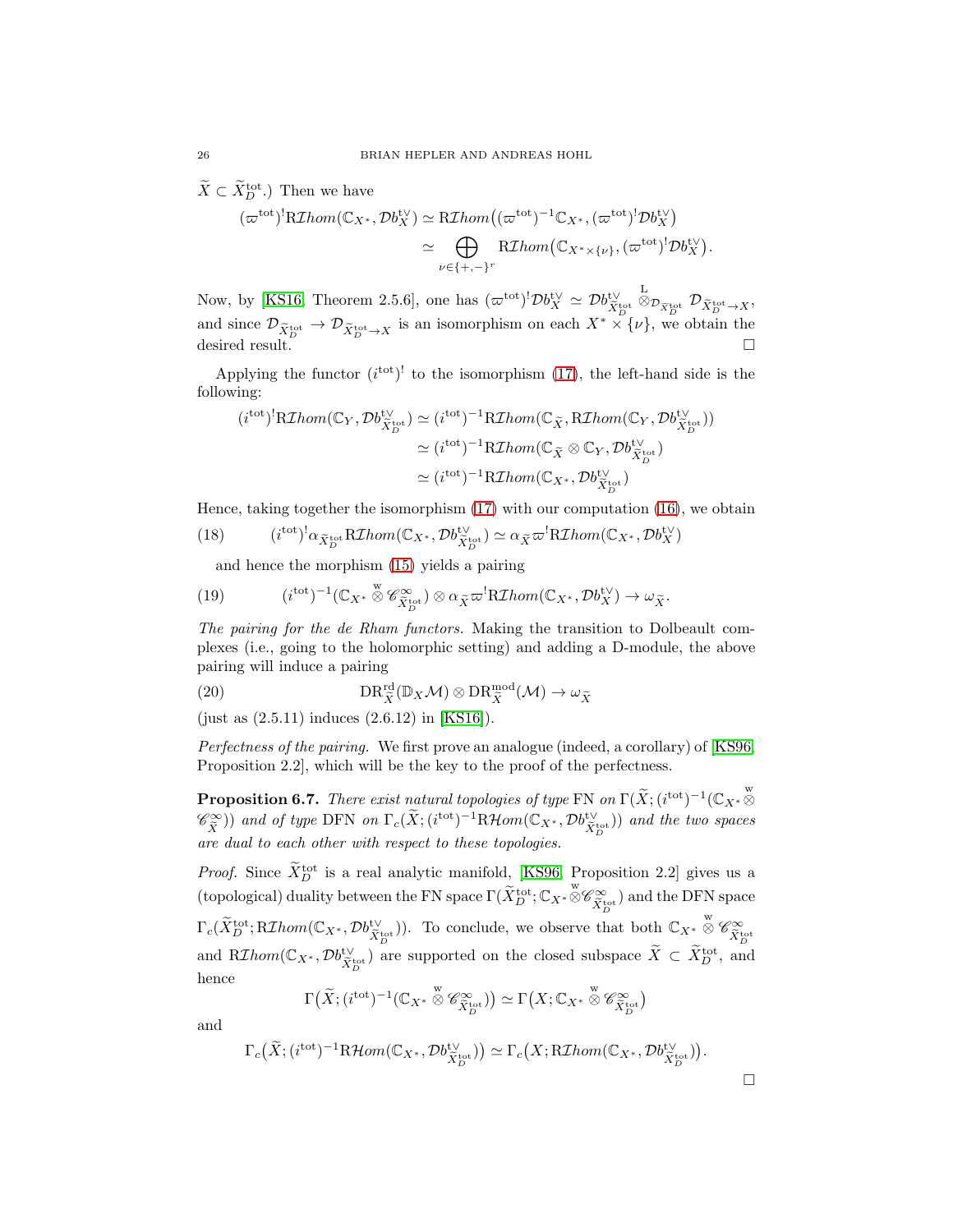$\widetilde{X} \subset \widetilde{X}_D^{\mathrm{tot}}$.) Then we have

$$
\begin{aligned}
(\varpi^{\mathrm{tot}})^! \mathrm{R}\mathcal{I}hom(\mathbb{C}_{X^*}, \mathcal{D}b_X^{\mathrm{t}\vee}) &\simeq \mathrm{R}\mathcal{I}hom\big((\varpi^{\mathrm{tot}})^{-1}\mathbb{C}_{X^*}, (\varpi^{\mathrm{tot}})^! \mathcal{D}b_X^{\mathrm{t}\vee}\big) \\
&\simeq \bigoplus_{\nu \in \{+,-\}^r} \mathrm{R}\mathcal{I}hom\big(\mathbb{C}_{X^* \times \{\nu\}}, (\varpi^{\mathrm{tot}})^! \mathcal{D}b_X^{\mathrm{t}\vee}\big).
\end{aligned}
$$

Now, by [KS16, Theorem 2.5.6], one has $(\varpi^{\mathrm{tot}})^! \mathcal{D}b_X^{\mathrm{t}\vee} \simeq \mathcal{D}b^{\mathrm{t}\vee}_{\widetilde{X}_D^{\mathrm{tot}}} \overset{\mathrm{L}}{\otimes}_{\mathcal{D}_{\widetilde{X}_D^{\mathrm{tot}}}} \mathcal{D}_{\widetilde{X}_D^{\mathrm{tot}} \to X}$, and since $\mathcal{D}_{\widetilde{X}_D^{\mathrm{tot}}} \to \mathcal{D}_{\widetilde{X}_D^{\mathrm{tot}} \to X}$ is an isomorphism on each $X^* \times \{\nu\}$, we obtain the desired result. □

Applying the functor $(i^{\mathrm{tot}})^!$ to the isomorphism (17), the left-hand side is the following:

$$
\begin{aligned}
(i^{\mathrm{tot}})^! \mathrm{R}\mathcal{I}hom(\mathbb{C}_Y, \mathcal{D}b^{\mathrm{t}\vee}_{\widetilde{X}_D^{\mathrm{tot}}}) &\simeq (i^{\mathrm{tot}})^{-1} \mathrm{R}\mathcal{I}hom(\mathbb{C}_{\widetilde{X}}, \mathrm{R}\mathcal{I}hom(\mathbb{C}_Y, \mathcal{D}b^{\mathrm{t}\vee}_{\widetilde{X}_D^{\mathrm{tot}}})) \\
&\simeq (i^{\mathrm{tot}})^{-1} \mathrm{R}\mathcal{I}hom(\mathbb{C}_{\widetilde{X}} \otimes \mathbb{C}_Y, \mathcal{D}b^{\mathrm{t}\vee}_{\widetilde{X}_D^{\mathrm{tot}}}) \\
&\simeq (i^{\mathrm{tot}})^{-1} \mathrm{R}\mathcal{I}hom(\mathbb{C}_{X^*}, \mathcal{D}b^{\mathrm{t}\vee}_{\widetilde{X}_D^{\mathrm{tot}}})
\end{aligned}
$$

Hence, taking together the isomorphism (17) with our computation (16), we obtain

$$
(i^{\mathrm{tot}})^! \alpha_{\widetilde{X}_D^{\mathrm{tot}}} \mathrm{R}\mathcal{I}hom(\mathbb{C}_{X^*}, \mathcal{D}b^{\mathrm{t}\vee}_{\widetilde{X}_D^{\mathrm{tot}}}) \simeq \alpha_{\widetilde{X}} \varpi^! \mathrm{R}\mathcal{I}hom(\mathbb{C}_{X^*}, \mathcal{D}b_X^{\mathrm{t}\vee}) \tag{18}
$$

and hence the morphism (15) yields a pairing

$$
(i^{\mathrm{tot}})^{-1}(\mathbb{C}_{X^*} \overset{\mathrm{w}}{\otimes} \mathscr{C}^\infty_{\widetilde{X}_D^{\mathrm{tot}}}) \otimes \alpha_{\widetilde{X}} \varpi^! \mathrm{R}\mathcal{I}hom(\mathbb{C}_{X^*}, \mathcal{D}b_X^{\mathrm{t}\vee}) \to \omega_{\widetilde{X}}. \tag{19}
$$

*The pairing for the de Rham functors.* Making the transition to Dolbeault complexes (i.e., going to the holomorphic setting) and adding a D-module, the above pairing will induce a pairing

$$
\mathrm{DR}^{\mathrm{rd}}_{\widetilde{X}}(\mathbb{D}_X \mathcal{M}) \otimes \mathrm{DR}^{\mathrm{mod}}_{\widetilde{X}}(\mathcal{M}) \to \omega_{\widetilde{X}} \tag{20}
$$

(just as (2.5.11) induces (2.6.12) in [KS16]).

*Perfectness of the pairing.* We first prove an analogue (indeed, a corollary) of [KS96, Proposition 2.2], which will be the key to the proof of the perfectness.

**Proposition 6.7.** *There exist natural topologies of type* FN *on* $\Gamma(\widetilde{X}; (i^{\mathrm{tot}})^{-1}(\mathbb{C}_{X^*} \overset{\mathrm{w}}{\otimes} \mathscr{C}^\infty_{\widetilde{X}}))$ *and of type* DFN *on* $\Gamma_c(\widetilde{X}; (i^{\mathrm{tot}})^{-1} \mathrm{R}\mathcal{H}om(\mathbb{C}_{X^*}, \mathcal{D}b^{\mathrm{t}\vee}_{\widetilde{X}_D^{\mathrm{tot}}}))$ *and the two spaces are dual to each other with respect to these topologies.*

*Proof.* Since $\widetilde{X}_D^{\mathrm{tot}}$ is a real analytic manifold, [KS96, Proposition 2.2] gives us a (topological) duality between the FN space $\Gamma(\widetilde{X}_D^{\mathrm{tot}}; \mathbb{C}_{X^*} \overset{\mathrm{w}}{\otimes} \mathscr{C}^\infty_{\widetilde{X}_D^{\mathrm{tot}}})$ and the DFN space $\Gamma_c(\widetilde{X}_D^{\mathrm{tot}}; \mathrm{R}\mathcal{I}hom(\mathbb{C}_{X^*}, \mathcal{D}b^{\mathrm{t}\vee}_{\widetilde{X}_D^{\mathrm{tot}}}))$. To conclude, we observe that both $\mathbb{C}_{X^*} \overset{\mathrm{w}}{\otimes} \mathscr{C}^\infty_{\widetilde{X}_D^{\mathrm{tot}}}$ and $\mathrm{R}\mathcal{I}hom(\mathbb{C}_{X^*}, \mathcal{D}b^{\mathrm{t}\vee}_{\widetilde{X}_D^{\mathrm{tot}}})$ are supported on the closed subspace $\widetilde{X} \subset \widetilde{X}_D^{\mathrm{tot}}$, and hence

$$
\Gamma\big(\widetilde{X}; (i^{\mathrm{tot}})^{-1}(\mathbb{C}_{X^*} \overset{\mathrm{w}}{\otimes} \mathscr{C}^\infty_{\widetilde{X}_D^{\mathrm{tot}}})\big) \simeq \Gamma\big(X; \mathbb{C}_{X^*} \overset{\mathrm{w}}{\otimes} \mathscr{C}^\infty_{\widetilde{X}_D^{\mathrm{tot}}}\big)
$$

and

$$
\Gamma_c\big(\widetilde{X}; (i^{\mathrm{tot}})^{-1} \mathrm{R}\mathcal{H}om(\mathbb{C}_{X^*}, \mathcal{D}b^{\mathrm{t}\vee}_{\widetilde{X}_D^{\mathrm{tot}}})\big) \simeq \Gamma_c\big(X; \mathrm{R}\mathcal{I}hom(\mathbb{C}_{X^*}, \mathcal{D}b^{\mathrm{t}\vee}_{\widetilde{X}_D^{\mathrm{tot}}})\big).
$$

□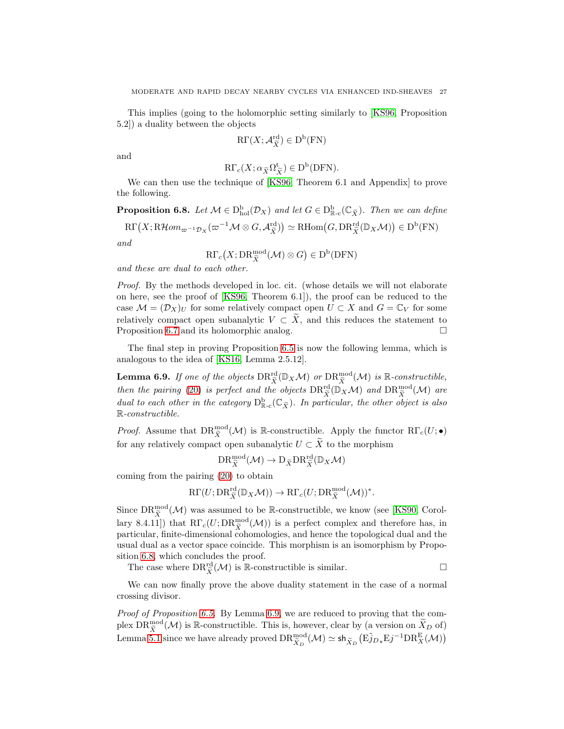This implies (going to the holomorphic setting similarly to [KS96, Proposition 5.2]) a duality between the objects

$$\mathrm{R}\Gamma(X;\mathcal{A}^{\mathrm{rd}}_{\widetilde{X}}) \in \mathrm{D}^{\mathrm{b}}(\mathrm{FN})$$

and

$$\mathrm{R}\Gamma_c(X;\alpha_{\widetilde{X}}\Omega^{\mathrm{t}}_{\widetilde{X}}) \in \mathrm{D}^{\mathrm{b}}(\mathrm{DFN}).$$

We can then use the technique of [KS96, Theorem 6.1 and Appendix] to prove the following.

**Proposition 6.8.** *Let $\mathcal{M} \in \mathrm{D}^{\mathrm{b}}_{\mathrm{hol}}(\mathcal{D}_X)$ and let $G \in \mathrm{D}^{\mathrm{b}}_{\mathbb{R}\text{-c}}(\mathbb{C}_{\widetilde{X}})$. Then we can define*

$$\mathrm{R}\Gamma\big(X;\mathrm{R}\mathcal{H}om_{\varpi^{-1}\mathcal{D}_X}(\varpi^{-1}\mathcal{M}\otimes G,\mathcal{A}^{\mathrm{rd}}_{\widetilde{X}})\big) \simeq \mathrm{RHom}\big(G,\mathrm{DR}^{\mathrm{rd}}_{\widetilde{X}}(\mathbb{D}_X\mathcal{M})\big) \in \mathrm{D}^{\mathrm{b}}(\mathrm{FN})$$

*and*

$$\mathrm{R}\Gamma_c\big(X;\mathrm{DR}^{\mathrm{mod}}_{\widetilde{X}}(\mathcal{M})\otimes G\big) \in \mathrm{D}^{\mathrm{b}}(\mathrm{DFN})$$

*and these are dual to each other.*

*Proof.* By the methods developed in loc. cit. (whose details we will not elaborate on here, see the proof of [KS96, Theorem 6.1]), the proof can be reduced to the case $\mathcal{M} = (\mathcal{D}_X)_U$ for some relatively compact open $U \subset X$ and $G = \mathbb{C}_V$ for some relatively compact open subanalytic $V \subset \widetilde{X}$, and this reduces the statement to Proposition 6.7 and its holomorphic analog. □

The final step in proving Proposition 6.5 is now the following lemma, which is analogous to the idea of [KS16, Lemma 2.5.12].

**Lemma 6.9.** *If one of the objects $\mathrm{DR}^{\mathrm{rd}}_{\widetilde{X}}(\mathbb{D}_X\mathcal{M})$ or $\mathrm{DR}^{\mathrm{mod}}_{\widetilde{X}}(\mathcal{M})$ is $\mathbb{R}$-constructible, then the pairing (20) is perfect and the objects $\mathrm{DR}^{\mathrm{rd}}_{\widetilde{X}}(\mathbb{D}_X\mathcal{M})$ and $\mathrm{DR}^{\mathrm{mod}}_{\widetilde{X}}(\mathcal{M})$ are dual to each other in the category $\mathrm{D}^{\mathrm{b}}_{\mathbb{R}\text{-c}}(\mathbb{C}_{\widetilde{X}})$. In particular, the other object is also $\mathbb{R}$-constructible.*

*Proof.* Assume that $\mathrm{DR}^{\mathrm{mod}}_{\widetilde{X}}(\mathcal{M})$ is $\mathbb{R}$-constructible. Apply the functor $\mathrm{R}\Gamma_c(U;\bullet)$ for any relatively compact open subanalytic $U \subset \widetilde{X}$ to the morphism

$$\mathrm{DR}^{\mathrm{mod}}_{\widetilde{X}}(\mathcal{M}) \to \mathrm{D}_{\widetilde{X}}\mathrm{DR}^{\mathrm{rd}}_{\widetilde{X}}(\mathbb{D}_X\mathcal{M})$$

coming from the pairing (20) to obtain

$$\mathrm{R}\Gamma(U;\mathrm{DR}^{\mathrm{rd}}_{\widetilde{X}}(\mathbb{D}_X\mathcal{M})) \to \mathrm{R}\Gamma_c(U;\mathrm{DR}^{\mathrm{mod}}_{\widetilde{X}}(\mathcal{M}))^*.$$

Since $\mathrm{DR}^{\mathrm{mod}}_{\widetilde{X}}(\mathcal{M})$ was assumed to be $\mathbb{R}$-constructible, we know (see [KS90, Corollary 8.4.11]) that $\mathrm{R}\Gamma_c(U;\mathrm{DR}^{\mathrm{mod}}_{\widetilde{X}}(\mathcal{M}))$ is a perfect complex and therefore has, in particular, finite-dimensional cohomologies, and hence the topological dual and the usual dual as a vector space coincide. This morphism is an isomorphism by Proposition 6.8, which concludes the proof.

The case where $\mathrm{DR}^{\mathrm{rd}}_{\widetilde{X}}(\mathcal{M})$ is $\mathbb{R}$-constructible is similar. □

We can now finally prove the above duality statement in the case of a normal crossing divisor.

*Proof of Proposition 6.5.* By Lemma 6.9, we are reduced to proving that the complex $\mathrm{DR}^{\mathrm{mod}}_{\widetilde{X}}(\mathcal{M})$ is $\mathbb{R}$-constructible. This is, however, clear by (a version on $\widetilde{X}_D$ of) Lemma 5.1 since we have already proved $\mathrm{DR}^{\mathrm{mod}}_{\widetilde{X}_D}(\mathcal{M}) \simeq \mathsf{sh}_{\widetilde{X}_D}\big(\mathrm{E}\tilde{j}_{D*}\mathrm{E}j^{-1}\mathrm{DR}^{\mathrm{E}}_X(\mathcal{M})\big)$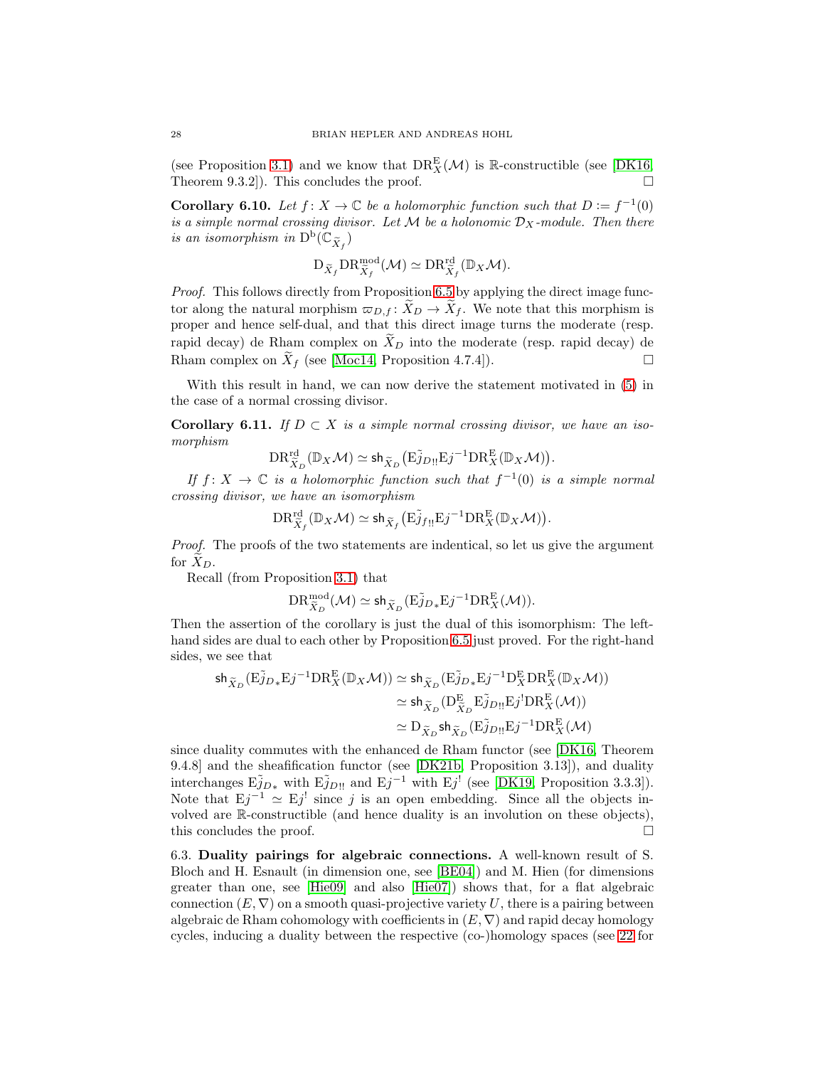(see Proposition 3.1) and we know that $\mathrm{DR}^{\mathrm{E}}_X(\mathcal{M})$ is $\mathbb{R}$-constructible (see [DK16, Theorem 9.3.2]). This concludes the proof. $\square$

**Corollary 6.10.** *Let $f\colon X \to \mathbb{C}$ be a holomorphic function such that $D := f^{-1}(0)$ is a simple normal crossing divisor. Let $\mathcal{M}$ be a holonomic $\mathcal{D}_X$-module. Then there is an isomorphism in $\mathrm{D}^{\mathrm{b}}(\mathbb{C}_{\widetilde{X}_f})$*

$$\mathrm{D}_{\widetilde{X}_f}\mathrm{DR}^{\mathrm{mod}}_{\widetilde{X}_f}(\mathcal{M}) \simeq \mathrm{DR}^{\mathrm{rd}}_{\widetilde{X}_f}(\mathbb{D}_X\mathcal{M}).$$

*Proof.* This follows directly from Proposition 6.5 by applying the direct image functor along the natural morphism $\varpi_{D,f}\colon \widetilde{X}_D \to \widetilde{X}_f$. We note that this morphism is proper and hence self-dual, and that this direct image turns the moderate (resp. rapid decay) de Rham complex on $\widetilde{X}_D$ into the moderate (resp. rapid decay) de Rham complex on $\widetilde{X}_f$ (see [Moc14, Proposition 4.7.4]). $\square$

With this result in hand, we can now derive the statement motivated in (5) in the case of a normal crossing divisor.

**Corollary 6.11.** *If $D \subset X$ is a simple normal crossing divisor, we have an isomorphism*

$$\mathrm{DR}^{\mathrm{rd}}_{\widetilde{X}_D}(\mathbb{D}_X\mathcal{M}) \simeq \mathsf{sh}_{\widetilde{X}_D}\big(\mathrm{E}\tilde{j}_{D!!}\mathrm{E}j^{-1}\mathrm{DR}^{\mathrm{E}}_X(\mathbb{D}_X\mathcal{M})\big).$$

*If $f\colon X \to \mathbb{C}$ is a holomorphic function such that $f^{-1}(0)$ is a simple normal crossing divisor, we have an isomorphism*

$$\mathrm{DR}^{\mathrm{rd}}_{\widetilde{X}_f}(\mathbb{D}_X\mathcal{M}) \simeq \mathsf{sh}_{\widetilde{X}_f}\big(\mathrm{E}\tilde{j}_{f!!}\mathrm{E}j^{-1}\mathrm{DR}^{\mathrm{E}}_X(\mathbb{D}_X\mathcal{M})\big).$$

*Proof.* The proofs of the two statements are indentical, so let us give the argument for $\widetilde{X}_D$.

Recall (from Proposition 3.1) that

$$\mathrm{DR}^{\mathrm{mod}}_{\widetilde{X}_D}(\mathcal{M}) \simeq \mathsf{sh}_{\widetilde{X}_D}(\mathrm{E}\tilde{j}_{D*}\mathrm{E}j^{-1}\mathrm{DR}^{\mathrm{E}}_X(\mathcal{M})).$$

Then the assertion of the corollary is just the dual of this isomorphism: The left-hand sides are dual to each other by Proposition 6.5 just proved. For the right-hand sides, we see that

$$\begin{aligned}
\mathsf{sh}_{\widetilde{X}_D}(\mathrm{E}\tilde{j}_{D*}\mathrm{E}j^{-1}\mathrm{DR}^{\mathrm{E}}_X(\mathbb{D}_X\mathcal{M})) &\simeq \mathsf{sh}_{\widetilde{X}_D}(\mathrm{E}\tilde{j}_{D*}\mathrm{E}j^{-1}\mathrm{D}^{\mathrm{E}}_X\mathrm{DR}^{\mathrm{E}}_X(\mathbb{D}_X\mathcal{M}))\\
&\simeq \mathsf{sh}_{\widetilde{X}_D}(\mathrm{D}^{\mathrm{E}}_{\widetilde{X}_D}\mathrm{E}\tilde{j}_{D!!}\mathrm{E}j^{!}\mathrm{DR}^{\mathrm{E}}_X(\mathcal{M}))\\
&\simeq \mathrm{D}_{\widetilde{X}_D}\mathsf{sh}_{\widetilde{X}_D}(\mathrm{E}\tilde{j}_{D!!}\mathrm{E}j^{-1}\mathrm{DR}^{\mathrm{E}}_X(\mathcal{M})
\end{aligned}$$

since duality commutes with the enhanced de Rham functor (see [DK16, Theorem 9.4.8] and the sheafification functor (see [DK21b, Proposition 3.13]), and duality interchanges $\mathrm{E}\tilde{j}_{D*}$ with $\mathrm{E}\tilde{j}_{D!!}$ and $\mathrm{E}j^{-1}$ with $\mathrm{E}j^{!}$ (see [DK19, Proposition 3.3.3]). Note that $\mathrm{E}j^{-1} \simeq \mathrm{E}j^{!}$ since $j$ is an open embedding. Since all the objects involved are $\mathbb{R}$-constructible (and hence duality is an involution on these objects), this concludes the proof. $\square$

6.3. **Duality pairings for algebraic connections.** A well-known result of S. Bloch and H. Esnault (in dimension one, see [BE04]) and M. Hien (for dimensions greater than one, see [Hie09] and also [Hie07]) shows that, for a flat algebraic connection $(E, \nabla)$ on a smooth quasi-projective variety $U$, there is a pairing between algebraic de Rham cohomology with coefficients in $(E, \nabla)$ and rapid decay homology cycles, inducing a duality between the respective (co-)homology spaces (see 22 for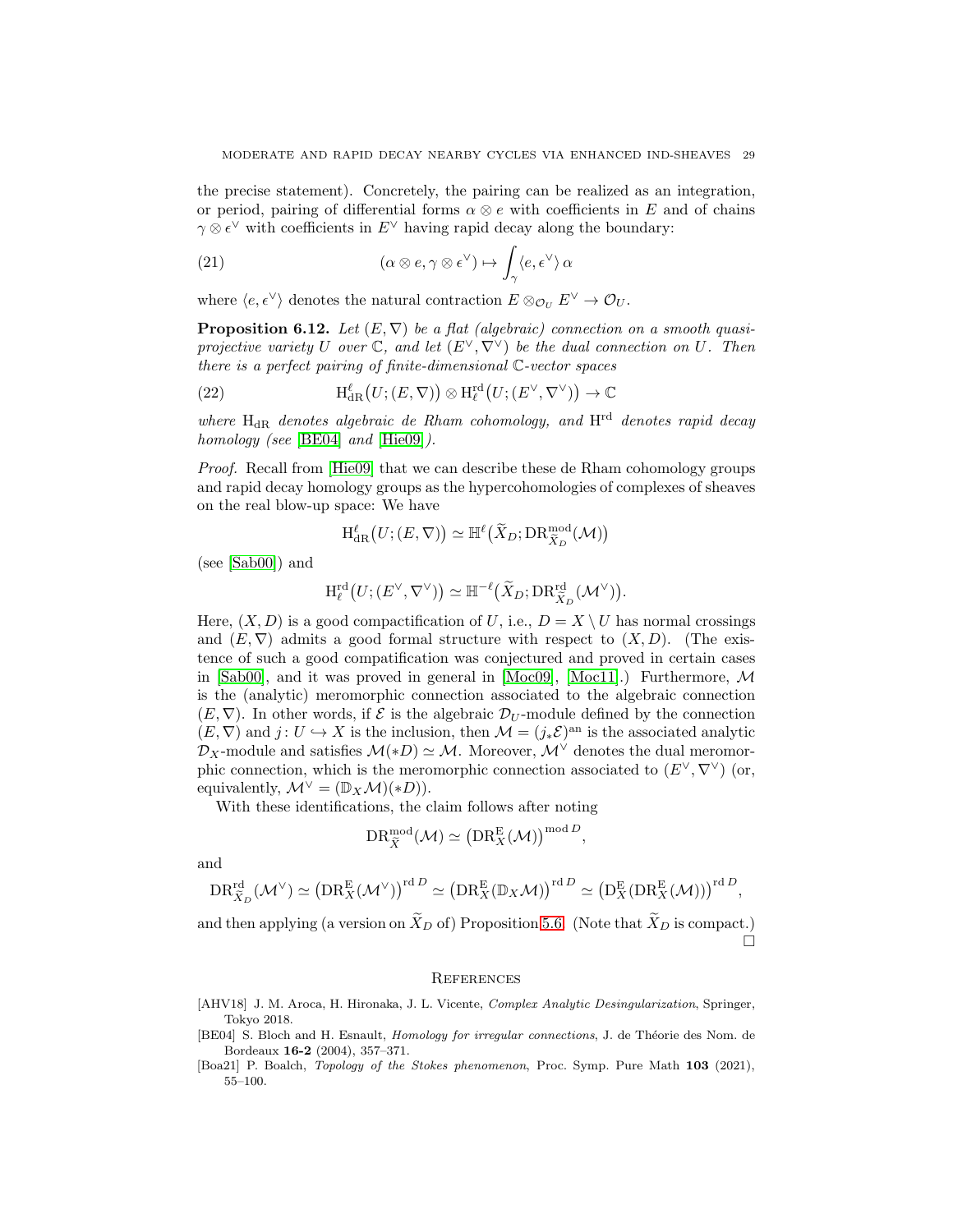the precise statement). Concretely, the pairing can be realized as an integration, or period, pairing of differential forms $\alpha \otimes e$ with coefficients in $E$ and of chains $\gamma \otimes \epsilon^\vee$ with coefficients in $E^\vee$ having rapid decay along the boundary:

$$(\alpha \otimes e, \gamma \otimes \epsilon^\vee) \mapsto \int_\gamma \langle e, \epsilon^\vee \rangle \, \alpha \tag{21}$$

where $\langle e, \epsilon^\vee \rangle$ denotes the natural contraction $E \otimes_{\mathcal{O}_U} E^\vee \to \mathcal{O}_U$.

**Proposition 6.12.** *Let $(E, \nabla)$ be a flat (algebraic) connection on a smooth quasi-projective variety $U$ over $\mathbb{C}$, and let $(E^\vee, \nabla^\vee)$ be the dual connection on $U$. Then there is a perfect pairing of finite-dimensional $\mathbb{C}$-vector spaces*

$$\mathrm{H}^\ell_{\mathrm{dR}}\big(U; (E, \nabla)\big) \otimes \mathrm{H}^{\mathrm{rd}}_\ell\big(U; (E^\vee, \nabla^\vee)\big) \to \mathbb{C} \tag{22}$$

*where $\mathrm{H}_{\mathrm{dR}}$ denotes algebraic de Rham cohomology, and $\mathrm{H}^{\mathrm{rd}}$ denotes rapid decay homology (see [BE04] and [Hie09]).*

*Proof.* Recall from [Hie09] that we can describe these de Rham cohomology groups and rapid decay homology groups as the hypercohomologies of complexes of sheaves on the real blow-up space: We have

$$\mathrm{H}^\ell_{\mathrm{dR}}\big(U; (E, \nabla)\big) \simeq \mathbb{H}^\ell\big(\widetilde{X}_D; \mathrm{DR}^{\mathrm{mod}}_{\widetilde{X}_D}(\mathcal{M})\big)$$

(see [Sab00]) and

$$\mathrm{H}^{\mathrm{rd}}_\ell\big(U; (E^\vee, \nabla^\vee)\big) \simeq \mathbb{H}^{-\ell}\big(\widetilde{X}_D; \mathrm{DR}^{\mathrm{rd}}_{\widetilde{X}_D}(\mathcal{M}^\vee)\big).$$

Here, $(X, D)$ is a good compactification of $U$, i.e., $D = X \setminus U$ has normal crossings and $(E, \nabla)$ admits a good formal structure with respect to $(X, D)$. (The existence of such a good compatification was conjectured and proved in certain cases in [Sab00], and it was proved in general in [Moc09], [Moc11].) Furthermore, $\mathcal{M}$ is the (analytic) meromorphic connection associated to the algebraic connection $(E, \nabla)$. In other words, if $\mathcal{E}$ is the algebraic $\mathcal{D}_U$-module defined by the connection $(E, \nabla)$ and $j \colon U \hookrightarrow X$ is the inclusion, then $\mathcal{M} = (j_* \mathcal{E})^{\mathrm{an}}$ is the associated analytic $\mathcal{D}_X$-module and satisfies $\mathcal{M}(*D) \simeq \mathcal{M}$. Moreover, $\mathcal{M}^\vee$ denotes the dual meromorphic connection, which is the meromorphic connection associated to $(E^\vee, \nabla^\vee)$ (or, equivalently, $\mathcal{M}^\vee = (\mathbb{D}_X \mathcal{M})(*D)$).

With these identifications, the claim follows after noting

$$\mathrm{DR}^{\mathrm{mod}}_{\widetilde{X}}(\mathcal{M}) \simeq \big(\mathrm{DR}^{\mathrm{E}}_X(\mathcal{M})\big)^{\mathrm{mod}\, D},$$

and

$$\mathrm{DR}^{\mathrm{rd}}_{\widetilde{X}_D}(\mathcal{M}^\vee) \simeq \big(\mathrm{DR}^{\mathrm{E}}_X(\mathcal{M}^\vee)\big)^{\mathrm{rd}\, D} \simeq \big(\mathrm{DR}^{\mathrm{E}}_X(\mathbb{D}_X \mathcal{M})\big)^{\mathrm{rd}\, D} \simeq \big(\mathrm{D}^{\mathrm{E}}_X(\mathrm{DR}^{\mathrm{E}}_X(\mathcal{M}))\big)^{\mathrm{rd}\, D},$$

and then applying (a version on $\widetilde{X}_D$ of) Proposition 5.6. (Note that $\widetilde{X}_D$ is compact.) □

## References

[AHV18] J. M. Aroca, H. Hironaka, J. L. Vicente, *Complex Analytic Desingularization*, Springer, Tokyo 2018.

[BE04] S. Bloch and H. Esnault, *Homology for irregular connections*, J. de Théorie des Nom. de Bordeaux **16-2** (2004), 357–371.

[Boa21] P. Boalch, *Topology of the Stokes phenomenon*, Proc. Symp. Pure Math **103** (2021), 55–100.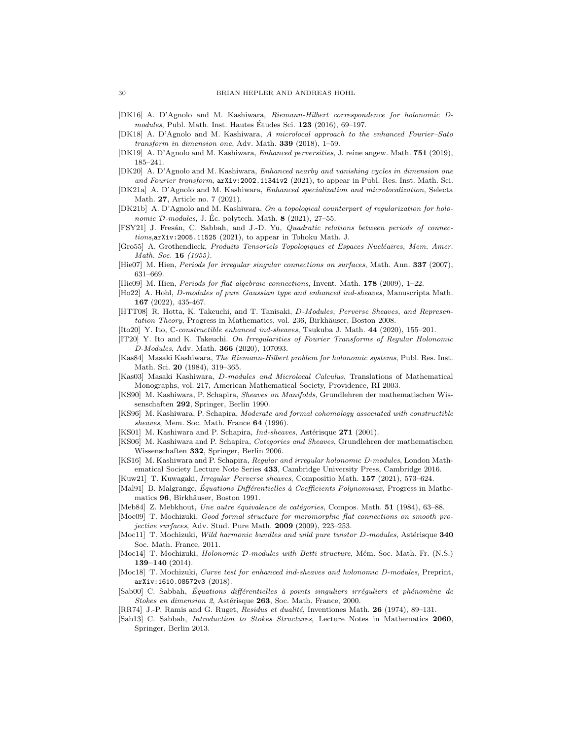[DK16] A. D'Agnolo and M. Kashiwara, *Riemann-Hilbert correspondence for holonomic D-modules*, Publ. Math. Inst. Hautes Études Sci. **123** (2016), 69–197.

[DK18] A. D'Agnolo and M. Kashiwara, *A microlocal approach to the enhanced Fourier–Sato transform in dimension one*, Adv. Math. **339** (2018), 1–59.

[DK19] A. D'Agnolo and M. Kashiwara, *Enhanced perversities*, J. reine angew. Math. **751** (2019), 185–241.

[DK20] A. D'Agnolo and M. Kashiwara, *Enhanced nearby and vanishing cycles in dimension one and Fourier transform*, `arXiv:2002.11341v2` (2021), to appear in Publ. Res. Inst. Math. Sci.

[DK21a] A. D'Agnolo and M. Kashiwara, *Enhanced specialization and microlocalization*, Selecta Math. **27**, Article no. 7 (2021).

[DK21b] A. D'Agnolo and M. Kashiwara, *On a topological counterpart of regularization for holonomic $\mathcal{D}$-modules*, J. Éc. polytech. Math. **8** (2021), 27–55.

[FSY21] J. Fresán, C. Sabbah, and J.-D. Yu, *Quadratic relations between periods of connections*,`arXiv:2005.11525` (2021), to appear in Tohoku Math. J.

[Gro55] A. Grothendieck, *Produits Tensoriels Topologiques et Espaces Nucléaires, Mem. Amer. Math. Soc.* **16** *(1955).*

[Hie07] M. Hien, *Periods for irregular singular connections on surfaces*, Math. Ann. **337** (2007), 631–669.

[Hie09] M. Hien, *Periods for flat algebraic connections*, Invent. Math. **178** (2009), 1–22.

[Ho22] A. Hohl, *D-modules of pure Gaussian type and enhanced ind-sheaves*, Manuscripta Math. **167** (2022), 435-467.

[HTT08] R. Hotta, K. Takeuchi, and T. Tanisaki, *D-Modules, Perverse Sheaves, and Representation Theory*, Progress in Mathematics, vol. 236, Birkhäuser, Boston 2008.

[Ito20] Y. Ito, *$\mathbb{C}$-constructible enhanced ind-sheaves*, Tsukuba J. Math. **44** (2020), 155–201.

[IT20] Y. Ito and K. Takeuchi. *On Irregularities of Fourier Transforms of Regular Holonomic D-Modules*, Adv. Math. **366** (2020), 107093.

[Kas84] Masaki Kashiwara, *The Riemann-Hilbert problem for holonomic systems*, Publ. Res. Inst. Math. Sci. **20** (1984), 319–365.

[Kas03] Masaki Kashiwara, *D-modules and Microlocal Calculus*, Translations of Mathematical Monographs, vol. 217, American Mathematical Society, Providence, RI 2003.

[KS90] M. Kashiwara, P. Schapira, *Sheaves on Manifolds*, Grundlehren der mathematischen Wissenschaften **292**, Springer, Berlin 1990.

[KS96] M. Kashiwara, P. Schapira, *Moderate and formal cohomology associated with constructible sheaves*, Mem. Soc. Math. France **64** (1996).

[KS01] M. Kashiwara and P. Schapira, *Ind-sheaves*, Astérisque **271** (2001).

[KS06] M. Kashiwara and P. Schapira, *Categories and Sheaves*, Grundlehren der mathematischen Wissenschaften **332**, Springer, Berlin 2006.

[KS16] M. Kashiwara and P. Schapira, *Regular and irregular holonomic D-modules*, London Mathematical Society Lecture Note Series **433**, Cambridge University Press, Cambridge 2016.

[Kuw21] T. Kuwagaki, *Irregular Perverse sheaves*, Compositio Math. **157** (2021), 573–624.

[Mal91] B. Malgrange, *Équations Différentielles à Coefficients Polynomiaux*, Progress in Mathematics **96**, Birkhäuser, Boston 1991.

[Meb84] Z. Mebkhout, *Une autre équivalence de catégories*, Compos. Math. **51** (1984), 63–88.

[Moc09] T. Mochizuki, *Good formal structure for meromorphic flat connections on smooth projective surfaces*, Adv. Stud. Pure Math. **2009** (2009), 223–253.

[Moc11] T. Mochizuki, *Wild harmonic bundles and wild pure twistor D-modules*, Astérisque **340** Soc. Math. France, 2011.

[Moc14] T. Mochizuki, *Holonomic $\mathcal{D}$-modules with Betti structure*, Mém. Soc. Math. Fr. (N.S.) **139–140** (2014).

[Moc18] T. Mochizuki, *Curve test for enhanced ind-sheaves and holonomic D-modules*, Preprint, `arXiv:1610.08572v3` (2018).

[Sab00] C. Sabbah, *Équations différentielles à points singuliers irréguliers et phénomène de Stokes en dimension 2*, Astérisque **263**, Soc. Math. France, 2000.

[RR74] J.-P. Ramis and G. Ruget, *Residus et dualité*, Inventiones Math. **26** (1974), 89–131.

[Sab13] C. Sabbah, *Introduction to Stokes Structures*, Lecture Notes in Mathematics **2060**, Springer, Berlin 2013.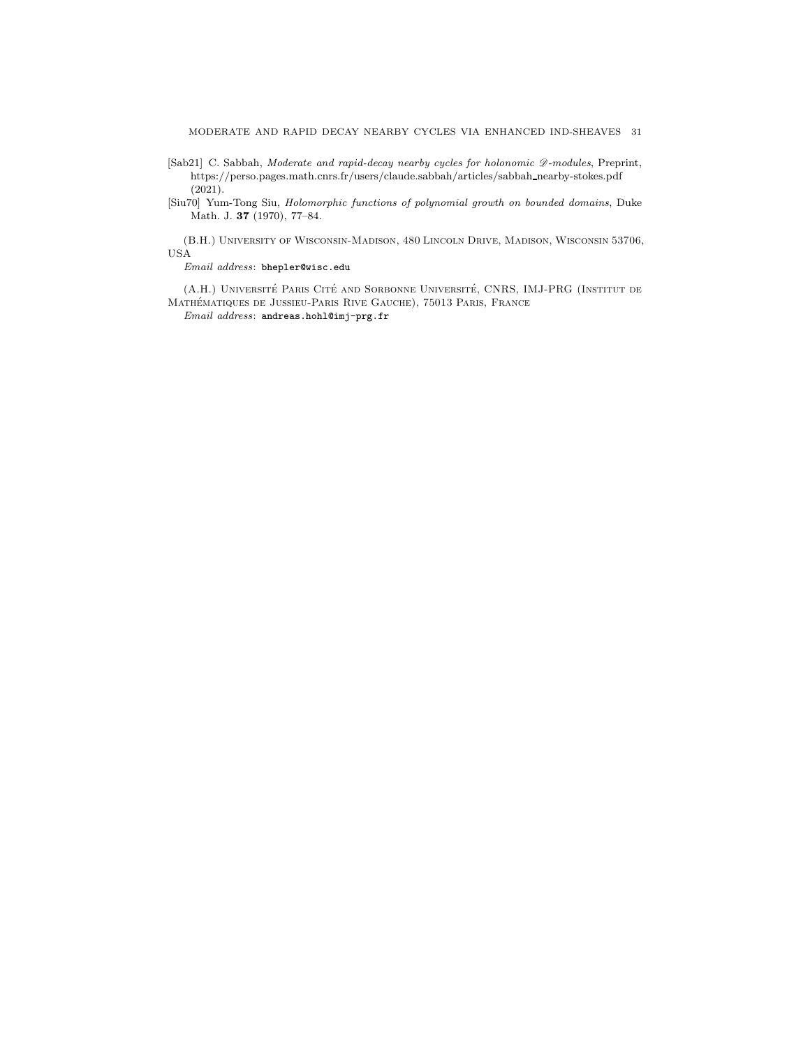[Sab21] C. Sabbah, *Moderate and rapid-decay nearby cycles for holonomic $\mathscr{D}$-modules*, Preprint, https://perso.pages.math.cnrs.fr/users/claude.sabbah/articles/sabbah_nearby-stokes.pdf (2021).

[Siu70] Yum-Tong Siu, *Holomorphic functions of polynomial growth on bounded domains*, Duke Math. J. **37** (1970), 77–84.

(B.H.) University of Wisconsin-Madison, 480 Lincoln Drive, Madison, Wisconsin 53706, USA

*Email address*: `bhepler@wisc.edu`

(A.H.) Université Paris Cité and Sorbonne Université, CNRS, IMJ-PRG (Institut de Mathématiques de Jussieu-Paris Rive Gauche), 75013 Paris, France

*Email address*: `andreas.hohl@imj-prg.fr`